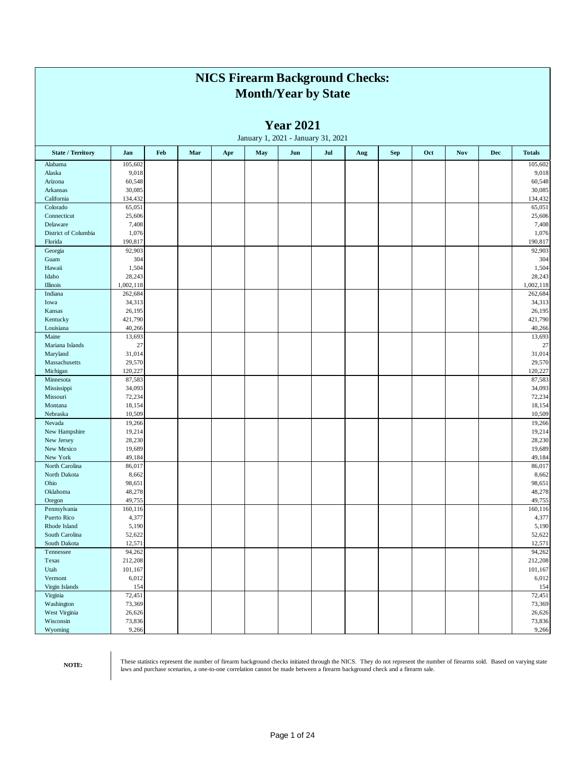# NICS Firearm Background Checks: Month/Year by State

## Year 2021

January 1, 2021 - January 31, 2021

| State / Territory | Jan | Feb | Mar | Apr | May | Jun | Jul | Aug | Sep | Oct | Nov | Dec | Totals |
|---|---|---|---|---|---|---|---|---|---|---|---|---|---|
| Alabama | 105,602 | | | | | | | | | | | | 105,602 |
| Alaska | 9,018 | | | | | | | | | | | | 9,018 |
| Arizona | 60,548 | | | | | | | | | | | | 60,548 |
| Arkansas | 30,085 | | | | | | | | | | | | 30,085 |
| California | 134,432 | | | | | | | | | | | | 134,432 |
| Colorado | 65,051 | | | | | | | | | | | | 65,051 |
| Connecticut | 25,606 | | | | | | | | | | | | 25,606 |
| Delaware | 7,408 | | | | | | | | | | | | 7,408 |
| District of Columbia | 1,076 | | | | | | | | | | | | 1,076 |
| Florida | 190,817 | | | | | | | | | | | | 190,817 |
| Georgia | 92,903 | | | | | | | | | | | | 92,903 |
| Guam | 304 | | | | | | | | | | | | 304 |
| Hawaii | 1,504 | | | | | | | | | | | | 1,504 |
| Idaho | 28,243 | | | | | | | | | | | | 28,243 |
| Illinois | 1,002,118 | | | | | | | | | | | | 1,002,118 |
| Indiana | 262,684 | | | | | | | | | | | | 262,684 |
| Iowa | 34,313 | | | | | | | | | | | | 34,313 |
| Kansas | 26,195 | | | | | | | | | | | | 26,195 |
| Kentucky | 421,790 | | | | | | | | | | | | 421,790 |
| Louisiana | 40,266 | | | | | | | | | | | | 40,266 |
| Maine | 13,693 | | | | | | | | | | | | 13,693 |
| Mariana Islands | 27 | | | | | | | | | | | | 27 |
| Maryland | 31,014 | | | | | | | | | | | | 31,014 |
| Massachusetts | 29,570 | | | | | | | | | | | | 29,570 |
| Michigan | 120,227 | | | | | | | | | | | | 120,227 |
| Minnesota | 87,583 | | | | | | | | | | | | 87,583 |
| Mississippi | 34,093 | | | | | | | | | | | | 34,093 |
| Missouri | 72,234 | | | | | | | | | | | | 72,234 |
| Montana | 18,154 | | | | | | | | | | | | 18,154 |
| Nebraska | 10,509 | | | | | | | | | | | | 10,509 |
| Nevada | 19,266 | | | | | | | | | | | | 19,266 |
| New Hampshire | 19,214 | | | | | | | | | | | | 19,214 |
| New Jersey | 28,230 | | | | | | | | | | | | 28,230 |
| New Mexico | 19,689 | | | | | | | | | | | | 19,689 |
| New York | 49,184 | | | | | | | | | | | | 49,184 |
| North Carolina | 86,017 | | | | | | | | | | | | 86,017 |
| North Dakota | 8,662 | | | | | | | | | | | | 8,662 |
| Ohio | 98,651 | | | | | | | | | | | | 98,651 |
| Oklahoma | 48,278 | | | | | | | | | | | | 48,278 |
| Oregon | 49,755 | | | | | | | | | | | | 49,755 |
| Pennsylvania | 160,116 | | | | | | | | | | | | 160,116 |
| Puerto Rico | 4,377 | | | | | | | | | | | | 4,377 |
| Rhode Island | 5,190 | | | | | | | | | | | | 5,190 |
| South Carolina | 52,622 | | | | | | | | | | | | 52,622 |
| South Dakota | 12,571 | | | | | | | | | | | | 12,571 |
| Tennessee | 94,262 | | | | | | | | | | | | 94,262 |
| Texas | 212,208 | | | | | | | | | | | | 212,208 |
| Utah | 101,167 | | | | | | | | | | | | 101,167 |
| Vermont | 6,012 | | | | | | | | | | | | 6,012 |
| Virgin Islands | 154 | | | | | | | | | | | | 154 |
| Virginia | 72,451 | | | | | | | | | | | | 72,451 |
| Washington | 73,369 | | | | | | | | | | | | 73,369 |
| West Virginia | 26,626 | | | | | | | | | | | | 26,626 |
| Wisconsin | 73,836 | | | | | | | | | | | | 73,836 |
| Wyoming | 9,266 | | | | | | | | | | | | 9,266 |

**NOTE:** These statistics represent the number of firearm background checks initiated through the NICS. They do not represent the number of firearms sold. Based on varying state laws and purchase scenarios, a one-to-one correlation cannot be made between a firearm background check and a firearm sale.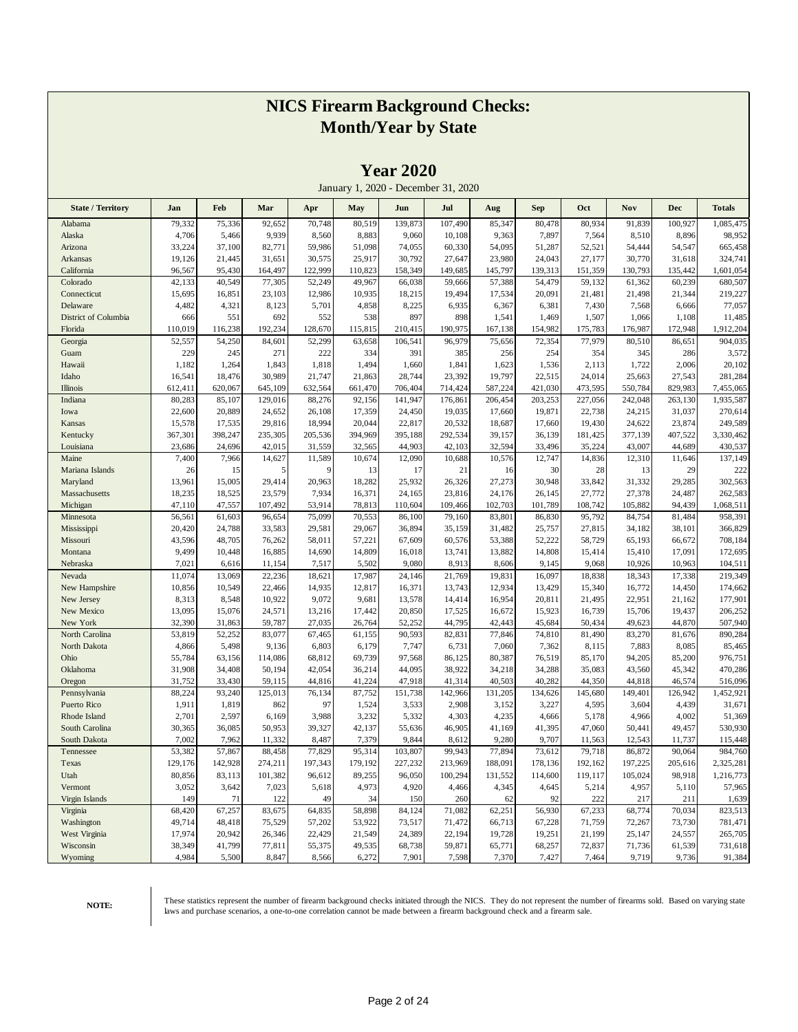# NICS Firearm Background Checks: Month/Year by State

## Year 2020

January 1, 2020 - December 31, 2020

| State / Territory | Jan | Feb | Mar | Apr | May | Jun | Jul | Aug | Sep | Oct | Nov | Dec | Totals |
|---|---|---|---|---|---|---|---|---|---|---|---|---|---|
| Alabama | 79,332 | 75,336 | 92,652 | 70,748 | 80,519 | 139,873 | 107,490 | 85,347 | 80,478 | 80,934 | 91,839 | 100,927 | 1,085,475 |
| Alaska | 4,706 | 5,466 | 9,939 | 8,560 | 8,883 | 9,060 | 10,108 | 9,363 | 7,897 | 7,564 | 8,510 | 8,896 | 98,952 |
| Arizona | 33,224 | 37,100 | 82,771 | 59,986 | 51,098 | 74,055 | 60,330 | 54,095 | 51,287 | 52,521 | 54,444 | 54,547 | 665,458 |
| Arkansas | 19,126 | 21,445 | 31,651 | 30,575 | 25,917 | 30,792 | 27,647 | 23,980 | 24,043 | 27,177 | 30,770 | 31,618 | 324,741 |
| California | 96,567 | 95,430 | 164,497 | 122,999 | 110,823 | 158,349 | 149,685 | 145,797 | 139,313 | 151,359 | 130,793 | 135,442 | 1,601,054 |
| Colorado | 42,133 | 40,549 | 77,305 | 52,249 | 49,967 | 66,038 | 59,666 | 57,388 | 54,479 | 59,132 | 61,362 | 60,239 | 680,507 |
| Connecticut | 15,695 | 16,851 | 23,103 | 12,986 | 10,935 | 18,215 | 19,494 | 17,534 | 20,091 | 21,481 | 21,498 | 21,344 | 219,227 |
| Delaware | 4,482 | 4,321 | 8,123 | 5,701 | 4,858 | 8,225 | 6,935 | 6,367 | 6,381 | 7,430 | 7,568 | 6,666 | 77,057 |
| District of Columbia | 666 | 551 | 692 | 552 | 538 | 897 | 898 | 1,541 | 1,469 | 1,507 | 1,066 | 1,108 | 11,485 |
| Florida | 110,019 | 116,238 | 192,234 | 128,670 | 115,815 | 210,415 | 190,975 | 167,138 | 154,982 | 175,783 | 176,987 | 172,948 | 1,912,204 |
| Georgia | 52,557 | 54,250 | 84,601 | 52,299 | 63,658 | 106,541 | 96,979 | 75,656 | 72,354 | 77,979 | 80,510 | 86,651 | 904,035 |
| Guam | 229 | 245 | 271 | 222 | 334 | 391 | 385 | 256 | 254 | 354 | 345 | 286 | 3,572 |
| Hawaii | 1,182 | 1,264 | 1,843 | 1,818 | 1,494 | 1,660 | 1,841 | 1,623 | 1,536 | 2,113 | 1,722 | 2,006 | 20,102 |
| Idaho | 16,541 | 18,476 | 30,989 | 21,747 | 21,863 | 28,744 | 23,392 | 19,797 | 22,515 | 24,014 | 25,663 | 27,543 | 281,284 |
| Illinois | 612,411 | 620,067 | 645,109 | 632,564 | 661,470 | 706,404 | 714,424 | 587,224 | 421,030 | 473,595 | 550,784 | 829,983 | 7,455,065 |
| Indiana | 80,283 | 85,107 | 129,016 | 88,276 | 92,156 | 141,947 | 176,861 | 206,454 | 203,253 | 227,056 | 242,048 | 263,130 | 1,935,587 |
| Iowa | 22,600 | 20,889 | 24,652 | 26,108 | 17,359 | 24,450 | 19,035 | 17,660 | 19,871 | 22,738 | 24,215 | 31,037 | 270,614 |
| Kansas | 15,578 | 17,535 | 29,816 | 18,994 | 20,044 | 22,817 | 20,532 | 18,687 | 17,660 | 19,430 | 24,622 | 23,874 | 249,589 |
| Kentucky | 367,301 | 398,247 | 235,305 | 205,536 | 394,969 | 395,188 | 292,534 | 39,157 | 36,139 | 181,425 | 377,139 | 407,522 | 3,330,462 |
| Louisiana | 23,686 | 24,696 | 42,015 | 31,559 | 32,565 | 44,903 | 42,103 | 32,594 | 33,496 | 35,224 | 43,007 | 44,689 | 430,537 |
| Maine | 7,400 | 7,966 | 14,627 | 11,589 | 10,674 | 12,090 | 10,688 | 10,576 | 12,747 | 14,836 | 12,310 | 11,646 | 137,149 |
| Mariana Islands | 26 | 15 | 5 | 9 | 13 | 17 | 21 | 16 | 30 | 28 | 13 | 29 | 222 |
| Maryland | 13,961 | 15,005 | 29,414 | 20,963 | 18,282 | 25,932 | 26,326 | 27,273 | 30,948 | 33,842 | 31,332 | 29,285 | 302,563 |
| Massachusetts | 18,235 | 18,525 | 23,579 | 7,934 | 16,371 | 24,165 | 23,816 | 24,176 | 26,145 | 27,772 | 27,378 | 24,487 | 262,583 |
| Michigan | 47,110 | 47,557 | 107,492 | 53,914 | 78,813 | 110,604 | 109,466 | 102,703 | 101,789 | 108,742 | 105,882 | 94,439 | 1,068,511 |
| Minnesota | 56,561 | 61,603 | 96,654 | 75,099 | 70,553 | 86,100 | 79,160 | 83,801 | 86,830 | 95,792 | 84,754 | 81,484 | 958,391 |
| Mississippi | 20,420 | 24,788 | 33,583 | 29,581 | 29,067 | 36,894 | 35,159 | 31,482 | 25,757 | 27,815 | 34,182 | 38,101 | 366,829 |
| Missouri | 43,596 | 48,705 | 76,262 | 58,011 | 57,221 | 67,609 | 60,576 | 53,388 | 52,222 | 58,729 | 65,193 | 66,672 | 708,184 |
| Montana | 9,499 | 10,448 | 16,885 | 14,690 | 14,809 | 16,018 | 13,741 | 13,882 | 14,808 | 15,414 | 15,410 | 17,091 | 172,695 |
| Nebraska | 7,021 | 6,616 | 11,154 | 7,517 | 5,502 | 9,080 | 8,913 | 8,606 | 9,145 | 9,068 | 10,926 | 10,963 | 104,511 |
| Nevada | 11,074 | 13,069 | 22,236 | 18,621 | 17,987 | 24,146 | 21,769 | 19,831 | 16,097 | 18,838 | 18,343 | 17,338 | 219,349 |
| New Hampshire | 10,856 | 10,549 | 22,466 | 14,935 | 12,817 | 16,371 | 13,743 | 12,934 | 13,429 | 15,340 | 16,772 | 14,450 | 174,662 |
| New Jersey | 8,313 | 8,548 | 10,922 | 9,072 | 9,681 | 13,578 | 14,414 | 16,954 | 20,811 | 21,495 | 22,951 | 21,162 | 177,901 |
| New Mexico | 13,095 | 15,076 | 24,571 | 13,216 | 17,442 | 20,850 | 17,525 | 16,672 | 15,923 | 16,739 | 15,706 | 19,437 | 206,252 |
| New York | 32,390 | 31,863 | 59,787 | 27,035 | 26,764 | 52,252 | 44,795 | 42,443 | 45,684 | 50,434 | 49,623 | 44,870 | 507,940 |
| North Carolina | 53,819 | 52,252 | 83,077 | 67,465 | 61,155 | 90,593 | 82,831 | 77,846 | 74,810 | 81,490 | 83,270 | 81,676 | 890,284 |
| North Dakota | 4,866 | 5,498 | 9,136 | 6,803 | 6,179 | 7,747 | 6,731 | 7,060 | 7,362 | 8,115 | 7,883 | 8,085 | 85,465 |
| Ohio | 55,784 | 63,156 | 114,086 | 68,812 | 69,739 | 97,568 | 86,125 | 80,387 | 76,519 | 85,170 | 94,205 | 85,200 | 976,751 |
| Oklahoma | 31,908 | 34,408 | 50,194 | 42,054 | 36,214 | 44,095 | 38,922 | 34,218 | 34,288 | 35,083 | 43,560 | 45,342 | 470,286 |
| Oregon | 31,752 | 33,430 | 59,115 | 44,816 | 41,224 | 47,918 | 41,314 | 40,503 | 40,282 | 44,350 | 44,818 | 46,574 | 516,096 |
| Pennsylvania | 88,224 | 93,240 | 125,013 | 76,134 | 87,752 | 151,738 | 142,966 | 131,205 | 134,626 | 145,680 | 149,401 | 126,942 | 1,452,921 |
| Puerto Rico | 1,911 | 1,819 | 862 | 97 | 1,524 | 3,533 | 2,908 | 3,152 | 3,227 | 4,595 | 3,604 | 4,439 | 31,671 |
| Rhode Island | 2,701 | 2,597 | 6,169 | 3,988 | 3,232 | 5,332 | 4,303 | 4,235 | 4,666 | 5,178 | 4,966 | 4,002 | 51,369 |
| South Carolina | 30,365 | 36,085 | 50,953 | 39,327 | 42,137 | 55,636 | 46,905 | 41,169 | 41,395 | 47,060 | 50,441 | 49,457 | 530,930 |
| South Dakota | 7,002 | 7,962 | 11,332 | 8,487 | 7,379 | 9,844 | 8,612 | 9,280 | 9,707 | 11,563 | 12,543 | 11,737 | 115,448 |
| Tennessee | 53,382 | 57,867 | 88,458 | 77,829 | 95,314 | 103,807 | 99,943 | 77,894 | 73,612 | 79,718 | 86,872 | 90,064 | 984,760 |
| Texas | 129,176 | 142,928 | 274,211 | 197,343 | 179,192 | 227,232 | 213,969 | 188,091 | 178,136 | 192,162 | 197,225 | 205,616 | 2,325,281 |
| Utah | 80,856 | 83,113 | 101,382 | 96,612 | 89,255 | 96,050 | 100,294 | 131,552 | 114,600 | 119,117 | 105,024 | 98,918 | 1,216,773 |
| Vermont | 3,052 | 3,642 | 7,023 | 5,618 | 4,973 | 4,920 | 4,466 | 4,345 | 4,645 | 5,214 | 4,957 | 5,110 | 57,965 |
| Virgin Islands | 149 | 71 | 122 | 49 | 34 | 150 | 260 | 62 | 92 | 222 | 217 | 211 | 1,639 |
| Virginia | 68,420 | 67,257 | 83,675 | 64,835 | 58,898 | 84,124 | 71,082 | 62,251 | 56,930 | 67,233 | 68,774 | 70,034 | 823,513 |
| Washington | 49,714 | 48,418 | 75,529 | 57,202 | 53,922 | 73,517 | 71,472 | 66,713 | 67,228 | 71,759 | 72,267 | 73,730 | 781,471 |
| West Virginia | 17,974 | 20,942 | 26,346 | 22,429 | 21,549 | 24,389 | 22,194 | 19,728 | 19,251 | 21,199 | 25,147 | 24,557 | 265,705 |
| Wisconsin | 38,349 | 41,799 | 77,811 | 55,375 | 49,535 | 68,738 | 59,871 | 65,771 | 68,257 | 72,837 | 71,736 | 61,539 | 731,618 |
| Wyoming | 4,984 | 5,500 | 8,847 | 8,566 | 6,272 | 7,901 | 7,598 | 7,370 | 7,427 | 7,464 | 9,719 | 9,736 | 91,384 |

**NOTE:** These statistics represent the number of firearm background checks initiated through the NICS. They do not represent the number of firearms sold. Based on varying state laws and purchase scenarios, a one-to-one correlation cannot be made between a firearm background check and a firearm sale.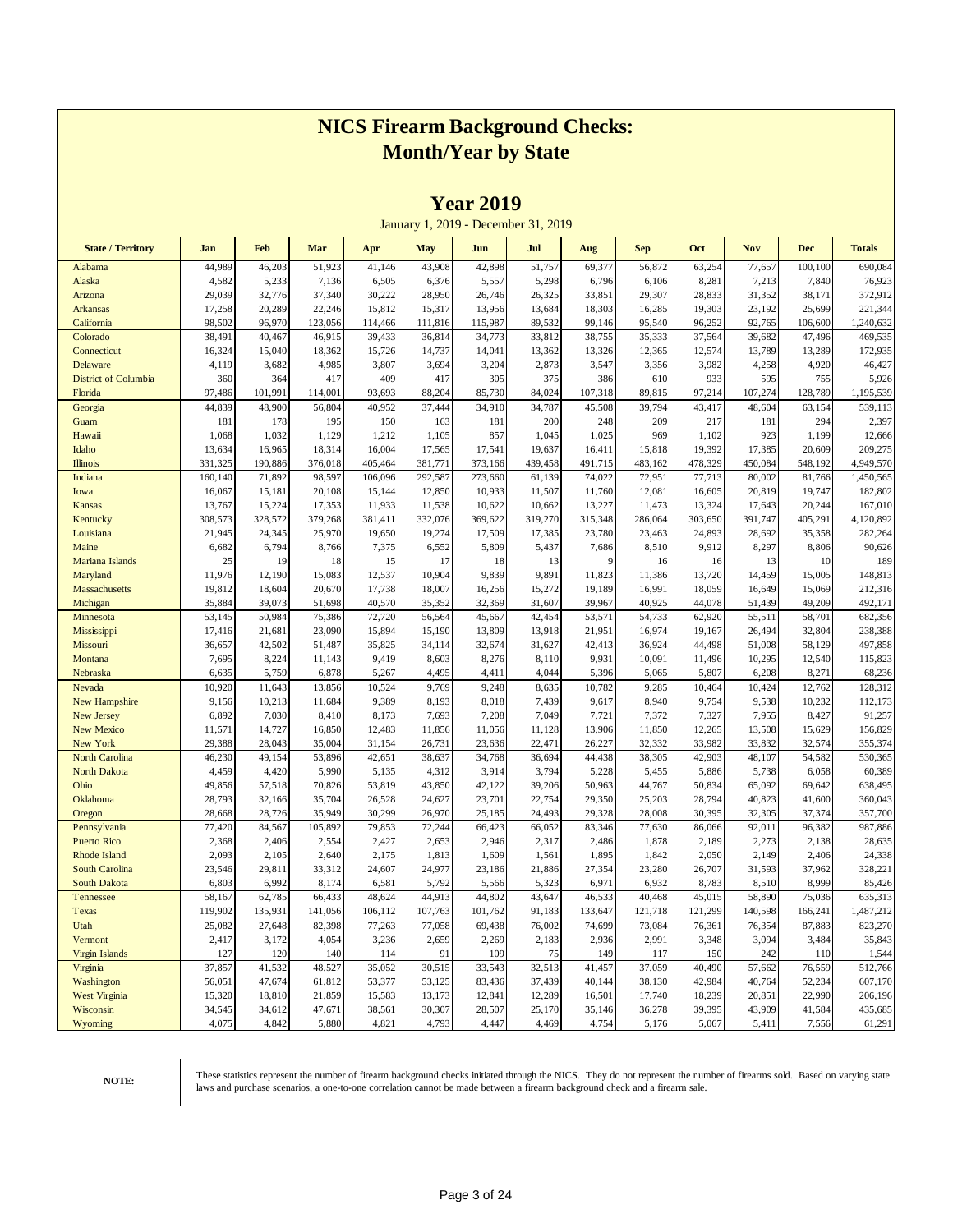# NICS Firearm Background Checks: Month/Year by State

## Year 2019

January 1, 2019 - December 31, 2019

| State / Territory | Jan | Feb | Mar | Apr | May | Jun | Jul | Aug | Sep | Oct | Nov | Dec | Totals |
|---|---|---|---|---|---|---|---|---|---|---|---|---|---|
| Alabama | 44,989 | 46,203 | 51,923 | 41,146 | 43,908 | 42,898 | 51,757 | 69,377 | 56,872 | 63,254 | 77,657 | 100,100 | 690,084 |
| Alaska | 4,582 | 5,233 | 7,136 | 6,505 | 6,376 | 5,557 | 5,298 | 6,796 | 6,106 | 8,281 | 7,213 | 7,840 | 76,923 |
| Arizona | 29,039 | 32,776 | 37,340 | 30,222 | 28,950 | 26,746 | 26,325 | 33,851 | 29,307 | 28,833 | 31,352 | 38,171 | 372,912 |
| Arkansas | 17,258 | 20,289 | 22,246 | 15,812 | 15,317 | 13,956 | 13,684 | 18,303 | 16,285 | 19,303 | 23,192 | 25,699 | 221,344 |
| California | 98,502 | 96,970 | 123,056 | 114,466 | 111,816 | 115,987 | 89,532 | 99,146 | 95,540 | 96,252 | 92,765 | 106,600 | 1,240,632 |
| Colorado | 38,491 | 40,467 | 46,915 | 39,433 | 36,814 | 34,773 | 33,812 | 38,755 | 35,333 | 37,564 | 39,682 | 47,496 | 469,535 |
| Connecticut | 16,324 | 15,040 | 18,362 | 15,726 | 14,737 | 14,041 | 13,362 | 13,326 | 12,365 | 12,574 | 13,789 | 13,289 | 172,935 |
| Delaware | 4,119 | 3,682 | 4,985 | 3,807 | 3,694 | 3,204 | 2,873 | 3,547 | 3,356 | 3,982 | 4,258 | 4,920 | 46,427 |
| District of Columbia | 360 | 364 | 417 | 409 | 417 | 305 | 375 | 386 | 610 | 933 | 595 | 755 | 5,926 |
| Florida | 97,486 | 101,991 | 114,001 | 93,693 | 88,204 | 85,730 | 84,024 | 107,318 | 89,815 | 97,214 | 107,274 | 128,789 | 1,195,539 |
| Georgia | 44,839 | 48,900 | 56,804 | 40,952 | 37,444 | 34,910 | 34,787 | 45,508 | 39,794 | 43,417 | 48,604 | 63,154 | 539,113 |
| Guam | 181 | 178 | 195 | 150 | 163 | 181 | 200 | 248 | 209 | 217 | 181 | 294 | 2,397 |
| Hawaii | 1,068 | 1,032 | 1,129 | 1,212 | 1,105 | 857 | 1,045 | 1,025 | 969 | 1,102 | 923 | 1,199 | 12,666 |
| Idaho | 13,634 | 16,965 | 18,314 | 16,004 | 17,565 | 17,541 | 19,637 | 16,411 | 15,818 | 19,392 | 17,385 | 20,609 | 209,275 |
| Illinois | 331,325 | 190,886 | 376,018 | 405,464 | 381,771 | 373,166 | 439,458 | 491,715 | 483,162 | 478,329 | 450,084 | 548,192 | 4,949,570 |
| Indiana | 160,140 | 71,892 | 98,597 | 106,096 | 292,587 | 273,660 | 61,139 | 74,022 | 72,951 | 77,713 | 80,002 | 81,766 | 1,450,565 |
| Iowa | 16,067 | 15,181 | 20,108 | 15,144 | 12,850 | 10,933 | 11,507 | 11,760 | 12,081 | 16,605 | 20,819 | 19,747 | 182,802 |
| Kansas | 13,767 | 15,224 | 17,353 | 11,933 | 11,538 | 10,622 | 10,662 | 13,227 | 11,473 | 13,324 | 17,643 | 20,244 | 167,010 |
| Kentucky | 308,573 | 328,572 | 379,268 | 381,411 | 332,076 | 369,622 | 319,270 | 315,348 | 286,064 | 303,650 | 391,747 | 405,291 | 4,120,892 |
| Louisiana | 21,945 | 24,345 | 25,970 | 19,650 | 19,274 | 17,509 | 17,385 | 23,780 | 23,463 | 24,893 | 28,692 | 35,358 | 282,264 |
| Maine | 6,682 | 6,794 | 8,766 | 7,375 | 6,552 | 5,809 | 5,437 | 7,686 | 8,510 | 9,912 | 8,297 | 8,806 | 90,626 |
| Mariana Islands | 25 | 19 | 18 | 15 | 17 | 18 | 13 | 9 | 16 | 16 | 13 | 10 | 189 |
| Maryland | 11,976 | 12,190 | 15,083 | 12,537 | 10,904 | 9,839 | 9,891 | 11,823 | 11,386 | 13,720 | 14,459 | 15,005 | 148,813 |
| Massachusetts | 19,812 | 18,604 | 20,670 | 17,738 | 18,007 | 16,256 | 15,272 | 19,189 | 16,991 | 18,059 | 16,649 | 15,069 | 212,316 |
| Michigan | 35,884 | 39,073 | 51,698 | 40,570 | 35,352 | 32,369 | 31,607 | 39,967 | 40,925 | 44,078 | 51,439 | 49,209 | 492,171 |
| Minnesota | 53,145 | 50,984 | 75,386 | 72,720 | 56,564 | 45,667 | 42,454 | 53,571 | 54,733 | 62,920 | 55,511 | 58,701 | 682,356 |
| Mississippi | 17,416 | 21,681 | 23,090 | 15,894 | 15,190 | 13,809 | 13,918 | 21,951 | 16,974 | 19,167 | 26,494 | 32,804 | 238,388 |
| Missouri | 36,657 | 42,502 | 51,487 | 35,825 | 34,114 | 32,674 | 31,627 | 42,413 | 36,924 | 44,498 | 51,008 | 58,129 | 497,858 |
| Montana | 7,695 | 8,224 | 11,143 | 9,419 | 8,603 | 8,276 | 8,110 | 9,931 | 10,091 | 11,496 | 10,295 | 12,540 | 115,823 |
| Nebraska | 6,635 | 5,759 | 6,878 | 5,267 | 4,495 | 4,411 | 4,044 | 5,396 | 5,065 | 5,807 | 6,208 | 8,271 | 68,236 |
| Nevada | 10,920 | 11,643 | 13,856 | 10,524 | 9,769 | 9,248 | 8,635 | 10,782 | 9,285 | 10,464 | 10,424 | 12,762 | 128,312 |
| New Hampshire | 9,156 | 10,213 | 11,684 | 9,389 | 8,193 | 8,018 | 7,439 | 9,617 | 8,940 | 9,754 | 9,538 | 10,232 | 112,173 |
| New Jersey | 6,892 | 7,030 | 8,410 | 8,173 | 7,693 | 7,208 | 7,049 | 7,721 | 7,372 | 7,327 | 7,955 | 8,427 | 91,257 |
| New Mexico | 11,571 | 14,727 | 16,850 | 12,483 | 11,856 | 11,056 | 11,128 | 13,906 | 11,850 | 12,265 | 13,508 | 15,629 | 156,829 |
| New York | 29,388 | 28,043 | 35,004 | 31,154 | 26,731 | 23,636 | 22,471 | 26,227 | 32,332 | 33,982 | 33,832 | 32,574 | 355,374 |
| North Carolina | 46,230 | 49,154 | 53,896 | 42,651 | 38,637 | 34,768 | 36,694 | 44,438 | 38,305 | 42,903 | 48,107 | 54,582 | 530,365 |
| North Dakota | 4,459 | 4,420 | 5,990 | 5,135 | 4,312 | 3,914 | 3,794 | 5,228 | 5,455 | 5,886 | 5,738 | 6,058 | 60,389 |
| Ohio | 49,856 | 57,518 | 70,826 | 53,819 | 43,850 | 42,122 | 39,206 | 50,963 | 44,767 | 50,834 | 65,092 | 69,642 | 638,495 |
| Oklahoma | 28,793 | 32,166 | 35,704 | 26,528 | 24,627 | 23,701 | 22,754 | 29,350 | 25,203 | 28,794 | 40,823 | 41,600 | 360,043 |
| Oregon | 28,668 | 28,726 | 35,949 | 30,299 | 26,970 | 25,185 | 24,493 | 29,328 | 28,008 | 30,395 | 32,305 | 37,374 | 357,700 |
| Pennsylvania | 77,420 | 84,567 | 105,892 | 79,853 | 72,244 | 66,423 | 66,052 | 83,346 | 77,630 | 86,066 | 92,011 | 96,382 | 987,886 |
| Puerto Rico | 2,368 | 2,406 | 2,554 | 2,427 | 2,653 | 2,946 | 2,317 | 2,486 | 1,878 | 2,189 | 2,273 | 2,138 | 28,635 |
| Rhode Island | 2,093 | 2,105 | 2,640 | 2,175 | 1,813 | 1,609 | 1,561 | 1,895 | 1,842 | 2,050 | 2,149 | 2,406 | 24,338 |
| South Carolina | 23,546 | 29,811 | 33,312 | 24,607 | 24,977 | 23,186 | 21,886 | 27,354 | 23,280 | 26,707 | 31,593 | 37,962 | 328,221 |
| South Dakota | 6,803 | 6,992 | 8,174 | 6,581 | 5,792 | 5,566 | 5,323 | 6,971 | 6,932 | 8,783 | 8,510 | 8,999 | 85,426 |
| Tennessee | 58,167 | 62,785 | 66,433 | 48,624 | 44,913 | 44,802 | 43,647 | 46,533 | 40,468 | 45,015 | 58,890 | 75,036 | 635,313 |
| Texas | 119,902 | 135,931 | 141,056 | 106,112 | 107,763 | 101,762 | 91,183 | 133,647 | 121,718 | 121,299 | 140,598 | 166,241 | 1,487,212 |
| Utah | 25,082 | 27,648 | 82,398 | 77,263 | 77,058 | 69,438 | 76,002 | 74,699 | 73,084 | 76,361 | 76,354 | 87,883 | 823,270 |
| Vermont | 2,417 | 3,172 | 4,054 | 3,236 | 2,659 | 2,269 | 2,183 | 2,936 | 2,991 | 3,348 | 3,094 | 3,484 | 35,843 |
| Virgin Islands | 127 | 120 | 140 | 114 | 91 | 109 | 75 | 149 | 117 | 150 | 242 | 110 | 1,544 |
| Virginia | 37,857 | 41,532 | 48,527 | 35,052 | 30,515 | 33,543 | 32,513 | 41,457 | 37,059 | 40,490 | 57,662 | 76,559 | 512,766 |
| Washington | 56,051 | 47,674 | 61,812 | 53,377 | 53,125 | 83,436 | 37,439 | 40,144 | 38,130 | 42,984 | 40,764 | 52,234 | 607,170 |
| West Virginia | 15,320 | 18,810 | 21,859 | 15,583 | 13,173 | 12,841 | 12,289 | 16,501 | 17,740 | 18,239 | 20,851 | 22,990 | 206,196 |
| Wisconsin | 34,545 | 34,612 | 47,671 | 38,561 | 30,307 | 28,507 | 25,170 | 35,146 | 36,278 | 39,395 | 43,909 | 41,584 | 435,685 |
| Wyoming | 4,075 | 4,842 | 5,880 | 4,821 | 4,793 | 4,447 | 4,469 | 4,754 | 5,176 | 5,067 | 5,411 | 7,556 | 61,291 |

**NOTE:** These statistics represent the number of firearm background checks initiated through the NICS. They do not represent the number of firearms sold. Based on varying state laws and purchase scenarios, a one-to-one correlation cannot be made between a firearm background check and a firearm sale.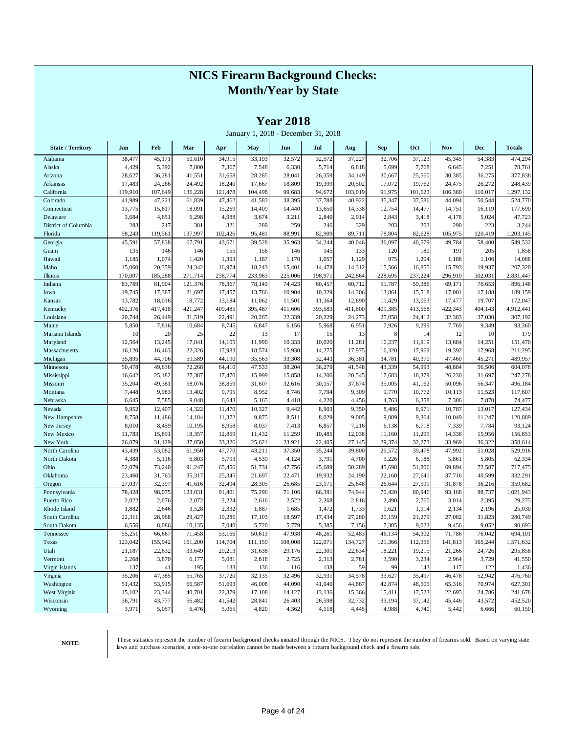# NICS Firearm Background Checks:
# Month/Year by State

## Year 2018

January 1, 2018 - December 31, 2018

| State / Territory | Jan | Feb | Mar | Apr | May | Jun | Jul | Aug | Sep | Oct | Nov | Dec | Totals |
|---|---|---|---|---|---|---|---|---|---|---|---|---|---|
| Alabama | 38,477 | 45,171 | 50,610 | 34,915 | 33,193 | 32,572 | 32,572 | 37,227 | 32,706 | 37,123 | 45,345 | 54,383 | 474,294 |
| Alaska | 4,429 | 5,392 | 7,800 | 7,367 | 7,548 | 6,330 | 5,714 | 6,818 | 5,699 | 7,768 | 6,645 | 7,251 | 78,761 |
| Arizona | 28,627 | 36,281 | 41,551 | 31,658 | 28,285 | 28,041 | 26,359 | 34,149 | 30,667 | 25,560 | 30,385 | 36,275 | 377,838 |
| Arkansas | 17,483 | 24,266 | 24,492 | 18,240 | 17,667 | 18,809 | 19,399 | 20,502 | 17,072 | 19,762 | 24,475 | 26,272 | 248,439 |
| California | 119,910 | 107,649 | 136,228 | 121,478 | 104,498 | 99,683 | 94,672 | 103,019 | 91,975 | 101,623 | 106,380 | 110,017 | 1,297,132 |
| Colorado | 41,989 | 47,221 | 61,839 | 47,462 | 41,583 | 38,395 | 37,788 | 40,922 | 35,347 | 37,586 | 44,094 | 50,544 | 524,770 |
| Connecticut | 13,775 | 15,617 | 18,091 | 15,269 | 14,409 | 14,440 | 13,650 | 14,338 | 12,754 | 14,477 | 14,751 | 16,119 | 177,690 |
| Delaware | 3,684 | 4,651 | 6,298 | 4,988 | 3,674 | 3,211 | 2,840 | 2,914 | 2,843 | 3,418 | 4,178 | 5,024 | 47,723 |
| District of Columbia | 283 | 217 | 381 | 321 | 289 | 259 | 246 | 329 | 203 | 203 | 290 | 223 | 3,244 |
| Florida | 98,243 | 119,561 | 137,997 | 102,426 | 95,481 | 88,991 | 82,909 | 89,711 | 78,804 | 82,628 | 105,975 | 120,419 | 1,203,145 |
| Georgia | 45,591 | 57,838 | 67,791 | 43,671 | 39,528 | 35,963 | 34,244 | 40,046 | 36,097 | 40,579 | 49,784 | 58,400 | 549,532 |
| Guam | 135 | 146 | 155 | 156 | 146 | 145 | 133 | 120 | 180 | 191 | 205 | 1,858 |  |
| Hawaii | 1,185 | 1,074 | 1,420 | 1,393 | 1,187 | 1,170 | 1,057 | 1,129 | 975 | 1,204 | 1,188 | 1,106 | 14,088 |
| Idaho | 15,060 | 20,359 | 24,342 | 16,974 | 18,243 | 15,401 | 14,478 | 14,312 | 15,566 | 16,855 | 15,793 | 19,937 | 207,320 |
| Illinois | 170,007 | 185,288 | 271,714 | 238,774 | 233,963 | 225,006 | 198,971 | 242,864 | 228,695 | 237,224 | 296,910 | 302,031 | 2,831,447 |
| Indiana | 83,769 | 81,904 | 121,376 | 78,367 | 78,143 | 74,423 | 60,457 | 60,712 | 51,787 | 59,386 | 69,171 | 76,653 | 896,148 |
| Iowa | 19,745 | 17,387 | 21,697 | 17,457 | 13,766 | 10,904 | 10,329 | 14,306 | 13,861 | 15,518 | 17,001 | 17,188 | 189,159 |
| Kansas | 13,782 | 18,016 | 18,772 | 13,184 | 11,062 | 11,501 | 11,364 | 12,690 | 11,429 | 13,063 | 17,477 | 19,707 | 172,047 |
| Kentucky | 402,376 | 417,418 | 421,247 | 409,485 | 395,487 | 411,606 | 393,583 | 411,800 | 409,385 | 413,568 | 422,343 | 404,143 | 4,912,441 |
| Louisiana | 20,744 | 26,449 | 31,519 | 22,491 | 20,265 | 22,339 | 20,229 | 24,273 | 25,058 | 24,412 | 32,383 | 37,030 | 307,192 |
| Maine | 5,850 | 7,816 | 10,684 | 8,745 | 6,847 | 6,156 | 5,968 | 6,951 | 7,926 | 9,299 | 7,769 | 9,349 | 93,360 |
| Mariana Islands | 10 | 20 | 25 | 22 | 13 | 17 | 15 | 13 | 8 | 14 | 12 | 10 | 179 |
| Maryland | 12,564 | 13,245 | 17,841 | 14,105 | 11,990 | 10,333 | 10,020 | 11,281 | 10,237 | 11,919 | 13,684 | 14,251 | 151,470 |
| Massachusetts | 16,120 | 16,463 | 22,326 | 17,983 | 18,574 | 15,930 | 14,275 | 17,975 | 16,320 | 17,969 | 19,392 | 17,968 | 211,295 |
| Michigan | 35,895 | 44,706 | 59,589 | 44,190 | 35,563 | 33,308 | 32,443 | 36,381 | 34,781 | 40,370 | 47,460 | 45,271 | 489,957 |
| Minnesota | 50,478 | 49,636 | 72,268 | 64,410 | 47,533 | 38,204 | 36,279 | 41,548 | 43,339 | 54,993 | 48,884 | 56,506 | 604,078 |
| Mississippi | 16,642 | 25,182 | 27,387 | 17,470 | 15,999 | 15,858 | 14,206 | 20,545 | 17,683 | 18,379 | 26,230 | 31,697 | 247,278 |
| Missouri | 35,204 | 49,381 | 58,076 | 38,859 | 31,607 | 32,616 | 30,157 | 37,674 | 35,005 | 41,162 | 50,096 | 56,347 | 496,184 |
| Montana | 7,448 | 9,983 | 13,402 | 9,795 | 8,952 | 8,746 | 7,794 | 9,309 | 9,770 | 10,772 | 10,113 | 11,523 | 117,607 |
| Nebraska | 6,645 | 7,585 | 9,048 | 6,643 | 5,165 | 4,418 | 4,220 | 4,456 | 4,763 | 6,358 | 7,306 | 7,870 | 74,477 |
| Nevada | 9,952 | 12,407 | 14,322 | 11,470 | 10,327 | 9,442 | 8,903 | 9,350 | 8,486 | 8,971 | 10,787 | 13,017 | 127,434 |
| New Hampshire | 8,758 | 11,486 | 14,184 | 11,372 | 9,875 | 8,511 | 8,029 | 9,005 | 9,009 | 9,364 | 10,049 | 11,247 | 120,889 |
| New Jersey | 8,010 | 8,459 | 10,195 | 8,958 | 8,037 | 7,413 | 6,857 | 7,216 | 6,138 | 6,718 | 7,339 | 7,784 | 93,124 |
| New Mexico | 11,783 | 15,891 | 18,357 | 12,859 | 11,432 | 11,259 | 10,485 | 12,038 | 11,160 | 11,295 | 14,338 | 15,956 | 156,853 |
| New York | 26,079 | 31,129 | 37,050 | 33,326 | 25,621 | 23,921 | 22,405 | 27,145 | 29,374 | 32,273 | 33,969 | 36,322 | 358,614 |
| North Carolina | 43,439 | 53,082 | 61,950 | 47,770 | 43,211 | 37,350 | 35,244 | 39,800 | 29,572 | 39,478 | 47,992 | 51,028 | 529,916 |
| North Dakota | 4,388 | 5,116 | 6,803 | 5,793 | 4,539 | 4,124 | 3,791 | 4,700 | 5,226 | 6,188 | 5,861 | 5,805 | 62,334 |
| Ohio | 52,079 | 73,240 | 91,247 | 65,456 | 51,734 | 47,756 | 45,689 | 50,289 | 45,698 | 51,806 | 69,894 | 72,587 | 717,475 |
| Oklahoma | 23,460 | 31,763 | 35,317 | 25,345 | 21,697 | 22,471 | 19,932 | 24,190 | 22,160 | 27,641 | 37,716 | 40,599 | 332,291 |
| Oregon | 27,037 | 32,397 | 41,616 | 32,494 | 28,305 | 26,685 | 23,171 | 25,648 | 26,644 | 27,591 | 31,878 | 36,216 | 359,682 |
| Pennsylvania | 78,428 | 98,075 | 123,031 | 91,401 | 75,296 | 71,106 | 66,391 | 74,944 | 70,420 | 80,946 | 93,168 | 98,737 | 1,021,943 |
| Puerto Rico | 2,022 | 2,076 | 2,072 | 2,224 | 2,616 | 2,522 | 2,268 | 2,816 | 2,490 | 2,760 | 3,014 | 2,395 | 29,275 |
| Rhode Island | 1,882 | 2,646 | 3,528 | 2,332 | 1,887 | 1,685 | 1,472 | 1,733 | 1,621 | 1,914 | 2,134 | 2,196 | 25,030 |
| South Carolina | 22,311 | 28,968 | 29,427 | 19,286 | 17,103 | 18,597 | 17,434 | 27,280 | 20,159 | 21,279 | 27,082 | 31,823 | 280,749 |
| South Dakota | 6,556 | 8,086 | 10,135 | 7,040 | 5,720 | 5,779 | 5,385 | 7,156 | 7,305 | 9,023 | 9,456 | 9,052 | 90,693 |
| Tennessee | 55,251 | 66,667 | 71,458 | 53,166 | 50,613 | 47,938 | 48,261 | 52,483 | 46,134 | 54,302 | 71,786 | 76,042 | 694,101 |
| Texas | 123,042 | 155,942 | 161,200 | 114,704 | 111,159 | 108,008 | 122,071 | 134,727 | 121,366 | 112,356 | 141,813 | 165,244 | 1,571,632 |
| Utah | 21,187 | 22,632 | 33,649 | 29,213 | 31,638 | 29,176 | 22,301 | 22,634 | 18,221 | 19,215 | 21,266 | 24,726 | 295,858 |
| Vermont | 2,268 | 3,870 | 6,177 | 5,081 | 2,818 | 2,725 | 2,313 | 2,781 | 3,590 | 3,234 | 2,964 | 3,729 | 41,550 |
| Virgin Islands | 137 | 41 | 195 | 133 | 136 | 116 | 138 | 59 | 99 | 143 | 117 | 122 | 1,436 |
| Virginia | 35,206 | 47,385 | 55,765 | 37,720 | 32,135 | 32,496 | 32,931 | 34,578 | 33,627 | 35,497 | 46,478 | 52,942 | 476,760 |
| Washington | 51,432 | 53,915 | 66,587 | 51,693 | 46,008 | 44,090 | 41,040 | 44,867 | 42,874 | 48,505 | 65,316 | 70,974 | 627,301 |
| West Virginia | 15,102 | 23,344 | 40,701 | 22,379 | 17,108 | 14,127 | 13,136 | 15,366 | 15,411 | 17,523 | 22,695 | 24,786 | 241,678 |
| Wisconsin | 36,791 | 43,777 | 56,482 | 41,542 | 28,841 | 26,403 | 26,598 | 32,732 | 33,194 | 37,142 | 45,446 | 43,572 | 452,520 |
| Wyoming | 3,971 | 5,057 | 6,476 | 5,065 | 4,820 | 4,362 | 4,118 | 4,445 | 4,988 | 4,740 | 5,442 | 6,666 | 60,150 |

**NOTE:** These statistics represent the number of firearm background checks initiated through the NICS. They do not represent the number of firearms sold. Based on varying state laws and purchase scenarios, a one-to-one correlation cannot be made between a firearm background check and a firearm sale.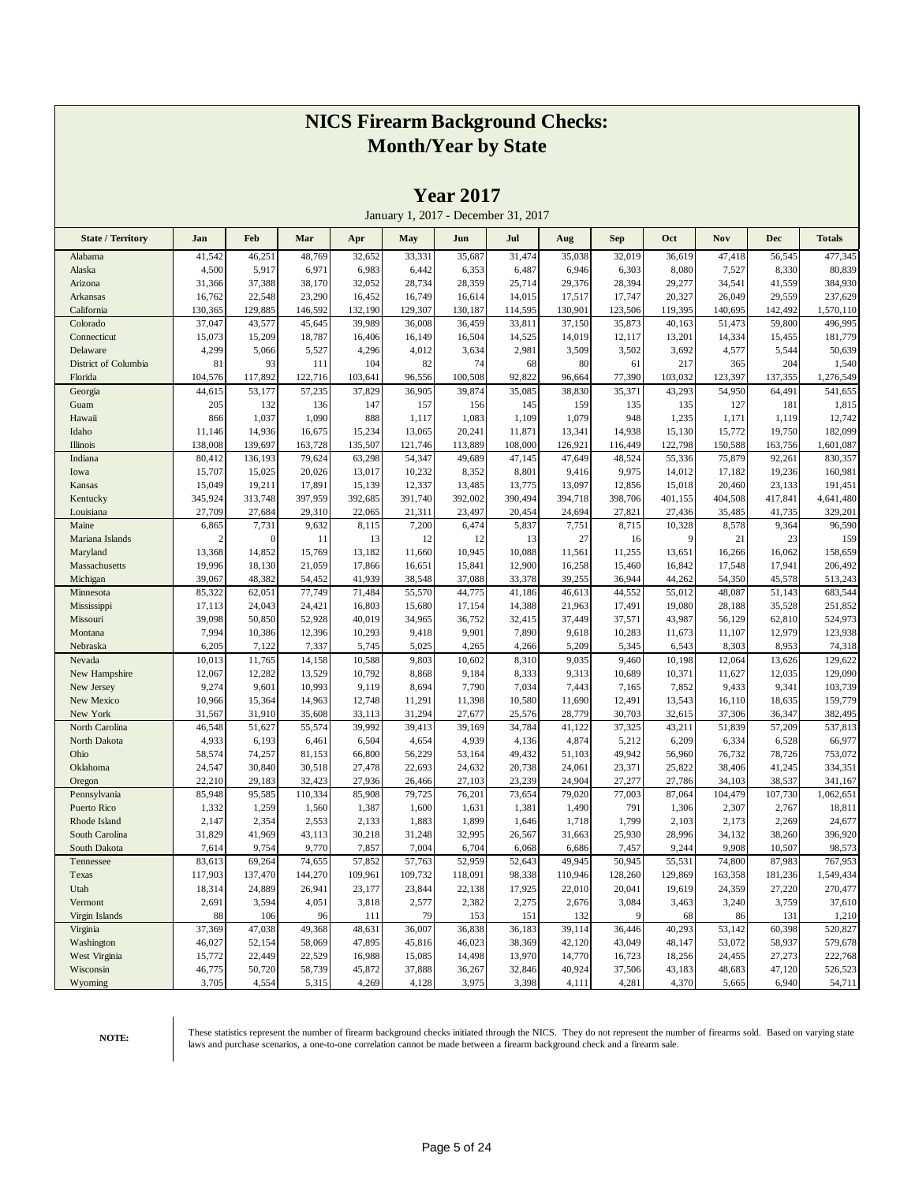# NICS Firearm Background Checks: Month/Year by State

## Year 2017

January 1, 2017 - December 31, 2017

| State / Territory | Jan | Feb | Mar | Apr | May | Jun | Jul | Aug | Sep | Oct | Nov | Dec | Totals |
|---|---|---|---|---|---|---|---|---|---|---|---|---|---|
| Alabama | 41,542 | 46,251 | 48,769 | 32,652 | 33,331 | 35,687 | 31,474 | 35,038 | 32,019 | 36,619 | 47,418 | 56,545 | 477,345 |
| Alaska | 4,500 | 5,917 | 6,971 | 6,983 | 6,442 | 6,353 | 6,487 | 6,946 | 6,303 | 8,080 | 7,527 | 8,330 | 80,839 |
| Arizona | 31,366 | 37,388 | 38,170 | 32,052 | 28,734 | 28,359 | 25,714 | 29,376 | 28,394 | 29,277 | 34,541 | 41,559 | 384,930 |
| Arkansas | 16,762 | 22,548 | 23,290 | 16,452 | 16,749 | 16,614 | 14,015 | 17,517 | 17,747 | 20,327 | 26,049 | 29,559 | 237,629 |
| California | 130,365 | 129,885 | 146,592 | 132,190 | 129,307 | 130,187 | 114,595 | 130,901 | 123,506 | 119,395 | 140,695 | 142,492 | 1,570,110 |
| Colorado | 37,047 | 43,577 | 45,645 | 39,989 | 36,008 | 36,459 | 33,811 | 37,150 | 35,873 | 40,163 | 51,473 | 59,800 | 496,995 |
| Connecticut | 15,073 | 15,209 | 18,787 | 16,406 | 16,149 | 16,504 | 14,525 | 14,019 | 12,117 | 13,201 | 14,334 | 15,455 | 181,779 |
| Delaware | 4,299 | 5,066 | 5,527 | 4,296 | 4,012 | 3,634 | 2,981 | 3,509 | 3,502 | 3,692 | 4,577 | 5,544 | 50,639 |
| District of Columbia | 81 | 93 | 111 | 104 | 82 | 74 | 68 | 80 | 61 | 217 | 365 | 204 | 1,540 |
| Florida | 104,576 | 117,892 | 122,716 | 103,641 | 96,556 | 100,508 | 92,822 | 96,664 | 77,390 | 103,032 | 123,397 | 137,355 | 1,276,549 |
| Georgia | 44,615 | 53,177 | 57,235 | 37,829 | 36,905 | 39,874 | 35,085 | 38,830 | 35,371 | 43,293 | 54,950 | 64,491 | 541,655 |
| Guam | 205 | 132 | 136 | 147 | 157 | 156 | 145 | 159 | 135 | 135 | 127 | 181 | 1,815 |
| Hawaii | 866 | 1,037 | 1,090 | 888 | 1,117 | 1,083 | 1,109 | 1,079 | 948 | 1,235 | 1,171 | 1,119 | 12,742 |
| Idaho | 11,146 | 14,936 | 16,675 | 15,234 | 13,065 | 20,241 | 11,871 | 13,341 | 14,938 | 15,130 | 15,772 | 19,750 | 182,099 |
| Illinois | 138,008 | 139,697 | 163,728 | 135,507 | 121,746 | 113,889 | 108,000 | 126,921 | 116,449 | 122,798 | 150,588 | 163,756 | 1,601,087 |
| Indiana | 80,412 | 136,193 | 79,624 | 63,298 | 54,347 | 49,689 | 47,145 | 47,649 | 48,524 | 55,336 | 75,879 | 92,261 | 830,357 |
| Iowa | 15,707 | 15,025 | 20,026 | 13,017 | 10,232 | 8,352 | 8,801 | 9,416 | 9,975 | 14,012 | 17,182 | 19,236 | 160,981 |
| Kansas | 15,049 | 19,211 | 17,891 | 15,139 | 12,337 | 13,485 | 13,775 | 13,097 | 12,856 | 15,018 | 20,460 | 23,133 | 191,451 |
| Kentucky | 345,924 | 313,748 | 397,959 | 392,685 | 391,740 | 392,002 | 390,494 | 394,718 | 398,706 | 401,155 | 404,508 | 417,841 | 4,641,480 |
| Louisiana | 27,709 | 27,684 | 29,310 | 22,065 | 21,311 | 23,497 | 20,454 | 24,694 | 27,821 | 27,436 | 35,485 | 41,735 | 329,201 |
| Maine | 6,865 | 7,731 | 9,632 | 8,115 | 7,200 | 6,474 | 5,837 | 7,751 | 8,715 | 10,328 | 8,578 | 9,364 | 96,590 |
| Mariana Islands | 2 | 0 | 11 | 13 | 12 | 12 | 13 | 27 | 16 | 9 | 21 | 23 | 159 |
| Maryland | 13,368 | 14,852 | 15,769 | 13,182 | 11,660 | 10,945 | 10,088 | 11,561 | 11,255 | 13,651 | 16,266 | 16,062 | 158,659 |
| Massachusetts | 19,996 | 18,130 | 21,059 | 17,866 | 16,651 | 15,841 | 12,900 | 16,258 | 15,460 | 16,842 | 17,548 | 17,941 | 206,492 |
| Michigan | 39,067 | 48,382 | 54,452 | 41,939 | 38,548 | 37,088 | 33,378 | 39,255 | 36,944 | 44,262 | 54,350 | 45,578 | 513,243 |
| Minnesota | 85,322 | 62,051 | 77,749 | 71,484 | 55,570 | 44,775 | 41,186 | 46,613 | 44,552 | 55,012 | 48,087 | 51,143 | 683,544 |
| Mississippi | 17,113 | 24,043 | 24,421 | 16,803 | 15,680 | 17,154 | 14,388 | 21,963 | 17,491 | 19,080 | 28,188 | 35,528 | 251,852 |
| Missouri | 39,098 | 50,850 | 52,928 | 40,019 | 34,965 | 36,752 | 32,415 | 37,449 | 37,571 | 43,987 | 56,129 | 62,810 | 524,973 |
| Montana | 7,994 | 10,386 | 12,396 | 10,293 | 9,418 | 9,901 | 7,890 | 9,618 | 10,283 | 11,673 | 11,107 | 12,979 | 123,938 |
| Nebraska | 6,205 | 7,122 | 7,337 | 5,745 | 5,025 | 4,265 | 4,266 | 5,209 | 5,345 | 6,543 | 8,303 | 8,953 | 74,318 |
| Nevada | 10,013 | 11,765 | 14,158 | 10,588 | 9,803 | 10,602 | 8,310 | 9,035 | 9,460 | 10,198 | 12,064 | 13,626 | 129,622 |
| New Hampshire | 12,067 | 12,282 | 13,529 | 10,792 | 8,868 | 9,184 | 8,333 | 9,313 | 10,689 | 10,371 | 11,627 | 12,035 | 129,090 |
| New Jersey | 9,274 | 9,601 | 10,993 | 9,119 | 8,694 | 7,790 | 7,034 | 7,443 | 7,165 | 7,852 | 9,433 | 9,341 | 103,739 |
| New Mexico | 10,966 | 15,364 | 14,963 | 12,748 | 11,291 | 11,398 | 10,580 | 11,690 | 12,491 | 13,543 | 16,110 | 18,635 | 159,779 |
| New York | 31,567 | 31,910 | 35,608 | 33,113 | 31,294 | 27,677 | 25,576 | 28,779 | 30,703 | 32,615 | 37,306 | 36,347 | 382,495 |
| North Carolina | 46,548 | 51,627 | 55,574 | 39,992 | 39,413 | 39,169 | 34,784 | 41,122 | 37,325 | 43,211 | 51,839 | 57,209 | 537,813 |
| North Dakota | 4,933 | 6,193 | 6,461 | 6,504 | 4,654 | 4,939 | 4,136 | 4,874 | 5,212 | 6,209 | 6,334 | 6,528 | 66,977 |
| Ohio | 58,574 | 74,257 | 81,153 | 66,800 | 56,229 | 53,164 | 49,432 | 51,103 | 49,942 | 56,960 | 76,732 | 78,726 | 753,072 |
| Oklahoma | 24,547 | 30,840 | 30,518 | 27,478 | 22,693 | 24,632 | 20,738 | 24,061 | 23,371 | 25,822 | 38,406 | 41,245 | 334,351 |
| Oregon | 22,210 | 29,183 | 32,423 | 27,936 | 26,466 | 27,103 | 23,239 | 24,904 | 27,277 | 27,786 | 34,103 | 38,537 | 341,167 |
| Pennsylvania | 85,948 | 95,585 | 110,334 | 85,908 | 79,725 | 76,201 | 73,654 | 79,020 | 77,003 | 87,064 | 104,479 | 107,730 | 1,062,651 |
| Puerto Rico | 1,332 | 1,259 | 1,560 | 1,387 | 1,600 | 1,631 | 1,381 | 1,490 | 791 | 1,306 | 2,307 | 2,767 | 18,811 |
| Rhode Island | 2,147 | 2,354 | 2,553 | 2,133 | 1,883 | 1,899 | 1,646 | 1,718 | 1,799 | 2,103 | 2,173 | 2,269 | 24,677 |
| South Carolina | 31,829 | 41,969 | 43,113 | 30,218 | 31,248 | 32,995 | 26,567 | 31,663 | 25,930 | 28,996 | 34,132 | 38,260 | 396,920 |
| South Dakota | 7,614 | 9,754 | 9,770 | 7,857 | 7,004 | 6,704 | 6,068 | 6,686 | 7,457 | 9,244 | 9,908 | 10,507 | 98,573 |
| Tennessee | 83,613 | 69,264 | 74,655 | 57,852 | 57,763 | 52,959 | 52,643 | 49,945 | 50,945 | 55,531 | 74,800 | 87,983 | 767,953 |
| Texas | 117,903 | 137,470 | 144,270 | 109,961 | 109,732 | 118,091 | 98,338 | 110,946 | 128,260 | 129,869 | 163,358 | 181,236 | 1,549,434 |
| Utah | 18,314 | 24,889 | 26,941 | 23,177 | 23,844 | 22,138 | 17,925 | 22,010 | 20,041 | 19,619 | 24,359 | 27,220 | 270,477 |
| Vermont | 2,691 | 3,594 | 4,051 | 3,818 | 2,577 | 2,382 | 2,275 | 2,676 | 3,084 | 3,463 | 3,240 | 3,759 | 37,610 |
| Virgin Islands | 88 | 106 | 96 | 111 | 79 | 153 | 151 | 132 | 9 | 68 | 86 | 131 | 1,210 |
| Virginia | 37,369 | 47,038 | 49,368 | 48,631 | 36,007 | 36,838 | 36,183 | 39,114 | 36,446 | 40,293 | 53,142 | 60,398 | 520,827 |
| Washington | 46,027 | 52,154 | 58,069 | 47,895 | 45,816 | 46,023 | 38,369 | 42,120 | 43,049 | 48,147 | 53,072 | 58,937 | 579,678 |
| West Virginia | 15,772 | 22,449 | 22,529 | 16,988 | 15,085 | 14,498 | 13,970 | 14,770 | 16,723 | 18,256 | 24,455 | 27,273 | 222,768 |
| Wisconsin | 46,775 | 50,720 | 58,739 | 45,872 | 37,888 | 36,267 | 32,846 | 40,924 | 37,500 | 43,183 | 48,683 | 47,120 | 526,523 |
| Wyoming | 3,705 | 4,554 | 5,315 | 4,269 | 4,128 | 3,975 | 3,398 | 4,111 | 4,281 | 4,370 | 5,665 | 6,940 | 54,711 |

**NOTE:** These statistics represent the number of firearm background checks initiated through the NICS. They do not represent the number of firearms sold. Based on varying state laws and purchase scenarios, a one-to-one correlation cannot be made between a firearm background check and a firearm sale.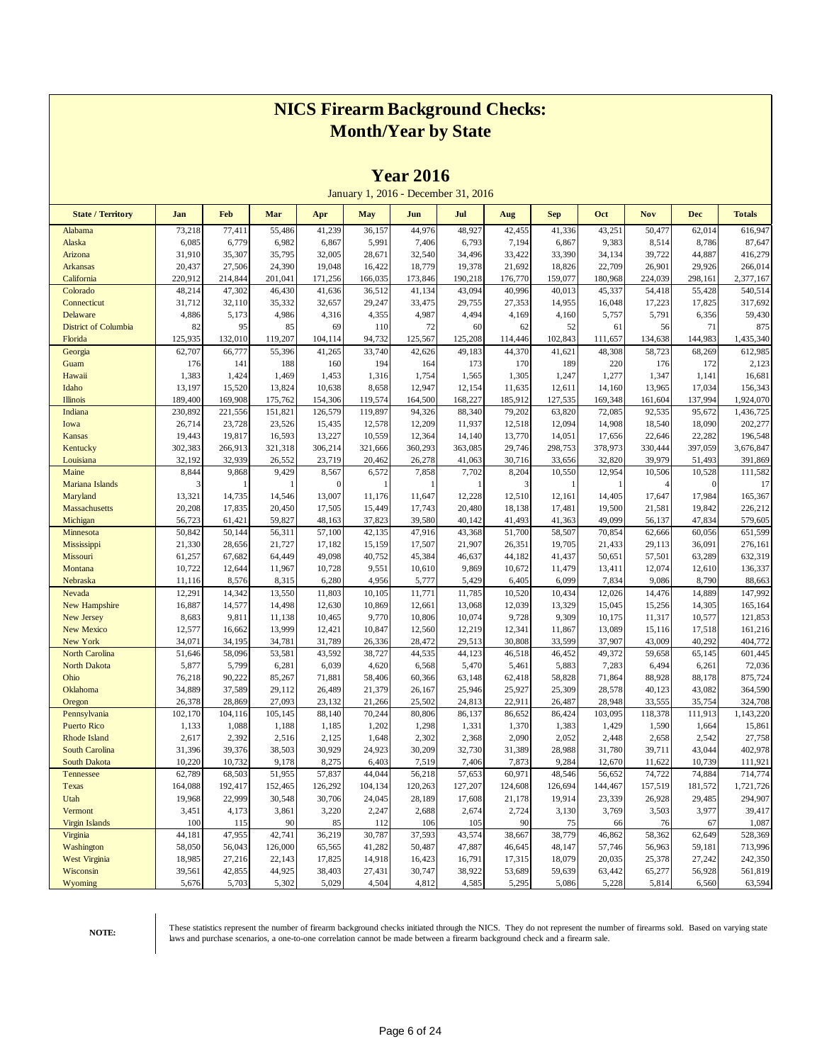# NICS Firearm Background Checks: Month/Year by State

## Year 2016

January 1, 2016 - December 31, 2016

| State / Territory | Jan | Feb | Mar | Apr | May | Jun | Jul | Aug | Sep | Oct | Nov | Dec | Totals |
|---|---|---|---|---|---|---|---|---|---|---|---|---|---|
| Alabama | 73,218 | 77,411 | 55,486 | 41,239 | 36,157 | 44,976 | 48,927 | 42,455 | 41,336 | 43,251 | 50,477 | 62,014 | 616,947 |
| Alaska | 6,085 | 6,779 | 6,982 | 6,867 | 5,991 | 7,406 | 6,793 | 7,194 | 6,867 | 9,383 | 8,514 | 8,786 | 87,647 |
| Arizona | 31,910 | 35,307 | 35,795 | 32,005 | 28,671 | 32,540 | 34,496 | 33,422 | 33,390 | 34,134 | 39,722 | 44,887 | 416,279 |
| Arkansas | 20,437 | 27,506 | 24,390 | 19,048 | 16,422 | 18,779 | 19,378 | 21,692 | 18,826 | 22,709 | 26,901 | 29,926 | 266,014 |
| California | 220,912 | 214,844 | 201,041 | 171,256 | 166,035 | 173,846 | 190,218 | 176,770 | 159,077 | 180,968 | 224,039 | 298,161 | 2,377,167 |
| Colorado | 48,214 | 47,302 | 46,430 | 41,636 | 36,512 | 41,134 | 43,094 | 40,996 | 40,013 | 45,337 | 54,418 | 55,428 | 540,514 |
| Connecticut | 31,712 | 32,110 | 35,332 | 32,657 | 29,247 | 33,475 | 29,755 | 27,353 | 14,955 | 16,048 | 17,223 | 17,825 | 317,692 |
| Delaware | 4,886 | 5,173 | 4,986 | 4,316 | 4,355 | 4,987 | 4,494 | 4,169 | 4,160 | 5,757 | 5,791 | 6,356 | 59,430 |
| District of Columbia | 82 | 95 | 85 | 69 | 110 | 72 | 60 | 62 | 52 | 61 | 56 | 71 | 875 |
| Florida | 125,935 | 132,010 | 119,207 | 104,114 | 94,732 | 125,567 | 125,208 | 114,446 | 102,843 | 111,657 | 134,638 | 144,983 | 1,435,340 |
| Georgia | 62,707 | 66,777 | 55,396 | 41,265 | 33,740 | 42,626 | 49,183 | 44,370 | 41,621 | 48,308 | 58,723 | 68,269 | 612,985 |
| Guam | 176 | 141 | 188 | 160 | 194 | 164 | 173 | 170 | 189 | 220 | 176 | 172 | 2,123 |
| Hawaii | 1,383 | 1,424 | 1,469 | 1,453 | 1,316 | 1,754 | 1,565 | 1,305 | 1,247 | 1,277 | 1,347 | 1,141 | 16,681 |
| Idaho | 13,197 | 15,520 | 13,824 | 10,638 | 8,658 | 12,947 | 12,154 | 11,635 | 12,611 | 14,160 | 13,965 | 17,034 | 156,343 |
| Illinois | 189,400 | 169,908 | 175,762 | 154,306 | 119,574 | 164,500 | 168,227 | 185,912 | 127,535 | 169,348 | 161,604 | 137,994 | 1,924,070 |
| Indiana | 230,892 | 221,556 | 151,821 | 126,579 | 119,897 | 94,326 | 88,340 | 79,202 | 63,820 | 72,085 | 92,535 | 95,672 | 1,436,725 |
| Iowa | 26,714 | 23,728 | 23,526 | 15,435 | 12,578 | 12,209 | 11,937 | 12,518 | 12,094 | 14,908 | 18,540 | 18,090 | 202,277 |
| Kansas | 19,443 | 19,817 | 16,593 | 13,227 | 10,559 | 12,364 | 14,140 | 13,770 | 14,051 | 17,656 | 22,646 | 22,282 | 196,548 |
| Kentucky | 302,383 | 266,913 | 321,318 | 306,214 | 321,666 | 360,293 | 363,085 | 29,746 | 298,753 | 378,973 | 330,444 | 397,059 | 3,676,847 |
| Louisiana | 32,192 | 32,939 | 26,552 | 23,719 | 20,462 | 26,278 | 41,063 | 30,716 | 33,656 | 32,820 | 39,979 | 51,493 | 391,869 |
| Maine | 8,844 | 9,868 | 9,429 | 8,567 | 6,572 | 7,858 | 7,702 | 8,204 | 10,550 | 12,954 | 10,506 | 10,528 | 111,582 |
| Mariana Islands | 3 | 1 | 1 | 0 | 1 | 1 | 1 | 3 | 1 | 1 | 4 | 0 | 17 |
| Maryland | 13,321 | 14,735 | 14,546 | 13,007 | 11,176 | 11,647 | 12,228 | 12,510 | 12,161 | 14,405 | 17,647 | 17,984 | 165,367 |
| Massachusetts | 20,208 | 17,835 | 20,450 | 17,505 | 15,449 | 17,743 | 20,480 | 18,138 | 17,481 | 19,500 | 21,581 | 19,842 | 226,212 |
| Michigan | 56,723 | 61,421 | 59,827 | 48,163 | 37,823 | 39,580 | 40,142 | 41,493 | 41,363 | 49,099 | 56,137 | 47,834 | 579,605 |
| Minnesota | 50,842 | 50,144 | 56,311 | 57,100 | 42,135 | 47,916 | 43,368 | 51,700 | 58,507 | 70,854 | 62,666 | 60,056 | 651,599 |
| Mississippi | 21,330 | 28,656 | 21,727 | 17,182 | 15,159 | 17,507 | 21,907 | 26,351 | 19,705 | 21,433 | 29,113 | 36,091 | 276,161 |
| Missouri | 61,257 | 67,682 | 64,449 | 49,098 | 40,752 | 45,384 | 46,637 | 44,182 | 41,437 | 50,651 | 57,501 | 63,289 | 632,319 |
| Montana | 10,722 | 12,644 | 11,967 | 10,728 | 9,551 | 10,610 | 9,869 | 10,672 | 11,479 | 13,411 | 12,074 | 12,610 | 136,337 |
| Nebraska | 11,116 | 8,576 | 8,315 | 6,280 | 4,956 | 5,777 | 5,429 | 6,405 | 6,099 | 7,834 | 9,086 | 8,790 | 88,663 |
| Nevada | 12,291 | 14,342 | 13,550 | 11,803 | 10,105 | 11,771 | 11,785 | 10,520 | 10,434 | 12,026 | 14,476 | 14,889 | 147,992 |
| New Hampshire | 16,887 | 14,577 | 14,498 | 12,630 | 10,869 | 12,661 | 13,068 | 12,039 | 13,329 | 15,045 | 15,256 | 14,305 | 165,164 |
| New Jersey | 8,683 | 9,811 | 11,138 | 10,465 | 9,770 | 10,806 | 10,074 | 9,728 | 9,309 | 10,175 | 11,317 | 10,577 | 121,853 |
| New Mexico | 12,577 | 16,662 | 13,999 | 12,421 | 10,847 | 12,560 | 12,219 | 12,341 | 11,867 | 13,089 | 15,116 | 17,518 | 161,216 |
| New York | 34,071 | 34,195 | 34,781 | 31,789 | 26,336 | 28,472 | 29,513 | 30,808 | 33,599 | 37,907 | 43,009 | 40,292 | 404,772 |
| North Carolina | 51,646 | 58,096 | 53,581 | 43,592 | 38,727 | 44,535 | 44,123 | 46,518 | 46,452 | 49,372 | 59,658 | 65,145 | 601,445 |
| North Dakota | 5,877 | 5,799 | 6,281 | 6,039 | 4,620 | 6,568 | 5,470 | 5,461 | 5,883 | 7,283 | 6,494 | 6,261 | 72,036 |
| Ohio | 76,218 | 90,222 | 85,267 | 71,881 | 58,406 | 60,366 | 63,148 | 62,418 | 58,828 | 71,864 | 88,928 | 88,178 | 875,724 |
| Oklahoma | 34,889 | 37,589 | 29,112 | 26,489 | 21,379 | 26,167 | 25,946 | 25,927 | 25,309 | 28,578 | 40,123 | 43,082 | 364,590 |
| Oregon | 26,378 | 28,869 | 27,093 | 23,132 | 21,266 | 25,502 | 24,813 | 22,911 | 26,487 | 28,948 | 33,555 | 35,754 | 324,708 |
| Pennsylvania | 102,170 | 104,116 | 105,145 | 88,140 | 70,244 | 80,806 | 86,137 | 86,652 | 86,424 | 103,095 | 118,378 | 111,913 | 1,143,220 |
| Puerto Rico | 1,133 | 1,088 | 1,188 | 1,185 | 1,202 | 1,298 | 1,331 | 1,370 | 1,383 | 1,429 | 1,590 | 1,664 | 15,861 |
| Rhode Island | 2,617 | 2,392 | 2,516 | 2,125 | 1,648 | 2,302 | 2,368 | 2,090 | 2,052 | 2,448 | 2,658 | 2,542 | 27,758 |
| South Carolina | 31,396 | 39,376 | 38,503 | 30,929 | 24,923 | 30,209 | 32,730 | 31,389 | 28,988 | 31,780 | 39,711 | 43,044 | 402,978 |
| South Dakota | 10,220 | 10,732 | 9,178 | 8,275 | 6,403 | 7,519 | 7,406 | 7,873 | 9,284 | 12,670 | 11,622 | 10,739 | 111,921 |
| Tennessee | 62,789 | 68,503 | 51,955 | 57,837 | 44,044 | 56,218 | 57,653 | 60,971 | 48,546 | 56,652 | 74,722 | 74,884 | 714,774 |
| Texas | 164,088 | 192,417 | 152,465 | 126,292 | 104,134 | 120,253 | 127,207 | 124,608 | 126,694 | 144,467 | 157,519 | 181,572 | 1,721,726 |
| Utah | 19,968 | 22,999 | 30,548 | 30,706 | 24,045 | 28,189 | 17,608 | 21,178 | 19,914 | 23,339 | 26,928 | 29,485 | 294,907 |
| Vermont | 3,451 | 4,173 | 3,861 | 3,220 | 2,247 | 2,688 | 2,674 | 2,724 | 3,130 | 3,769 | 3,503 | 3,977 | 39,417 |
| Virgin Islands | 100 | 115 | 90 | 85 | 112 | 106 | 105 | 90 | 75 | 66 | 76 | 67 | 1,087 |
| Virginia | 44,181 | 47,955 | 42,741 | 36,219 | 30,787 | 37,593 | 43,574 | 38,667 | 38,779 | 46,862 | 58,362 | 62,649 | 528,369 |
| Washington | 58,050 | 56,043 | 126,000 | 65,565 | 41,282 | 50,487 | 47,887 | 46,645 | 48,147 | 57,746 | 56,963 | 59,181 | 713,996 |
| West Virginia | 18,985 | 27,216 | 22,143 | 17,825 | 14,918 | 16,423 | 16,791 | 17,315 | 18,079 | 20,035 | 25,378 | 27,242 | 242,350 |
| Wisconsin | 39,561 | 42,855 | 44,925 | 38,403 | 27,431 | 30,747 | 38,922 | 53,689 | 59,639 | 63,442 | 65,277 | 56,928 | 561,819 |
| Wyoming | 5,676 | 5,703 | 5,302 | 5,029 | 4,504 | 4,812 | 4,585 | 5,295 | 5,086 | 5,228 | 5,814 | 6,560 | 63,594 |

**NOTE:** These statistics represent the number of firearm background checks initiated through the NICS. They do not represent the number of firearms sold. Based on varying state laws and purchase scenarios, a one-to-one correlation cannot be made between a firearm background check and a firearm sale.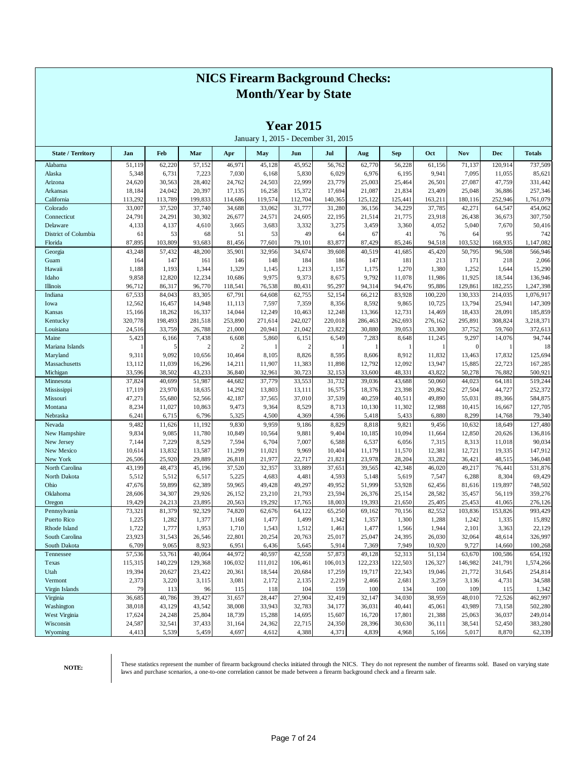# NICS Firearm Background Checks: Month/Year by State

## Year 2015

January 1, 2015 - December 31, 2015

| State / Territory | Jan | Feb | Mar | Apr | May | Jun | Jul | Aug | Sep | Oct | Nov | Dec | Totals |
|---|---|---|---|---|---|---|---|---|---|---|---|---|---|
| Alabama | 51,119 | 62,220 | 57,152 | 46,971 | 45,128 | 45,952 | 56,762 | 62,770 | 56,228 | 61,156 | 71,137 | 120,914 | 737,509 |
| Alaska | 5,348 | 6,731 | 7,223 | 7,030 | 6,168 | 5,830 | 6,029 | 6,976 | 6,195 | 9,941 | 7,095 | 11,055 | 85,621 |
| Arizona | 24,620 | 30,563 | 28,402 | 24,762 | 24,503 | 22,999 | 23,779 | 25,003 | 25,464 | 26,501 | 27,087 | 47,759 | 331,442 |
| Arkansas | 18,184 | 24,042 | 20,397 | 17,135 | 16,258 | 15,372 | 17,694 | 21,087 | 21,834 | 23,409 | 25,048 | 36,886 | 257,346 |
| California | 113,292 | 113,789 | 199,833 | 114,686 | 119,574 | 112,704 | 140,365 | 125,122 | 125,441 | 163,211 | 180,116 | 252,946 | 1,761,079 |
| Colorado | 33,007 | 37,520 | 37,740 | 34,688 | 33,062 | 31,777 | 31,280 | 36,156 | 34,229 | 37,785 | 42,271 | 64,547 | 454,062 |
| Connecticut | 24,791 | 24,291 | 30,302 | 26,677 | 24,571 | 24,605 | 22,195 | 21,514 | 21,775 | 23,918 | 26,438 | 36,673 | 307,750 |
| Delaware | 4,133 | 4,137 | 4,610 | 3,665 | 3,683 | 3,332 | 3,275 | 3,459 | 3,360 | 4,052 | 5,040 | 7,670 | 50,416 |
| District of Columbia | 61 | 53 | 68 | 51 | 53 | 49 | 64 | 67 | 41 | 76 | 64 | 95 | 742 |
| Florida | 87,895 | 103,809 | 93,683 | 81,456 | 77,601 | 79,101 | 83,877 | 87,429 | 85,246 | 94,518 | 103,532 | 168,935 | 1,147,082 |
| Georgia | 43,248 | 57,432 | 48,200 | 35,901 | 32,956 | 34,674 | 39,608 | 40,519 | 41,685 | 45,420 | 50,795 | 96,508 | 566,946 |
| Guam | 164 | 147 | 161 | 146 | 148 | 184 | 186 | 147 | 181 | 213 | 171 | 218 | 2,066 |
| Hawaii | 1,188 | 1,193 | 1,344 | 1,329 | 1,145 | 1,213 | 1,157 | 1,175 | 1,270 | 1,380 | 1,252 | 1,644 | 15,290 |
| Idaho | 9,858 | 12,820 | 12,234 | 10,686 | 9,975 | 9,373 | 8,675 | 9,792 | 11,078 | 11,986 | 11,925 | 18,544 | 136,946 |
| Illinois | 96,712 | 86,317 | 96,770 | 118,541 | 76,538 | 80,431 | 95,297 | 94,314 | 94,476 | 95,886 | 129,861 | 182,255 | 1,247,398 |
| Indiana | 67,533 | 84,043 | 83,305 | 67,791 | 64,608 | 62,755 | 52,154 | 66,212 | 83,928 | 100,220 | 130,333 | 214,035 | 1,076,917 |
| Iowa | 12,562 | 16,457 | 14,948 | 11,113 | 7,597 | 7,359 | 8,356 | 8,592 | 9,865 | 10,725 | 13,794 | 25,941 | 147,309 |
| Kansas | 15,166 | 18,262 | 16,337 | 14,044 | 12,249 | 10,463 | 12,248 | 13,366 | 12,731 | 14,469 | 18,433 | 28,091 | 185,859 |
| Kentucky | 320,778 | 198,493 | 281,518 | 253,890 | 271,614 | 242,027 | 220,018 | 286,463 | 262,693 | 276,162 | 295,891 | 308,824 | 3,218,371 |
| Louisiana | 24,516 | 33,759 | 26,788 | 21,000 | 20,941 | 21,042 | 23,822 | 30,880 | 39,053 | 33,300 | 37,752 | 59,760 | 372,613 |
| Maine | 5,423 | 6,166 | 7,438 | 6,608 | 5,860 | 6,151 | 6,549 | 7,283 | 8,648 | 11,245 | 9,297 | 14,076 | 94,744 |
| Mariana Islands | 1 | 5 | 2 | 2 | 1 | 2 | 1 | 1 | 1 | 1 | 0 | 1 | 18 |
| Maryland | 9,311 | 9,092 | 10,656 | 10,464 | 8,105 | 8,826 | 8,595 | 8,606 | 8,912 | 11,832 | 13,463 | 17,832 | 125,694 |
| Massachusetts | 13,112 | 11,039 | 16,296 | 14,211 | 11,907 | 11,383 | 11,898 | 12,792 | 12,092 | 13,947 | 15,885 | 22,723 | 167,285 |
| Michigan | 33,596 | 38,502 | 43,233 | 36,840 | 32,961 | 30,723 | 32,153 | 33,600 | 48,331 | 43,822 | 50,278 | 76,882 | 500,921 |
| Minnesota | 37,824 | 40,699 | 51,987 | 44,682 | 37,779 | 33,553 | 31,732 | 39,036 | 43,688 | 50,060 | 44,023 | 64,181 | 519,244 |
| Mississippi | 17,119 | 23,970 | 18,635 | 14,292 | 13,803 | 13,111 | 16,575 | 18,376 | 23,398 | 20,862 | 27,504 | 44,727 | 252,372 |
| Missouri | 47,271 | 55,680 | 52,566 | 42,187 | 37,565 | 37,010 | 37,539 | 40,259 | 40,511 | 49,890 | 55,031 | 89,366 | 584,875 |
| Montana | 8,234 | 11,027 | 10,863 | 9,473 | 9,364 | 8,529 | 8,713 | 10,130 | 11,302 | 12,988 | 10,415 | 16,667 | 127,705 |
| Nebraska | 6,241 | 6,715 | 6,796 | 5,325 | 4,500 | 4,369 | 4,596 | 5,418 | 5,433 | 6,880 | 8,299 | 14,768 | 79,340 |
| Nevada | 9,482 | 11,626 | 11,192 | 9,830 | 9,959 | 9,186 | 8,829 | 8,818 | 9,821 | 9,456 | 10,632 | 18,649 | 127,480 |
| New Hampshire | 9,834 | 9,085 | 11,780 | 10,849 | 10,564 | 9,881 | 9,404 | 10,185 | 10,094 | 11,664 | 12,850 | 20,626 | 136,816 |
| New Jersey | 7,144 | 7,229 | 8,529 | 7,594 | 6,704 | 7,007 | 6,588 | 6,537 | 6,056 | 7,315 | 8,313 | 11,018 | 90,034 |
| New Mexico | 10,614 | 13,832 | 13,587 | 11,299 | 11,021 | 9,969 | 10,404 | 11,179 | 11,570 | 12,381 | 12,721 | 19,335 | 147,912 |
| New York | 26,506 | 25,920 | 29,889 | 26,818 | 21,977 | 22,717 | 21,821 | 23,978 | 28,204 | 33,282 | 36,421 | 48,515 | 346,048 |
| North Carolina | 43,199 | 48,473 | 45,196 | 37,520 | 32,357 | 33,889 | 37,651 | 39,565 | 42,348 | 46,020 | 49,217 | 76,441 | 531,876 |
| North Dakota | 5,512 | 5,512 | 6,517 | 5,225 | 4,683 | 4,481 | 4,593 | 5,148 | 5,619 | 7,547 | 6,288 | 8,304 | 69,429 |
| Ohio | 47,676 | 59,899 | 62,389 | 59,965 | 49,428 | 49,297 | 49,952 | 51,999 | 53,928 | 62,456 | 81,616 | 119,897 | 748,502 |
| Oklahoma | 28,606 | 34,307 | 29,926 | 26,152 | 23,210 | 21,793 | 23,594 | 26,376 | 25,154 | 28,582 | 35,457 | 56,119 | 359,276 |
| Oregon | 19,429 | 24,213 | 23,895 | 20,563 | 19,292 | 17,765 | 18,003 | 19,393 | 21,650 | 25,405 | 25,453 | 41,065 | 276,126 |
| Pennsylvania | 73,321 | 81,379 | 92,329 | 74,820 | 62,676 | 64,122 | 65,250 | 69,162 | 70,156 | 82,552 | 103,836 | 153,826 | 993,429 |
| Puerto Rico | 1,225 | 1,282 | 1,377 | 1,168 | 1,477 | 1,499 | 1,342 | 1,357 | 1,300 | 1,288 | 1,242 | 1,335 | 15,892 |
| Rhode Island | 1,722 | 1,777 | 1,953 | 1,710 | 1,543 | 1,512 | 1,461 | 1,477 | 1,566 | 1,944 | 2,101 | 3,363 | 22,129 |
| South Carolina | 23,923 | 31,543 | 26,546 | 22,801 | 20,254 | 20,763 | 25,017 | 25,047 | 24,395 | 26,030 | 32,064 | 48,614 | 326,997 |
| South Dakota | 6,709 | 9,065 | 8,923 | 6,951 | 6,436 | 5,645 | 5,914 | 7,369 | 7,949 | 10,920 | 9,727 | 14,660 | 100,268 |
| Tennessee | 57,536 | 53,761 | 40,064 | 44,972 | 40,597 | 42,558 | 57,873 | 49,128 | 52,313 | 51,134 | 63,670 | 100,586 | 654,192 |
| Texas | 115,315 | 140,229 | 129,368 | 106,032 | 111,012 | 106,461 | 106,013 | 122,233 | 122,503 | 126,327 | 146,982 | 241,791 | 1,574,266 |
| Utah | 19,394 | 20,627 | 23,422 | 20,361 | 18,544 | 20,684 | 17,259 | 19,717 | 22,343 | 19,046 | 21,772 | 31,645 | 254,814 |
| Vermont | 2,373 | 3,220 | 3,115 | 3,081 | 2,172 | 2,135 | 2,219 | 2,466 | 2,681 | 3,259 | 3,136 | 4,731 | 34,588 |
| Virgin Islands | 79 | 113 | 96 | 115 | 118 | 104 | 159 | 100 | 134 | 100 | 109 | 115 | 1,342 |
| Virginia | 36,685 | 40,786 | 39,427 | 31,657 | 28,447 | 27,904 | 32,419 | 32,147 | 34,030 | 38,959 | 48,010 | 72,526 | 462,997 |
| Washington | 38,018 | 43,129 | 43,542 | 38,008 | 33,943 | 32,783 | 34,177 | 36,031 | 40,441 | 45,061 | 43,989 | 73,158 | 502,280 |
| West Virginia | 17,624 | 24,248 | 25,804 | 18,739 | 15,288 | 14,695 | 15,607 | 16,720 | 17,801 | 21,388 | 25,063 | 36,037 | 249,014 |
| Wisconsin | 24,587 | 32,541 | 37,433 | 31,164 | 24,362 | 22,715 | 24,350 | 28,396 | 30,630 | 36,111 | 38,541 | 52,450 | 383,280 |
| Wyoming | 4,413 | 5,539 | 5,459 | 4,697 | 4,612 | 4,388 | 4,371 | 4,839 | 4,968 | 5,166 | 5,017 | 8,870 | 62,339 |

**NOTE:** These statistics represent the number of firearm background checks initiated through the NICS. They do not represent the number of firearms sold. Based on varying state laws and purchase scenarios, a one-to-one correlation cannot be made between a firearm background check and a firearm sale.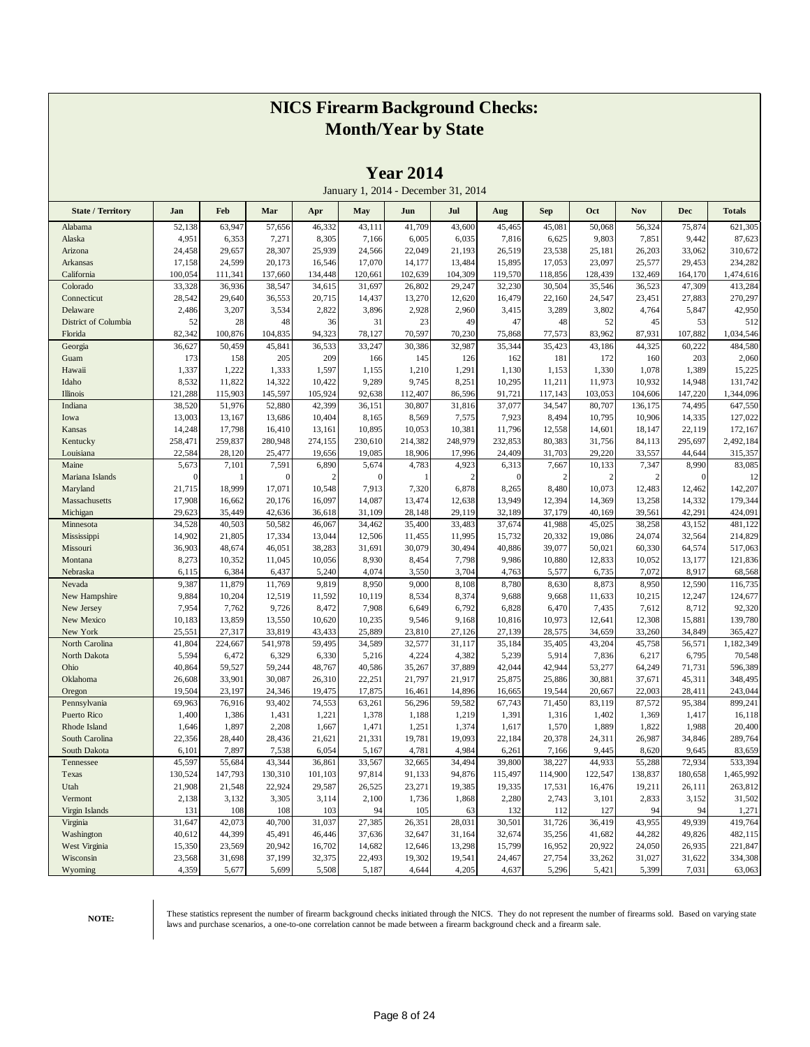# NICS Firearm Background Checks: Month/Year by State

## Year 2014

January 1, 2014 - December 31, 2014

| State / Territory | Jan | Feb | Mar | Apr | May | Jun | Jul | Aug | Sep | Oct | Nov | Dec | Totals |
|---|---|---|---|---|---|---|---|---|---|---|---|---|---|
| Alabama | 52,138 | 63,947 | 57,656 | 46,332 | 43,111 | 41,709 | 43,600 | 45,465 | 45,081 | 50,068 | 56,324 | 75,874 | 621,305 |
| Alaska | 4,951 | 6,353 | 7,271 | 8,305 | 7,166 | 6,005 | 6,035 | 7,816 | 6,625 | 9,803 | 7,851 | 9,442 | 87,623 |
| Arizona | 24,458 | 29,657 | 28,307 | 25,939 | 24,566 | 22,049 | 21,193 | 26,519 | 23,538 | 25,181 | 26,203 | 33,062 | 310,672 |
| Arkansas | 17,158 | 24,599 | 20,173 | 16,546 | 17,070 | 14,177 | 13,484 | 15,895 | 17,053 | 23,097 | 25,577 | 29,453 | 234,282 |
| California | 100,054 | 111,341 | 137,660 | 134,448 | 120,661 | 102,639 | 104,309 | 119,570 | 118,856 | 128,439 | 132,469 | 164,170 | 1,474,616 |
| Colorado | 33,328 | 36,936 | 38,547 | 34,615 | 31,697 | 26,802 | 29,247 | 32,230 | 30,504 | 35,546 | 36,523 | 47,309 | 413,284 |
| Connecticut | 28,542 | 29,640 | 36,553 | 20,715 | 14,437 | 13,270 | 12,620 | 16,479 | 22,160 | 24,547 | 23,451 | 27,883 | 270,297 |
| Delaware | 2,486 | 3,207 | 3,534 | 2,822 | 3,896 | 2,928 | 2,960 | 3,415 | 3,289 | 3,802 | 4,764 | 5,847 | 42,950 |
| District of Columbia | 52 | 28 | 48 | 36 | 31 | 23 | 49 | 47 | 48 | 52 | 45 | 53 | 512 |
| Florida | 82,342 | 100,876 | 104,835 | 94,323 | 78,127 | 70,597 | 70,230 | 75,868 | 77,573 | 83,962 | 87,931 | 107,882 | 1,034,546 |
| Georgia | 36,627 | 50,459 | 45,841 | 36,533 | 33,247 | 30,386 | 32,987 | 35,344 | 35,423 | 43,186 | 44,325 | 60,222 | 484,580 |
| Guam | 173 | 158 | 205 | 209 | 166 | 145 | 126 | 162 | 181 | 172 | 160 | 203 | 2,060 |
| Hawaii | 1,337 | 1,222 | 1,333 | 1,597 | 1,155 | 1,210 | 1,291 | 1,130 | 1,153 | 1,330 | 1,078 | 1,389 | 15,225 |
| Idaho | 8,532 | 11,822 | 14,322 | 10,422 | 9,289 | 9,745 | 8,251 | 10,295 | 11,211 | 11,973 | 10,932 | 14,948 | 131,742 |
| Illinois | 121,288 | 115,903 | 145,597 | 105,924 | 92,638 | 112,407 | 86,596 | 91,721 | 117,143 | 103,053 | 104,606 | 147,220 | 1,344,096 |
| Indiana | 38,520 | 51,976 | 52,880 | 42,399 | 36,151 | 30,807 | 31,816 | 37,077 | 34,547 | 80,707 | 136,175 | 74,495 | 647,550 |
| Iowa | 13,003 | 13,167 | 13,686 | 10,404 | 8,165 | 8,569 | 7,575 | 7,923 | 8,494 | 10,795 | 10,906 | 14,335 | 127,022 |
| Kansas | 14,248 | 17,798 | 16,410 | 13,161 | 10,895 | 10,053 | 10,381 | 11,796 | 12,558 | 14,601 | 18,147 | 22,119 | 172,167 |
| Kentucky | 258,471 | 259,837 | 280,948 | 274,155 | 230,610 | 214,382 | 248,979 | 232,853 | 80,383 | 31,756 | 84,113 | 295,697 | 2,492,184 |
| Louisiana | 22,584 | 28,120 | 25,477 | 19,656 | 19,085 | 18,906 | 17,996 | 24,409 | 31,703 | 29,220 | 33,557 | 44,644 | 315,357 |
| Maine | 5,673 | 7,101 | 7,591 | 6,890 | 5,674 | 4,783 | 4,923 | 6,313 | 7,667 | 10,133 | 7,347 | 8,990 | 83,085 |
| Mariana Islands | 0 | 1 | 0 | 2 | 0 | 1 | 2 | 0 | 2 | 2 | 2 | 0 | 12 |
| Maryland | 21,715 | 18,999 | 17,071 | 10,548 | 7,913 | 7,320 | 6,878 | 8,265 | 8,480 | 10,073 | 12,483 | 12,462 | 142,207 |
| Massachusetts | 17,908 | 16,662 | 20,176 | 16,097 | 14,087 | 13,474 | 12,638 | 13,949 | 12,394 | 14,369 | 13,258 | 14,332 | 179,344 |
| Michigan | 29,623 | 35,449 | 42,636 | 36,618 | 31,109 | 28,148 | 29,119 | 32,189 | 37,179 | 40,169 | 39,561 | 42,291 | 424,091 |
| Minnesota | 34,528 | 40,503 | 50,582 | 46,067 | 34,462 | 35,400 | 33,483 | 37,674 | 41,988 | 45,025 | 38,258 | 43,152 | 481,122 |
| Mississippi | 14,902 | 21,805 | 17,334 | 13,044 | 12,506 | 11,455 | 11,995 | 15,732 | 20,332 | 19,086 | 24,074 | 32,564 | 214,829 |
| Missouri | 36,903 | 48,674 | 46,051 | 38,283 | 31,691 | 30,079 | 30,494 | 40,886 | 39,077 | 50,021 | 60,330 | 64,574 | 517,063 |
| Montana | 8,273 | 10,352 | 11,045 | 10,056 | 8,930 | 8,454 | 7,798 | 9,986 | 10,880 | 12,833 | 10,052 | 13,177 | 121,836 |
| Nebraska | 6,115 | 6,384 | 6,437 | 5,240 | 4,074 | 3,550 | 3,704 | 4,763 | 5,577 | 6,735 | 7,072 | 8,917 | 68,568 |
| Nevada | 9,387 | 11,879 | 11,769 | 9,819 | 8,950 | 9,000 | 8,108 | 8,780 | 8,630 | 8,873 | 8,950 | 12,590 | 116,735 |
| New Hampshire | 9,884 | 10,204 | 12,519 | 11,592 | 10,119 | 8,534 | 8,374 | 9,688 | 9,668 | 11,633 | 10,215 | 12,247 | 124,677 |
| New Jersey | 7,954 | 7,762 | 9,726 | 8,472 | 7,908 | 6,649 | 6,792 | 6,828 | 6,470 | 7,435 | 7,612 | 8,712 | 92,320 |
| New Mexico | 10,183 | 13,859 | 13,550 | 10,620 | 10,235 | 9,546 | 9,168 | 10,816 | 10,973 | 12,641 | 12,308 | 15,881 | 139,780 |
| New York | 25,551 | 27,317 | 33,819 | 43,433 | 25,889 | 23,810 | 27,126 | 27,139 | 28,575 | 34,659 | 33,260 | 34,849 | 365,427 |
| North Carolina | 41,804 | 224,667 | 541,978 | 59,495 | 34,589 | 32,577 | 31,117 | 35,184 | 35,405 | 43,204 | 45,758 | 56,571 | 1,182,349 |
| North Dakota | 5,594 | 6,472 | 6,329 | 6,330 | 5,216 | 4,224 | 4,382 | 5,239 | 5,914 | 7,836 | 6,217 | 6,795 | 70,548 |
| Ohio | 40,864 | 59,527 | 59,244 | 48,767 | 40,586 | 35,267 | 37,889 | 42,044 | 42,944 | 53,277 | 64,249 | 71,731 | 596,389 |
| Oklahoma | 26,608 | 33,901 | 30,087 | 26,310 | 22,251 | 21,797 | 21,917 | 25,875 | 25,886 | 30,881 | 37,671 | 45,311 | 348,495 |
| Oregon | 19,504 | 23,197 | 24,346 | 19,475 | 17,875 | 16,461 | 14,896 | 16,665 | 19,544 | 20,667 | 22,003 | 28,411 | 243,044 |
| Pennsylvania | 69,963 | 76,916 | 93,402 | 74,553 | 63,261 | 56,296 | 59,582 | 67,743 | 71,450 | 83,119 | 87,572 | 95,384 | 899,241 |
| Puerto Rico | 1,400 | 1,386 | 1,431 | 1,221 | 1,378 | 1,188 | 1,219 | 1,391 | 1,316 | 1,402 | 1,369 | 1,417 | 16,118 |
| Rhode Island | 1,646 | 1,897 | 2,208 | 1,667 | 1,471 | 1,251 | 1,374 | 1,617 | 1,570 | 1,889 | 1,822 | 1,988 | 20,400 |
| South Carolina | 22,356 | 28,440 | 28,436 | 21,621 | 21,331 | 19,781 | 19,093 | 22,184 | 20,378 | 24,311 | 26,987 | 34,846 | 289,764 |
| South Dakota | 6,101 | 7,897 | 7,538 | 6,054 | 5,167 | 4,781 | 4,984 | 6,261 | 7,166 | 9,445 | 8,620 | 9,645 | 83,659 |
| Tennessee | 45,597 | 55,684 | 43,344 | 36,861 | 33,567 | 32,665 | 34,494 | 39,800 | 38,227 | 44,933 | 55,288 | 72,934 | 533,394 |
| Texas | 130,524 | 147,793 | 130,310 | 101,103 | 97,814 | 91,133 | 94,876 | 115,497 | 114,900 | 122,547 | 138,837 | 180,658 | 1,465,992 |
| Utah | 21,908 | 21,548 | 22,924 | 29,587 | 26,525 | 23,271 | 19,385 | 19,335 | 17,531 | 16,476 | 19,211 | 26,111 | 263,812 |
| Vermont | 2,138 | 3,132 | 3,305 | 3,114 | 2,100 | 1,736 | 1,868 | 2,280 | 2,743 | 3,101 | 2,833 | 3,152 | 31,502 |
| Virgin Islands | 131 | 108 | 108 | 103 | 94 | 105 | 63 | 132 | 112 | 127 | 94 | 94 | 1,271 |
| Virginia | 31,647 | 42,073 | 40,700 | 31,037 | 27,385 | 26,351 | 28,031 | 30,501 | 31,726 | 36,419 | 43,955 | 49,939 | 419,764 |
| Washington | 40,612 | 44,399 | 45,491 | 46,446 | 37,636 | 32,647 | 31,164 | 32,674 | 35,256 | 41,682 | 44,282 | 49,826 | 482,115 |
| West Virginia | 15,350 | 23,569 | 20,942 | 16,702 | 14,682 | 12,646 | 13,298 | 15,799 | 16,952 | 20,922 | 24,050 | 26,935 | 221,847 |
| Wisconsin | 23,568 | 31,698 | 37,199 | 32,375 | 22,493 | 19,302 | 19,541 | 24,467 | 27,754 | 33,262 | 31,027 | 31,622 | 334,308 |
| Wyoming | 4,359 | 5,677 | 5,699 | 5,508 | 5,187 | 4,644 | 4,205 | 4,637 | 5,296 | 5,421 | 5,399 | 7,031 | 63,063 |

**NOTE:** These statistics represent the number of firearm background checks initiated through the NICS. They do not represent the number of firearms sold. Based on varying state laws and purchase scenarios, a one-to-one correlation cannot be made between a firearm background check and a firearm sale.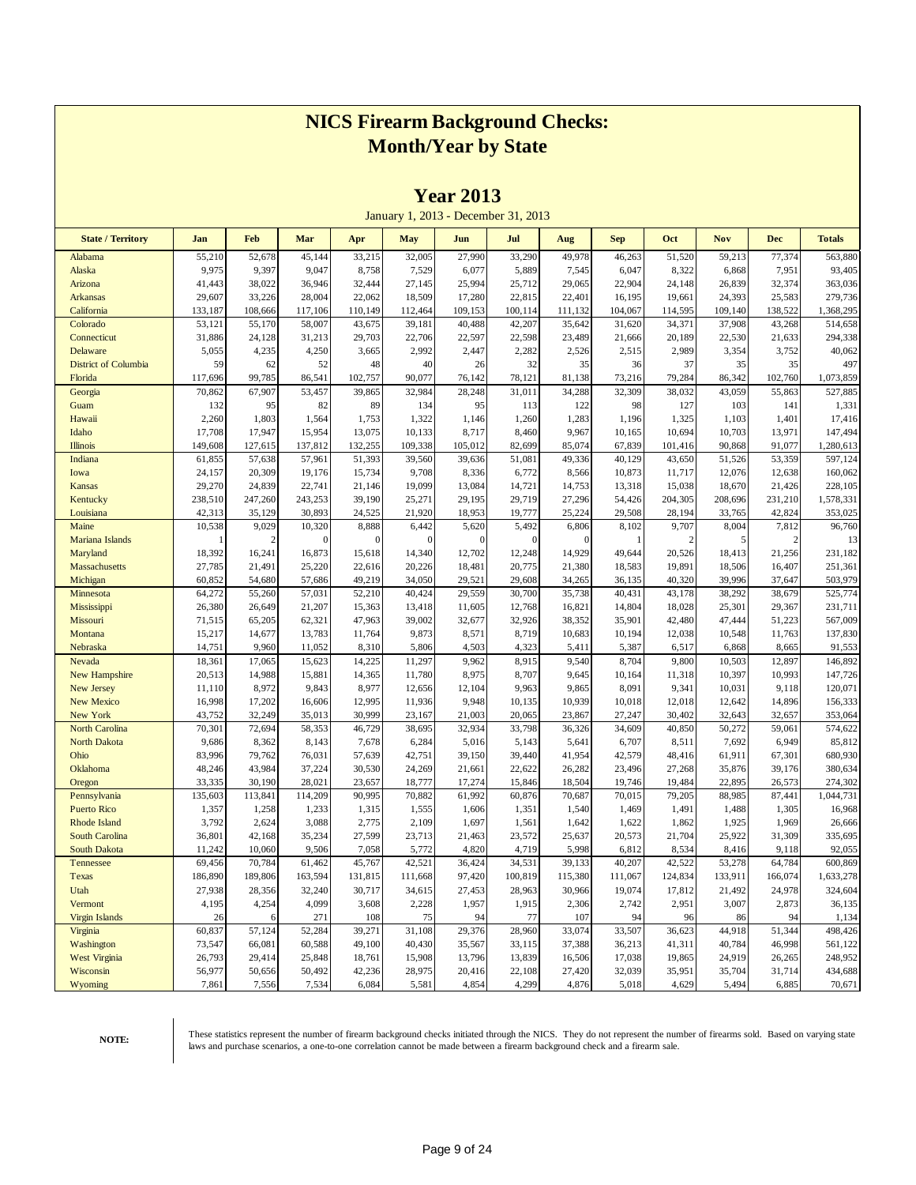# NICS Firearm Background Checks: Month/Year by State

## Year 2013

January 1, 2013 - December 31, 2013

| State / Territory | Jan | Feb | Mar | Apr | May | Jun | Jul | Aug | Sep | Oct | Nov | Dec | Totals |
|---|---|---|---|---|---|---|---|---|---|---|---|---|---|
| Alabama | 55,210 | 52,678 | 45,144 | 33,215 | 32,005 | 27,990 | 33,290 | 49,978 | 46,263 | 51,520 | 59,213 | 77,374 | 563,880 |
| Alaska | 9,975 | 9,397 | 9,047 | 8,758 | 7,529 | 6,077 | 5,889 | 7,545 | 6,047 | 8,322 | 6,868 | 7,951 | 93,405 |
| Arizona | 41,443 | 38,022 | 36,946 | 32,444 | 27,145 | 25,994 | 25,712 | 29,065 | 22,904 | 24,148 | 26,839 | 32,374 | 363,036 |
| Arkansas | 29,607 | 33,226 | 28,004 | 22,062 | 18,509 | 17,280 | 22,815 | 22,401 | 16,195 | 19,661 | 24,393 | 25,583 | 279,736 |
| California | 133,187 | 108,666 | 117,106 | 110,149 | 112,464 | 109,153 | 100,114 | 111,132 | 104,067 | 114,595 | 109,140 | 138,522 | 1,368,295 |
| Colorado | 53,121 | 55,170 | 58,007 | 43,675 | 39,181 | 40,488 | 42,207 | 35,642 | 31,620 | 34,371 | 37,908 | 43,268 | 514,658 |
| Connecticut | 31,886 | 24,128 | 31,213 | 29,703 | 22,706 | 22,597 | 22,598 | 23,489 | 21,666 | 20,189 | 22,530 | 21,633 | 294,338 |
| Delaware | 5,055 | 4,235 | 4,250 | 3,665 | 2,992 | 2,447 | 2,282 | 2,526 | 2,515 | 2,989 | 3,354 | 3,752 | 40,062 |
| District of Columbia | 59 | 62 | 52 | 48 | 40 | 26 | 32 | 35 | 36 | 37 | 35 | 35 | 497 |
| Florida | 117,696 | 99,785 | 86,541 | 102,757 | 90,077 | 76,142 | 78,121 | 81,138 | 73,216 | 79,284 | 86,342 | 102,760 | 1,073,859 |
| Georgia | 70,862 | 67,907 | 53,457 | 39,865 | 32,984 | 28,248 | 31,011 | 34,288 | 32,309 | 38,032 | 43,059 | 55,863 | 527,885 |
| Guam | 132 | 95 | 82 | 89 | 134 | 95 | 113 | 122 | 98 | 127 | 103 | 141 | 1,331 |
| Hawaii | 2,260 | 1,803 | 1,564 | 1,753 | 1,322 | 1,146 | 1,260 | 1,283 | 1,196 | 1,325 | 1,103 | 1,401 | 17,416 |
| Idaho | 17,708 | 17,947 | 15,954 | 13,075 | 10,133 | 8,717 | 8,460 | 9,967 | 10,165 | 10,694 | 10,703 | 13,971 | 147,494 |
| Illinois | 149,608 | 127,615 | 137,812 | 132,255 | 109,338 | 105,012 | 82,699 | 85,074 | 67,839 | 101,416 | 90,868 | 91,077 | 1,280,613 |
| Indiana | 61,855 | 57,638 | 57,961 | 51,393 | 39,560 | 39,636 | 51,081 | 49,336 | 40,129 | 43,650 | 51,526 | 53,359 | 597,124 |
| Iowa | 24,157 | 20,309 | 19,176 | 15,734 | 9,708 | 8,336 | 6,772 | 8,566 | 10,873 | 11,717 | 12,076 | 12,638 | 160,062 |
| Kansas | 29,270 | 24,839 | 22,741 | 21,146 | 19,099 | 13,084 | 14,721 | 14,753 | 13,318 | 15,038 | 18,670 | 21,426 | 228,105 |
| Kentucky | 238,510 | 247,260 | 243,253 | 39,190 | 25,271 | 29,195 | 29,719 | 27,296 | 54,426 | 204,305 | 208,696 | 231,210 | 1,578,331 |
| Louisiana | 42,313 | 35,129 | 30,893 | 24,525 | 21,920 | 18,953 | 19,777 | 25,224 | 29,508 | 28,194 | 33,765 | 42,824 | 353,025 |
| Maine | 10,538 | 9,029 | 10,320 | 8,888 | 6,442 | 5,620 | 5,492 | 6,806 | 8,102 | 9,707 | 8,004 | 7,812 | 96,760 |
| Mariana Islands | 1 | 2 | 0 | 0 | 0 | 0 | 0 | 0 | 1 | 2 | 5 | 2 | 13 |
| Maryland | 18,392 | 16,241 | 16,873 | 15,618 | 14,340 | 12,702 | 12,248 | 14,929 | 49,644 | 20,526 | 18,413 | 21,256 | 231,182 |
| Massachusetts | 27,785 | 21,491 | 25,220 | 22,616 | 20,226 | 18,481 | 20,775 | 21,380 | 18,583 | 19,891 | 18,506 | 16,407 | 251,361 |
| Michigan | 60,852 | 54,680 | 57,686 | 49,219 | 34,050 | 29,521 | 29,608 | 34,265 | 36,135 | 40,320 | 39,996 | 37,647 | 503,979 |
| Minnesota | 64,272 | 55,260 | 57,031 | 52,210 | 40,424 | 29,559 | 30,700 | 35,738 | 40,431 | 43,178 | 38,292 | 38,679 | 525,774 |
| Mississippi | 26,380 | 26,649 | 21,207 | 15,363 | 13,418 | 11,605 | 12,768 | 16,821 | 14,804 | 18,028 | 25,301 | 29,367 | 231,711 |
| Missouri | 71,515 | 65,205 | 62,321 | 47,963 | 39,002 | 32,677 | 32,926 | 38,352 | 35,901 | 42,480 | 47,444 | 51,223 | 567,009 |
| Montana | 15,217 | 14,677 | 13,783 | 11,764 | 9,873 | 8,571 | 8,719 | 10,683 | 10,194 | 12,038 | 10,548 | 11,763 | 137,830 |
| Nebraska | 14,751 | 9,960 | 11,052 | 8,310 | 5,806 | 4,503 | 4,323 | 5,411 | 5,387 | 6,517 | 6,868 | 8,665 | 91,553 |
| Nevada | 18,361 | 17,065 | 15,623 | 14,225 | 11,297 | 9,962 | 8,915 | 9,540 | 8,704 | 9,800 | 10,503 | 12,897 | 146,892 |
| New Hampshire | 20,513 | 14,988 | 15,881 | 14,365 | 11,780 | 8,975 | 8,707 | 9,645 | 10,164 | 11,318 | 10,397 | 10,993 | 147,726 |
| New Jersey | 11,110 | 8,972 | 9,843 | 8,977 | 12,656 | 12,104 | 9,963 | 9,865 | 8,091 | 9,341 | 10,031 | 9,118 | 120,071 |
| New Mexico | 16,998 | 17,202 | 16,606 | 12,995 | 11,936 | 9,948 | 10,135 | 10,939 | 10,018 | 12,018 | 12,642 | 14,896 | 156,333 |
| New York | 43,752 | 32,249 | 35,013 | 30,999 | 23,167 | 21,003 | 20,065 | 23,867 | 27,247 | 30,402 | 32,643 | 32,657 | 353,064 |
| North Carolina | 70,301 | 72,694 | 58,353 | 46,729 | 38,695 | 32,934 | 33,798 | 36,326 | 34,609 | 40,850 | 50,272 | 59,061 | 574,622 |
| North Dakota | 9,686 | 8,362 | 8,143 | 7,678 | 6,284 | 5,016 | 5,143 | 5,641 | 6,707 | 8,511 | 7,692 | 6,949 | 85,812 |
| Ohio | 83,996 | 79,762 | 76,031 | 57,639 | 42,751 | 39,150 | 39,440 | 41,954 | 42,579 | 48,416 | 61,911 | 67,301 | 680,930 |
| Oklahoma | 48,246 | 43,984 | 37,224 | 30,530 | 24,269 | 21,661 | 22,622 | 26,282 | 23,496 | 27,268 | 35,876 | 39,176 | 380,634 |
| Oregon | 33,335 | 30,190 | 28,021 | 23,657 | 18,777 | 17,274 | 15,846 | 18,504 | 19,746 | 19,484 | 22,895 | 26,573 | 274,302 |
| Pennsylvania | 135,603 | 113,841 | 114,209 | 90,995 | 70,882 | 61,992 | 60,876 | 70,687 | 70,015 | 79,205 | 88,985 | 87,441 | 1,044,731 |
| Puerto Rico | 1,357 | 1,258 | 1,233 | 1,315 | 1,555 | 1,606 | 1,351 | 1,540 | 1,469 | 1,491 | 1,488 | 1,305 | 16,968 |
| Rhode Island | 3,792 | 2,624 | 3,088 | 2,775 | 2,109 | 1,697 | 1,561 | 1,642 | 1,622 | 1,862 | 1,925 | 1,969 | 26,666 |
| South Carolina | 36,801 | 42,168 | 35,234 | 27,599 | 23,713 | 21,463 | 23,572 | 25,637 | 20,573 | 21,704 | 25,922 | 31,309 | 335,695 |
| South Dakota | 11,242 | 10,060 | 9,506 | 7,058 | 5,772 | 4,820 | 4,719 | 5,998 | 6,812 | 8,534 | 8,416 | 9,118 | 92,055 |
| Tennessee | 69,456 | 70,784 | 61,462 | 45,767 | 42,521 | 36,424 | 34,531 | 39,133 | 40,207 | 42,522 | 53,278 | 64,784 | 600,869 |
| Texas | 186,890 | 189,806 | 163,594 | 131,815 | 111,668 | 97,420 | 100,819 | 115,380 | 111,067 | 124,834 | 133,911 | 166,074 | 1,633,278 |
| Utah | 27,938 | 28,356 | 32,240 | 30,717 | 34,615 | 27,453 | 28,963 | 30,966 | 19,074 | 17,812 | 21,492 | 24,978 | 324,604 |
| Vermont | 4,195 | 4,254 | 4,099 | 3,608 | 2,228 | 1,957 | 1,915 | 2,306 | 2,742 | 2,951 | 3,007 | 2,873 | 36,135 |
| Virgin Islands | 26 | 6 | 271 | 108 | 75 | 94 | 77 | 107 | 94 | 96 | 86 | 94 | 1,134 |
| Virginia | 60,837 | 57,124 | 52,284 | 39,271 | 31,108 | 29,376 | 28,960 | 33,074 | 33,507 | 36,623 | 44,918 | 51,344 | 498,426 |
| Washington | 73,547 | 66,081 | 60,588 | 49,100 | 40,430 | 35,567 | 33,115 | 37,388 | 36,213 | 41,311 | 40,784 | 46,998 | 561,122 |
| West Virginia | 26,793 | 29,414 | 25,848 | 18,761 | 15,908 | 13,796 | 13,839 | 16,506 | 17,038 | 19,865 | 24,919 | 26,265 | 248,952 |
| Wisconsin | 56,977 | 50,656 | 50,492 | 42,236 | 28,975 | 20,416 | 22,108 | 27,420 | 32,039 | 35,951 | 35,704 | 31,714 | 434,688 |
| Wyoming | 7,861 | 7,556 | 7,534 | 6,084 | 5,581 | 4,854 | 4,299 | 4,876 | 5,018 | 4,629 | 5,494 | 6,885 | 70,671 |

**NOTE:** These statistics represent the number of firearm background checks initiated through the NICS. They do not represent the number of firearms sold. Based on varying state laws and purchase scenarios, a one-to-one correlation cannot be made between a firearm background check and a firearm sale.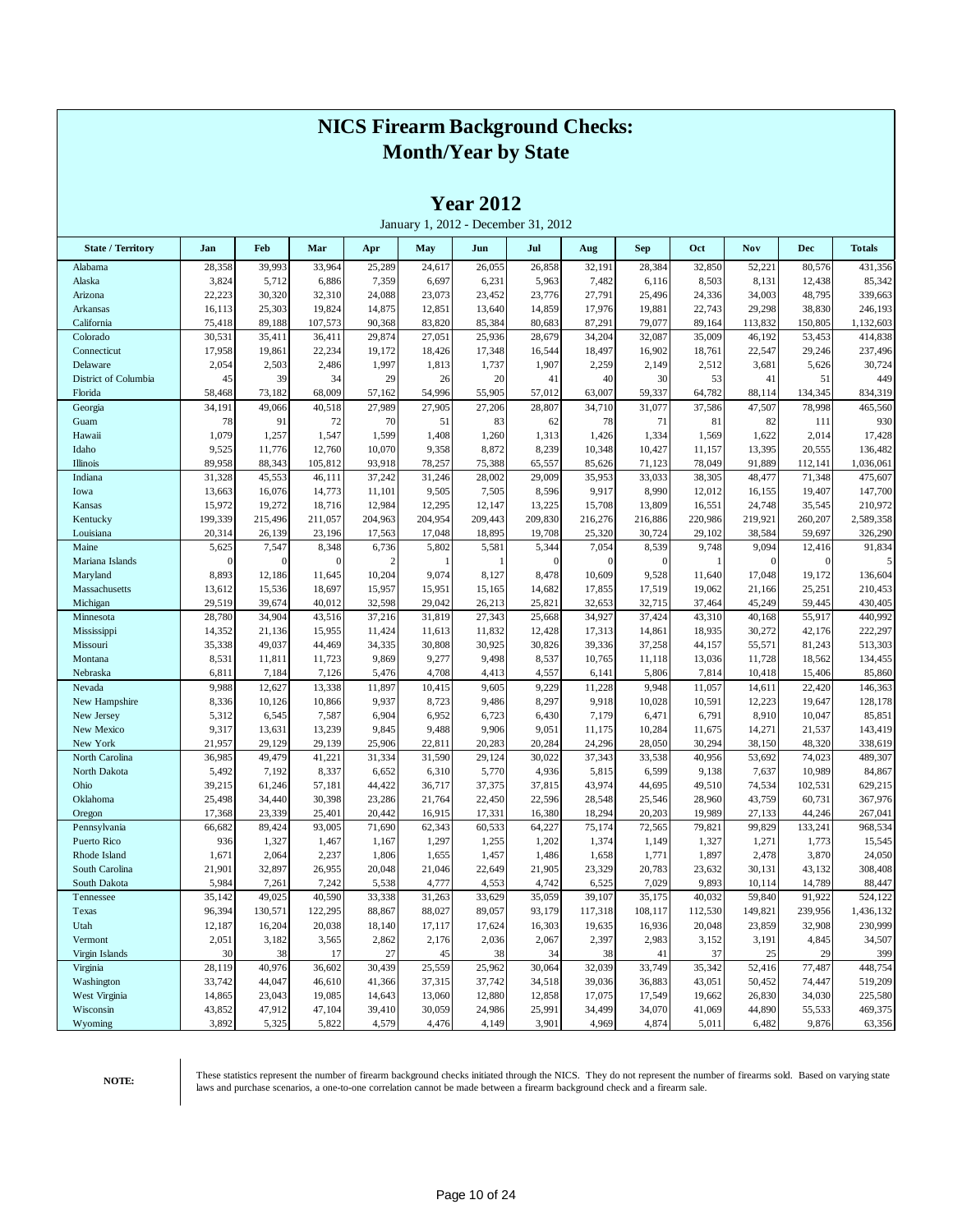# NICS Firearm Background Checks: Month/Year by State

## Year 2012

January 1, 2012 - December 31, 2012

| State / Territory | Jan | Feb | Mar | Apr | May | Jun | Jul | Aug | Sep | Oct | Nov | Dec | Totals |
|---|---|---|---|---|---|---|---|---|---|---|---|---|---|
| Alabama | 28,358 | 39,993 | 33,964 | 25,289 | 24,617 | 26,055 | 26,858 | 32,191 | 28,384 | 32,850 | 52,221 | 80,576 | 431,356 |
| Alaska | 3,824 | 5,712 | 6,886 | 7,359 | 6,697 | 6,231 | 5,963 | 7,482 | 6,116 | 8,503 | 8,131 | 12,438 | 85,342 |
| Arizona | 22,223 | 30,320 | 32,310 | 24,088 | 23,073 | 23,452 | 23,776 | 27,791 | 25,496 | 24,336 | 34,003 | 48,795 | 339,663 |
| Arkansas | 16,113 | 25,303 | 19,824 | 14,875 | 12,851 | 13,640 | 14,859 | 17,976 | 19,881 | 22,743 | 29,298 | 38,830 | 246,193 |
| California | 75,418 | 89,188 | 107,573 | 90,368 | 83,820 | 85,384 | 80,683 | 87,291 | 79,077 | 89,164 | 113,832 | 150,805 | 1,132,603 |
| Colorado | 30,531 | 35,411 | 36,411 | 29,874 | 27,051 | 25,936 | 28,679 | 34,204 | 32,087 | 35,009 | 46,192 | 53,453 | 414,838 |
| Connecticut | 17,958 | 19,861 | 22,234 | 19,172 | 18,426 | 17,348 | 16,544 | 18,497 | 16,902 | 18,761 | 22,547 | 29,246 | 237,496 |
| Delaware | 2,054 | 2,503 | 2,486 | 1,997 | 1,813 | 1,737 | 1,907 | 2,259 | 2,149 | 2,512 | 3,681 | 5,626 | 30,724 |
| District of Columbia | 45 | 39 | 34 | 29 | 26 | 20 | 41 | 40 | 30 | 53 | 41 | 51 | 449 |
| Florida | 58,468 | 73,182 | 68,009 | 57,162 | 54,996 | 55,905 | 57,012 | 63,007 | 59,337 | 64,782 | 88,114 | 134,345 | 834,319 |
| Georgia | 34,191 | 49,066 | 40,518 | 27,989 | 27,905 | 27,206 | 28,807 | 34,710 | 31,077 | 37,586 | 47,507 | 78,998 | 465,560 |
| Guam | 78 | 91 | 72 | 70 | 51 | 83 | 62 | 78 | 71 | 81 | 82 | 111 | 930 |
| Hawaii | 1,079 | 1,257 | 1,547 | 1,599 | 1,408 | 1,260 | 1,313 | 1,426 | 1,334 | 1,569 | 1,622 | 2,014 | 17,428 |
| Idaho | 9,525 | 11,776 | 12,760 | 10,070 | 9,358 | 8,872 | 8,239 | 10,348 | 10,427 | 11,157 | 13,395 | 20,555 | 136,482 |
| Illinois | 89,958 | 88,343 | 105,812 | 93,918 | 78,257 | 75,388 | 65,557 | 85,626 | 71,123 | 78,049 | 91,889 | 112,141 | 1,036,061 |
| Indiana | 31,328 | 45,553 | 46,111 | 37,242 | 31,246 | 28,002 | 29,009 | 35,953 | 33,033 | 38,305 | 48,477 | 71,348 | 475,607 |
| Iowa | 13,663 | 16,076 | 14,773 | 11,101 | 9,505 | 7,505 | 8,596 | 9,917 | 8,990 | 12,012 | 16,155 | 19,407 | 147,700 |
| Kansas | 15,972 | 19,272 | 18,716 | 12,984 | 12,295 | 12,147 | 13,225 | 15,708 | 13,809 | 16,551 | 24,748 | 35,545 | 210,972 |
| Kentucky | 199,339 | 215,496 | 211,057 | 204,963 | 204,954 | 209,443 | 209,830 | 216,276 | 216,886 | 220,986 | 219,921 | 260,207 | 2,589,358 |
| Louisiana | 20,314 | 26,139 | 23,196 | 17,563 | 17,048 | 18,895 | 19,708 | 25,320 | 30,724 | 29,102 | 38,584 | 59,697 | 326,290 |
| Maine | 5,625 | 7,547 | 8,348 | 6,736 | 5,802 | 5,581 | 5,344 | 7,054 | 8,539 | 9,748 | 9,094 | 12,416 | 91,834 |
| Mariana Islands | 0 | 0 | 0 | 2 | 1 | 1 | 0 | 0 | 0 | 1 | 0 | 0 | 5 |
| Maryland | 8,893 | 12,186 | 11,645 | 10,204 | 9,074 | 8,127 | 8,478 | 10,609 | 9,528 | 11,640 | 17,048 | 19,172 | 136,604 |
| Massachusetts | 13,612 | 15,536 | 18,697 | 15,957 | 15,951 | 15,165 | 14,682 | 17,855 | 17,519 | 19,062 | 21,166 | 25,251 | 210,453 |
| Michigan | 29,519 | 39,674 | 40,012 | 32,598 | 29,042 | 26,213 | 25,821 | 32,653 | 32,715 | 37,464 | 45,249 | 59,445 | 430,405 |
| Minnesota | 28,780 | 34,904 | 43,516 | 37,216 | 31,819 | 27,343 | 25,668 | 34,927 | 37,424 | 43,310 | 40,168 | 55,917 | 440,992 |
| Mississippi | 14,352 | 21,136 | 15,955 | 11,424 | 11,613 | 11,832 | 12,428 | 17,313 | 14,861 | 18,935 | 30,272 | 42,176 | 222,297 |
| Missouri | 35,338 | 49,037 | 44,469 | 34,335 | 30,808 | 30,925 | 30,826 | 39,336 | 37,258 | 44,157 | 55,571 | 81,243 | 513,303 |
| Montana | 8,531 | 11,811 | 11,723 | 9,869 | 9,277 | 9,498 | 8,537 | 10,765 | 11,118 | 13,036 | 11,728 | 18,562 | 134,455 |
| Nebraska | 6,811 | 7,184 | 7,126 | 5,476 | 4,708 | 4,413 | 4,557 | 6,141 | 5,806 | 7,814 | 10,418 | 15,406 | 85,860 |
| Nevada | 9,988 | 12,627 | 13,338 | 11,897 | 10,415 | 9,605 | 9,229 | 11,228 | 9,948 | 11,057 | 14,611 | 22,420 | 146,363 |
| New Hampshire | 8,336 | 10,126 | 10,866 | 9,937 | 8,723 | 9,486 | 8,297 | 9,918 | 10,028 | 10,591 | 12,223 | 19,647 | 128,178 |
| New Jersey | 5,312 | 6,545 | 7,587 | 6,904 | 6,952 | 6,723 | 6,430 | 7,179 | 6,471 | 6,791 | 8,910 | 10,047 | 85,851 |
| New Mexico | 9,317 | 13,631 | 13,239 | 9,845 | 9,488 | 9,906 | 9,051 | 11,175 | 10,284 | 11,675 | 14,271 | 21,537 | 143,419 |
| New York | 21,957 | 29,129 | 29,139 | 25,906 | 22,811 | 20,283 | 20,284 | 24,296 | 28,050 | 30,294 | 38,150 | 48,320 | 338,619 |
| North Carolina | 36,985 | 49,479 | 41,221 | 31,334 | 31,590 | 29,124 | 30,022 | 37,343 | 33,538 | 40,956 | 53,692 | 74,023 | 489,307 |
| North Dakota | 5,492 | 7,192 | 8,337 | 6,652 | 6,310 | 5,770 | 4,936 | 5,815 | 6,599 | 9,138 | 7,637 | 10,989 | 84,867 |
| Ohio | 39,215 | 61,246 | 57,181 | 44,422 | 36,717 | 37,375 | 37,815 | 43,974 | 44,695 | 49,510 | 74,534 | 102,531 | 629,215 |
| Oklahoma | 25,498 | 34,440 | 30,398 | 23,286 | 21,764 | 22,450 | 22,596 | 28,548 | 25,546 | 28,960 | 43,759 | 60,731 | 367,976 |
| Oregon | 17,368 | 23,339 | 25,401 | 20,442 | 16,915 | 17,331 | 16,380 | 18,294 | 20,203 | 19,989 | 27,133 | 44,246 | 267,041 |
| Pennsylvania | 66,682 | 89,424 | 93,005 | 71,690 | 62,343 | 60,533 | 64,227 | 75,174 | 72,565 | 79,821 | 99,829 | 133,241 | 968,534 |
| Puerto Rico | 936 | 1,327 | 1,467 | 1,167 | 1,297 | 1,255 | 1,202 | 1,374 | 1,149 | 1,327 | 1,271 | 1,773 | 15,545 |
| Rhode Island | 1,671 | 2,064 | 2,237 | 1,806 | 1,655 | 1,457 | 1,486 | 1,658 | 1,771 | 1,897 | 2,478 | 3,870 | 24,050 |
| South Carolina | 21,901 | 32,897 | 26,955 | 20,048 | 21,046 | 22,649 | 21,905 | 23,329 | 20,783 | 23,632 | 30,131 | 43,132 | 308,408 |
| South Dakota | 5,984 | 7,261 | 7,242 | 5,538 | 4,777 | 4,553 | 4,742 | 6,525 | 7,029 | 9,893 | 10,114 | 14,789 | 88,447 |
| Tennessee | 35,142 | 49,025 | 40,590 | 33,338 | 31,263 | 33,629 | 35,059 | 39,107 | 35,175 | 40,032 | 59,840 | 91,922 | 524,122 |
| Texas | 96,394 | 130,571 | 122,295 | 88,867 | 88,027 | 89,057 | 93,179 | 117,318 | 108,117 | 112,530 | 149,821 | 239,956 | 1,436,132 |
| Utah | 12,187 | 16,204 | 20,038 | 18,140 | 17,117 | 17,624 | 16,303 | 19,635 | 16,936 | 20,048 | 23,859 | 32,908 | 230,999 |
| Vermont | 2,051 | 3,182 | 3,565 | 2,862 | 2,176 | 2,036 | 2,067 | 2,397 | 2,983 | 3,152 | 3,191 | 4,845 | 34,507 |
| Virgin Islands | 30 | 38 | 17 | 27 | 45 | 38 | 34 | 38 | 41 | 37 | 25 | 29 | 399 |
| Virginia | 28,119 | 40,976 | 36,602 | 30,439 | 25,559 | 25,962 | 30,064 | 32,039 | 33,749 | 35,342 | 52,416 | 77,487 | 448,754 |
| Washington | 33,742 | 44,047 | 46,610 | 41,366 | 37,315 | 37,742 | 34,518 | 39,036 | 36,883 | 43,051 | 50,452 | 74,447 | 519,209 |
| West Virginia | 14,865 | 23,043 | 19,085 | 14,643 | 13,060 | 12,880 | 12,858 | 17,075 | 17,549 | 19,662 | 26,830 | 34,030 | 225,580 |
| Wisconsin | 43,852 | 47,912 | 47,104 | 39,410 | 30,059 | 24,986 | 25,991 | 34,499 | 34,070 | 41,069 | 44,890 | 55,533 | 469,375 |
| Wyoming | 3,892 | 5,325 | 5,822 | 4,579 | 4,476 | 4,149 | 3,901 | 4,969 | 4,874 | 5,011 | 6,482 | 9,876 | 63,356 |

**NOTE:** These statistics represent the number of firearm background checks initiated through the NICS. They do not represent the number of firearms sold. Based on varying state laws and purchase scenarios, a one-to-one correlation cannot be made between a firearm background check and a firearm sale.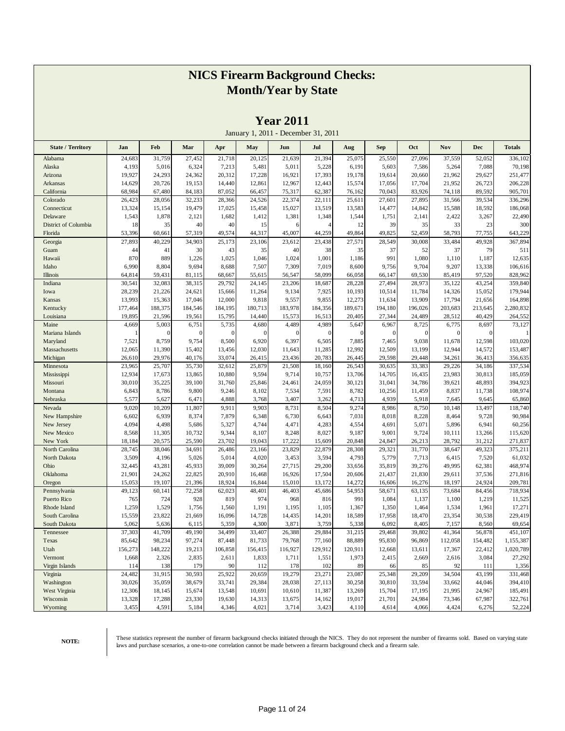# NICS Firearm Background Checks: Month/Year by State

## Year 2011

January 1, 2011 - December 31, 2011

| State / Territory | Jan | Feb | Mar | Apr | May | Jun | Jul | Aug | Sep | Oct | Nov | Dec | Totals |
|---|---|---|---|---|---|---|---|---|---|---|---|---|---|
| Alabama | 24,683 | 31,759 | 27,452 | 21,718 | 20,125 | 21,639 | 21,394 | 25,075 | 25,550 | 27,096 | 37,559 | 52,052 | 336,102 |
| Alaska | 4,193 | 5,016 | 6,324 | 7,213 | 5,481 | 5,011 | 5,228 | 6,191 | 5,603 | 7,586 | 5,264 | 7,088 | 70,198 |
| Arizona | 19,927 | 24,293 | 24,362 | 20,312 | 17,228 | 16,921 | 17,393 | 19,178 | 19,614 | 20,660 | 21,962 | 29,627 | 251,477 |
| Arkansas | 14,629 | 20,726 | 19,153 | 14,440 | 12,861 | 12,967 | 12,443 | 15,574 | 17,056 | 17,704 | 21,952 | 26,723 | 206,228 |
| California | 68,984 | 67,480 | 84,183 | 87,052 | 66,457 | 75,317 | 62,387 | 76,162 | 70,043 | 83,926 | 74,118 | 89,592 | 905,701 |
| Colorado | 26,423 | 28,056 | 32,233 | 28,366 | 24,526 | 22,374 | 22,111 | 25,611 | 27,601 | 27,895 | 31,566 | 39,534 | 336,296 |
| Connecticut | 13,324 | 15,154 | 19,479 | 17,025 | 15,458 | 15,027 | 13,519 | 13,583 | 14,477 | 14,842 | 15,588 | 18,592 | 186,068 |
| Delaware | 1,543 | 1,878 | 2,121 | 1,682 | 1,412 | 1,381 | 1,348 | 1,544 | 1,751 | 2,141 | 2,422 | 3,267 | 22,490 |
| District of Columbia | 18 | 35 | 40 | 40 | 15 | 6 | 4 | 12 | 39 | 35 | 33 | 23 | 300 |
| Florida | 53,396 | 60,661 | 57,319 | 49,574 | 44,317 | 45,007 | 44,259 | 49,864 | 49,825 | 52,459 | 58,793 | 77,755 | 643,229 |
| Georgia | 27,893 | 40,229 | 34,903 | 25,173 | 23,106 | 23,612 | 23,438 | 27,571 | 28,549 | 30,008 | 33,484 | 49,928 | 367,894 |
| Guam | 44 | 41 | 30 | 43 | 35 | 40 | 38 | 35 | 37 | 52 | 37 | 79 | 511 |
| Hawaii | 870 | 889 | 1,226 | 1,025 | 1,046 | 1,024 | 1,001 | 1,186 | 991 | 1,080 | 1,110 | 1,187 | 12,635 |
| Idaho | 6,990 | 8,804 | 9,694 | 8,688 | 7,507 | 7,309 | 7,019 | 8,600 | 9,756 | 9,704 | 9,207 | 13,338 | 106,616 |
| Illinois | 64,814 | 59,431 | 81,115 | 68,667 | 55,615 | 56,547 | 58,099 | 66,058 | 66,147 | 69,530 | 85,419 | 97,520 | 828,962 |
| Indiana | 30,541 | 32,083 | 38,315 | 29,792 | 24,145 | 23,206 | 18,687 | 28,228 | 27,494 | 28,973 | 35,122 | 43,254 | 359,840 |
| Iowa | 28,239 | 21,226 | 24,621 | 15,666 | 11,264 | 9,134 | 7,925 | 10,193 | 10,514 | 11,784 | 14,326 | 15,052 | 179,944 |
| Kansas | 13,993 | 15,363 | 17,046 | 12,000 | 9,818 | 9,557 | 9,855 | 12,273 | 11,634 | 13,909 | 17,794 | 21,656 | 164,898 |
| Kentucky | 177,464 | 188,375 | 184,546 | 184,195 | 180,713 | 183,978 | 184,356 | 189,671 | 194,180 | 196,026 | 203,683 | 213,645 | 2,280,832 |
| Louisiana | 19,895 | 21,596 | 19,561 | 15,795 | 14,440 | 15,573 | 16,513 | 20,405 | 27,344 | 24,489 | 28,512 | 40,429 | 264,552 |
| Maine | 4,669 | 5,003 | 6,751 | 5,735 | 4,680 | 4,489 | 4,989 | 5,647 | 6,967 | 8,725 | 6,775 | 8,697 | 73,127 |
| Mariana Islands | 1 | 0 | 0 | 0 | 0 | 0 | 0 | 0 | 0 | 0 | 0 | 0 | 1 |
| Maryland | 7,521 | 8,759 | 9,754 | 8,500 | 6,920 | 6,397 | 6,505 | 7,885 | 7,465 | 9,038 | 11,678 | 12,598 | 103,020 |
| Massachusetts | 12,065 | 11,390 | 15,402 | 13,456 | 12,030 | 11,643 | 11,285 | 12,992 | 12,509 | 13,199 | 12,944 | 14,572 | 153,487 |
| Michigan | 26,610 | 29,976 | 40,176 | 33,074 | 26,415 | 23,436 | 20,783 | 26,445 | 29,598 | 29,448 | 34,261 | 36,413 | 356,635 |
| Minnesota | 23,965 | 25,707 | 35,730 | 32,612 | 25,879 | 21,508 | 18,160 | 26,543 | 30,635 | 33,383 | 29,226 | 34,186 | 337,534 |
| Mississippi | 12,934 | 17,673 | 13,865 | 10,880 | 9,594 | 9,714 | 10,757 | 13,706 | 14,705 | 16,435 | 23,983 | 30,813 | 185,059 |
| Missouri | 30,010 | 35,225 | 39,100 | 31,760 | 25,846 | 24,461 | 24,059 | 30,121 | 31,041 | 34,786 | 39,621 | 48,893 | 394,923 |
| Montana | 6,843 | 8,786 | 9,800 | 9,246 | 8,102 | 7,534 | 7,591 | 8,782 | 10,256 | 11,459 | 8,837 | 11,738 | 108,974 |
| Nebraska | 5,577 | 5,627 | 6,471 | 4,888 | 3,768 | 3,407 | 3,262 | 4,713 | 4,939 | 5,918 | 7,645 | 9,645 | 65,860 |
| Nevada | 9,020 | 10,209 | 11,807 | 9,911 | 9,903 | 8,731 | 8,504 | 9,274 | 8,986 | 8,750 | 10,148 | 13,497 | 118,740 |
| New Hampshire | 6,602 | 6,939 | 8,374 | 7,879 | 6,348 | 6,730 | 6,643 | 7,031 | 8,018 | 8,228 | 8,464 | 9,728 | 90,984 |
| New Jersey | 4,094 | 4,498 | 5,686 | 5,327 | 4,744 | 4,471 | 4,283 | 4,554 | 4,691 | 5,071 | 5,896 | 6,941 | 60,256 |
| New Mexico | 8,568 | 11,305 | 10,732 | 9,344 | 8,107 | 8,248 | 8,027 | 9,187 | 9,001 | 9,724 | 10,111 | 13,266 | 115,620 |
| New York | 18,184 | 20,575 | 25,590 | 23,702 | 19,043 | 17,222 | 15,609 | 20,848 | 24,847 | 26,213 | 28,792 | 31,212 | 271,837 |
| North Carolina | 28,745 | 38,046 | 34,691 | 26,486 | 23,166 | 23,829 | 22,879 | 28,308 | 29,321 | 31,770 | 38,647 | 49,323 | 375,211 |
| North Dakota | 3,509 | 4,196 | 5,026 | 5,014 | 4,020 | 3,453 | 3,594 | 4,793 | 5,779 | 7,713 | 6,415 | 7,520 | 61,032 |
| Ohio | 32,445 | 43,281 | 45,933 | 39,009 | 30,264 | 27,715 | 29,200 | 33,656 | 35,819 | 39,276 | 49,995 | 62,381 | 468,974 |
| Oklahoma | 21,901 | 24,262 | 22,825 | 20,910 | 16,468 | 16,926 | 17,504 | 20,606 | 21,437 | 21,830 | 29,611 | 37,536 | 271,816 |
| Oregon | 15,053 | 19,107 | 21,396 | 18,924 | 16,844 | 15,010 | 13,172 | 14,272 | 16,606 | 16,276 | 18,197 | 24,924 | 209,781 |
| Pennsylvania | 49,123 | 60,141 | 72,258 | 62,023 | 48,401 | 46,403 | 45,686 | 54,953 | 58,671 | 63,135 | 73,684 | 84,456 | 718,934 |
| Puerto Rico | 765 | 724 | 928 | 819 | 974 | 968 | 816 | 991 | 1,084 | 1,137 | 1,100 | 1,219 | 11,525 |
| Rhode Island | 1,259 | 1,529 | 1,756 | 1,560 | 1,191 | 1,195 | 1,105 | 1,367 | 1,350 | 1,464 | 1,534 | 1,961 | 17,271 |
| South Carolina | 15,559 | 23,822 | 21,669 | 16,096 | 14,728 | 14,435 | 14,201 | 18,589 | 17,958 | 18,470 | 23,354 | 30,538 | 229,419 |
| South Dakota | 5,062 | 5,636 | 6,115 | 5,359 | 4,300 | 3,871 | 3,759 | 5,338 | 6,092 | 8,405 | 7,157 | 8,560 | 69,654 |
| Tennessee | 37,303 | 41,709 | 49,190 | 34,499 | 33,407 | 26,388 | 29,884 | 31,215 | 29,468 | 39,802 | 41,364 | 56,878 | 451,107 |
| Texas | 85,642 | 98,234 | 97,274 | 87,448 | 81,733 | 79,768 | 77,160 | 88,889 | 95,830 | 96,869 | 112,058 | 154,482 | 1,155,387 |
| Utah | 156,273 | 148,222 | 19,213 | 106,858 | 156,415 | 116,927 | 129,912 | 120,911 | 12,668 | 13,611 | 17,367 | 22,412 | 1,020,789 |
| Vermont | 1,668 | 2,326 | 2,835 | 2,611 | 1,833 | 1,711 | 1,551 | 1,973 | 2,415 | 2,669 | 2,616 | 3,084 | 27,292 |
| Virgin Islands | 114 | 138 | 179 | 90 | 112 | 178 | 102 | 89 | 66 | 85 | 92 | 111 | 1,356 |
| Virginia | 24,482 | 31,915 | 30,593 | 25,922 | 20,659 | 19,279 | 23,271 | 23,087 | 25,348 | 29,209 | 34,504 | 43,199 | 331,468 |
| Washington | 30,026 | 35,059 | 38,679 | 33,741 | 29,384 | 28,038 | 27,113 | 30,258 | 30,810 | 33,594 | 33,662 | 44,046 | 394,410 |
| West Virginia | 12,306 | 18,145 | 15,674 | 13,548 | 10,691 | 10,610 | 11,387 | 13,269 | 15,704 | 17,195 | 21,995 | 24,967 | 185,491 |
| Wisconsin | 13,328 | 17,288 | 23,330 | 19,630 | 14,313 | 13,675 | 14,162 | 19,017 | 21,701 | 24,984 | 73,346 | 67,987 | 322,761 |
| Wyoming | 3,455 | 4,591 | 5,184 | 4,346 | 4,021 | 3,714 | 3,423 | 4,110 | 4,614 | 4,066 | 4,424 | 6,276 | 52,224 |

**NOTE:** These statistics represent the number of firearm background checks initiated through the NICS. They do not represent the number of firearms sold. Based on varying state laws and purchase scenarios, a one-to-one correlation cannot be made between a firearm background check and a firearm sale.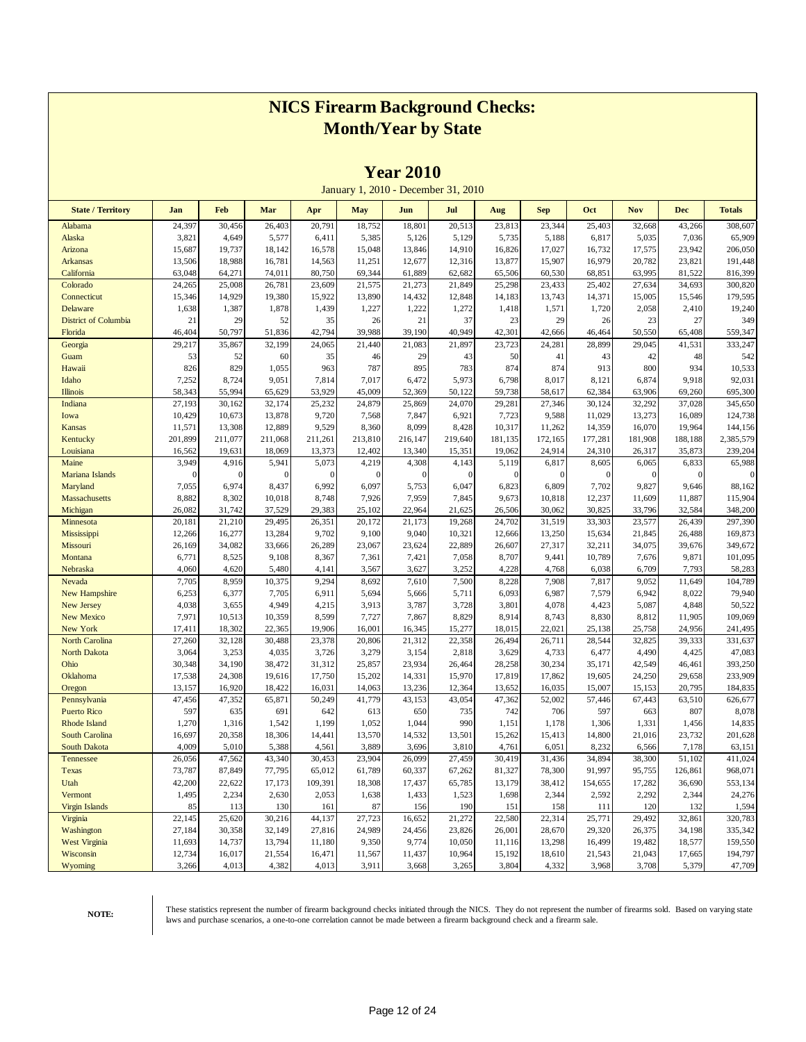# NICS Firearm Background Checks:
# Month/Year by State

## Year 2010

January 1, 2010 - December 31, 2010

| State / Territory | Jan | Feb | Mar | Apr | May | Jun | Jul | Aug | Sep | Oct | Nov | Dec | Totals |
|---|---|---|---|---|---|---|---|---|---|---|---|---|---|
| Alabama | 24,397 | 30,456 | 26,403 | 20,791 | 18,752 | 18,801 | 20,513 | 23,813 | 23,344 | 25,403 | 32,668 | 43,266 | 308,607 |
| Alaska | 3,821 | 4,649 | 5,577 | 6,411 | 5,385 | 5,126 | 5,129 | 5,735 | 5,188 | 6,817 | 5,035 | 7,036 | 65,909 |
| Arizona | 15,687 | 19,737 | 18,142 | 16,578 | 15,048 | 13,846 | 14,910 | 16,826 | 17,027 | 16,732 | 17,575 | 23,942 | 206,050 |
| Arkansas | 13,506 | 18,988 | 16,781 | 14,563 | 11,251 | 12,677 | 12,316 | 13,877 | 15,907 | 16,979 | 20,782 | 23,821 | 191,448 |
| California | 63,048 | 64,271 | 74,011 | 80,750 | 69,344 | 61,889 | 62,682 | 65,506 | 60,530 | 68,851 | 63,995 | 81,522 | 816,399 |
| Colorado | 24,265 | 25,008 | 26,781 | 23,609 | 21,575 | 21,273 | 21,849 | 25,298 | 23,433 | 25,402 | 27,634 | 34,693 | 300,820 |
| Connecticut | 15,346 | 14,929 | 19,380 | 15,922 | 13,890 | 14,432 | 12,848 | 14,183 | 13,743 | 14,371 | 15,005 | 15,546 | 179,595 |
| Delaware | 1,638 | 1,387 | 1,878 | 1,439 | 1,227 | 1,222 | 1,272 | 1,418 | 1,571 | 1,720 | 2,058 | 2,410 | 19,240 |
| District of Columbia | 21 | 29 | 52 | 35 | 26 | 21 | 37 | 23 | 29 | 26 | 23 | 27 | 349 |
| Florida | 46,404 | 50,797 | 51,836 | 42,794 | 39,988 | 39,190 | 40,949 | 42,301 | 42,666 | 46,464 | 50,550 | 65,408 | 559,347 |
| Georgia | 29,217 | 35,867 | 32,199 | 24,065 | 21,440 | 21,083 | 21,897 | 23,723 | 24,281 | 28,899 | 29,045 | 41,531 | 333,247 |
| Guam | 53 | 52 | 60 | 35 | 46 | 29 | 43 | 50 | 41 | 43 | 42 | 48 | 542 |
| Hawaii | 826 | 829 | 1,055 | 963 | 787 | 895 | 783 | 874 | 874 | 913 | 800 | 934 | 10,533 |
| Idaho | 7,252 | 8,724 | 9,051 | 7,814 | 7,017 | 6,472 | 5,973 | 6,798 | 8,017 | 8,121 | 6,874 | 9,918 | 92,031 |
| Illinois | 58,343 | 55,994 | 65,629 | 53,929 | 45,009 | 52,369 | 50,122 | 59,738 | 58,617 | 62,384 | 63,906 | 69,260 | 695,300 |
| Indiana | 27,193 | 30,162 | 32,174 | 25,232 | 24,879 | 25,869 | 24,070 | 29,281 | 27,346 | 30,124 | 32,292 | 37,028 | 345,650 |
| Iowa | 10,429 | 10,673 | 13,878 | 9,720 | 7,568 | 7,847 | 6,921 | 7,723 | 9,588 | 11,029 | 13,273 | 16,089 | 124,738 |
| Kansas | 11,571 | 13,308 | 12,889 | 9,529 | 8,360 | 8,099 | 8,428 | 10,317 | 11,262 | 14,359 | 16,070 | 19,964 | 144,156 |
| Kentucky | 201,899 | 211,077 | 211,068 | 211,261 | 213,810 | 216,147 | 219,640 | 181,135 | 172,165 | 177,281 | 181,908 | 188,188 | 2,385,579 |
| Louisiana | 16,562 | 19,631 | 18,069 | 13,373 | 12,402 | 13,340 | 15,351 | 19,062 | 24,914 | 24,310 | 26,317 | 35,873 | 239,204 |
| Maine | 3,949 | 4,916 | 5,941 | 5,073 | 4,219 | 4,308 | 4,143 | 5,119 | 6,817 | 8,605 | 6,065 | 6,833 | 65,988 |
| Mariana Islands | 0 | 0 | 0 | 0 | 0 | 0 | 0 | 0 | 0 | 0 | 0 | 0 | 0 |
| Maryland | 7,055 | 6,974 | 8,437 | 6,992 | 6,097 | 5,753 | 6,047 | 6,823 | 6,809 | 7,702 | 9,827 | 9,646 | 88,162 |
| Massachusetts | 8,882 | 8,302 | 10,018 | 8,748 | 7,926 | 7,959 | 7,845 | 9,673 | 10,818 | 12,237 | 11,609 | 11,887 | 115,904 |
| Michigan | 26,082 | 31,742 | 37,529 | 29,383 | 25,102 | 22,964 | 21,625 | 26,506 | 30,062 | 30,825 | 33,796 | 32,584 | 348,200 |
| Minnesota | 20,181 | 21,210 | 29,495 | 26,351 | 20,172 | 21,173 | 19,268 | 24,702 | 31,519 | 33,303 | 23,577 | 26,439 | 297,390 |
| Mississippi | 12,266 | 16,277 | 13,284 | 9,702 | 9,100 | 9,040 | 10,321 | 12,666 | 13,250 | 15,634 | 21,845 | 26,488 | 169,873 |
| Missouri | 26,169 | 34,082 | 33,666 | 26,289 | 23,067 | 23,624 | 22,889 | 26,607 | 27,317 | 32,211 | 34,075 | 39,676 | 349,672 |
| Montana | 6,771 | 8,525 | 9,108 | 8,367 | 7,361 | 7,421 | 7,058 | 8,707 | 9,441 | 10,789 | 7,676 | 9,871 | 101,095 |
| Nebraska | 4,060 | 4,620 | 5,480 | 4,141 | 3,567 | 3,627 | 3,252 | 4,228 | 4,768 | 6,038 | 6,709 | 7,793 | 58,283 |
| Nevada | 7,705 | 8,959 | 10,375 | 9,294 | 8,692 | 7,610 | 7,500 | 8,228 | 7,908 | 7,817 | 9,052 | 11,649 | 104,789 |
| New Hampshire | 6,253 | 6,377 | 7,705 | 6,911 | 5,694 | 5,666 | 5,711 | 6,093 | 6,987 | 7,579 | 6,942 | 8,022 | 79,940 |
| New Jersey | 4,038 | 3,655 | 4,949 | 4,215 | 3,913 | 3,787 | 3,728 | 3,801 | 4,078 | 4,423 | 5,087 | 4,848 | 50,522 |
| New Mexico | 7,971 | 10,513 | 10,359 | 8,599 | 7,727 | 7,867 | 8,829 | 8,914 | 8,743 | 8,830 | 8,812 | 11,905 | 109,069 |
| New York | 17,411 | 18,302 | 22,365 | 19,906 | 16,001 | 16,345 | 15,277 | 18,015 | 22,021 | 25,138 | 25,758 | 24,956 | 241,495 |
| North Carolina | 27,260 | 32,128 | 30,488 | 23,378 | 20,806 | 21,312 | 22,358 | 26,494 | 26,711 | 28,544 | 32,825 | 39,333 | 331,637 |
| North Dakota | 3,064 | 3,253 | 4,035 | 3,726 | 3,279 | 3,154 | 2,818 | 3,629 | 4,733 | 6,477 | 4,490 | 4,425 | 47,083 |
| Ohio | 30,348 | 34,190 | 38,472 | 31,312 | 25,857 | 23,934 | 26,464 | 28,258 | 30,234 | 35,171 | 42,549 | 46,461 | 393,250 |
| Oklahoma | 17,538 | 24,308 | 19,616 | 17,750 | 15,202 | 14,331 | 15,970 | 17,819 | 17,862 | 19,605 | 24,250 | 29,658 | 233,909 |
| Oregon | 13,157 | 16,920 | 18,422 | 16,031 | 14,063 | 13,236 | 12,364 | 13,652 | 16,035 | 15,007 | 15,153 | 20,795 | 184,835 |
| Pennsylvania | 47,456 | 47,352 | 65,871 | 50,249 | 41,779 | 43,153 | 43,054 | 47,362 | 52,002 | 57,446 | 67,443 | 63,510 | 626,677 |
| Puerto Rico | 597 | 635 | 691 | 642 | 613 | 650 | 735 | 742 | 706 | 597 | 663 | 807 | 8,078 |
| Rhode Island | 1,270 | 1,316 | 1,542 | 1,199 | 1,052 | 1,044 | 990 | 1,151 | 1,178 | 1,306 | 1,331 | 1,456 | 14,835 |
| South Carolina | 16,697 | 20,358 | 18,306 | 14,441 | 13,570 | 14,532 | 13,501 | 15,262 | 15,413 | 14,800 | 21,016 | 23,732 | 201,628 |
| South Dakota | 4,009 | 5,010 | 5,388 | 4,561 | 3,889 | 3,696 | 3,810 | 4,761 | 6,051 | 8,232 | 6,566 | 7,178 | 63,151 |
| Tennessee | 26,056 | 47,562 | 43,340 | 30,453 | 23,904 | 26,099 | 27,459 | 30,419 | 31,436 | 34,894 | 38,300 | 51,102 | 411,024 |
| Texas | 73,787 | 87,849 | 77,795 | 65,012 | 61,789 | 60,337 | 67,262 | 81,327 | 78,300 | 91,997 | 95,755 | 126,861 | 968,071 |
| Utah | 42,200 | 22,622 | 17,173 | 109,391 | 18,308 | 17,437 | 65,785 | 13,179 | 38,412 | 154,655 | 17,282 | 36,690 | 553,134 |
| Vermont | 1,495 | 2,234 | 2,630 | 2,053 | 1,638 | 1,433 | 1,523 | 1,698 | 2,344 | 2,592 | 2,292 | 2,344 | 24,276 |
| Virgin Islands | 85 | 113 | 130 | 161 | 87 | 156 | 190 | 151 | 158 | 111 | 120 | 132 | 1,594 |
| Virginia | 22,145 | 25,620 | 30,216 | 44,137 | 27,723 | 16,652 | 21,272 | 22,580 | 22,314 | 25,771 | 29,492 | 32,861 | 320,783 |
| Washington | 27,184 | 30,358 | 32,149 | 27,816 | 24,989 | 24,456 | 23,826 | 26,001 | 28,670 | 29,320 | 26,375 | 34,198 | 335,342 |
| West Virginia | 11,693 | 14,737 | 13,794 | 11,180 | 9,350 | 9,774 | 10,050 | 11,116 | 13,298 | 16,499 | 19,482 | 18,577 | 159,550 |
| Wisconsin | 12,734 | 16,017 | 21,554 | 16,471 | 11,567 | 11,437 | 10,964 | 15,192 | 18,610 | 21,543 | 21,043 | 17,665 | 194,797 |
| Wyoming | 3,266 | 4,013 | 4,382 | 4,013 | 3,911 | 3,668 | 3,265 | 3,804 | 4,332 | 3,968 | 3,708 | 5,379 | 47,709 |

**NOTE:** These statistics represent the number of firearm background checks initiated through the NICS. They do not represent the number of firearms sold. Based on varying state laws and purchase scenarios, a one-to-one correlation cannot be made between a firearm background check and a firearm sale.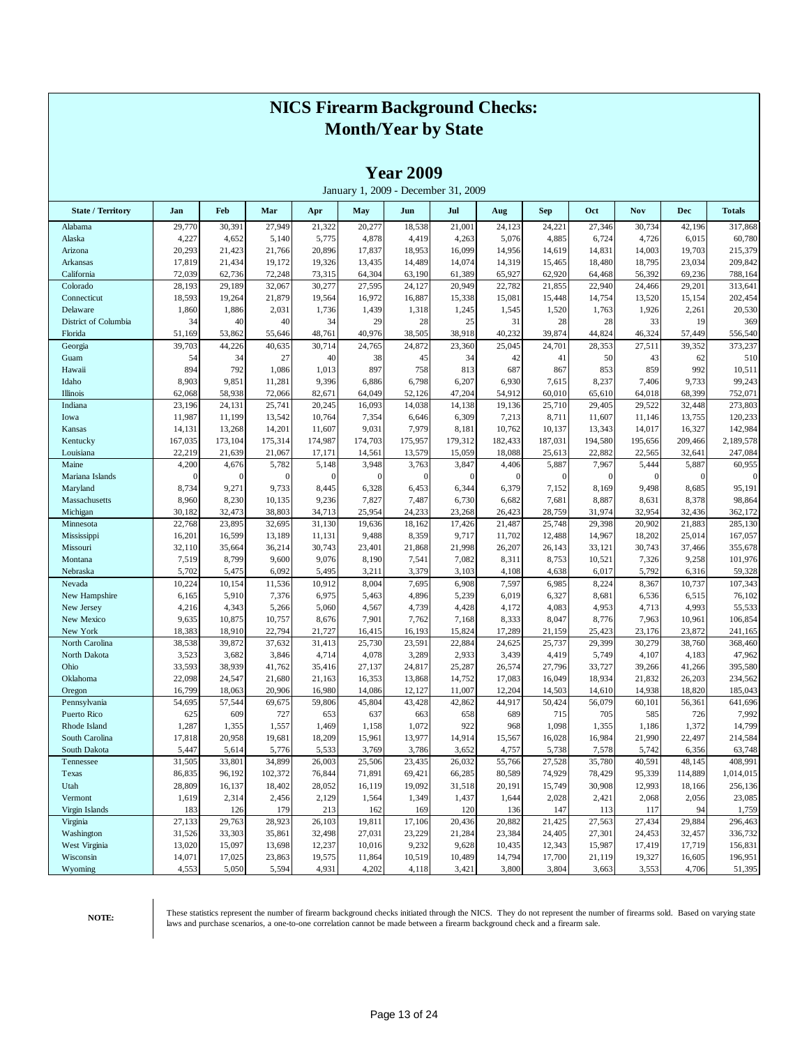# NICS Firearm Background Checks: Month/Year by State

## Year 2009

January 1, 2009 - December 31, 2009

| State / Territory | Jan | Feb | Mar | Apr | May | Jun | Jul | Aug | Sep | Oct | Nov | Dec | Totals |
|---|---|---|---|---|---|---|---|---|---|---|---|---|---|
| Alabama | 29,770 | 30,391 | 27,949 | 21,322 | 20,277 | 18,538 | 21,001 | 24,123 | 24,221 | 27,346 | 30,734 | 42,196 | 317,868 |
| Alaska | 4,227 | 4,652 | 5,140 | 5,775 | 4,878 | 4,419 | 4,263 | 5,076 | 4,885 | 6,724 | 4,726 | 6,015 | 60,780 |
| Arizona | 20,293 | 21,423 | 21,766 | 20,896 | 17,837 | 18,953 | 16,099 | 14,956 | 14,619 | 14,831 | 14,003 | 19,703 | 215,379 |
| Arkansas | 17,819 | 21,434 | 19,172 | 19,326 | 13,435 | 14,489 | 14,074 | 14,319 | 15,465 | 18,480 | 18,795 | 23,034 | 209,842 |
| California | 72,039 | 62,736 | 72,248 | 73,315 | 64,304 | 63,190 | 61,389 | 65,927 | 62,920 | 64,468 | 56,392 | 69,236 | 788,164 |
| Colorado | 28,193 | 29,189 | 32,067 | 30,277 | 27,595 | 24,127 | 20,949 | 22,782 | 21,855 | 22,940 | 24,466 | 29,201 | 313,641 |
| Connecticut | 18,593 | 19,264 | 21,879 | 19,564 | 16,972 | 16,887 | 15,338 | 15,081 | 15,448 | 14,754 | 13,520 | 15,154 | 202,454 |
| Delaware | 1,860 | 1,886 | 2,031 | 1,736 | 1,439 | 1,318 | 1,245 | 1,545 | 1,520 | 1,763 | 1,926 | 2,261 | 20,530 |
| District of Columbia | 34 | 40 | 40 | 34 | 29 | 28 | 25 | 31 | 28 | 28 | 33 | 19 | 369 |
| Florida | 51,169 | 53,862 | 55,646 | 48,761 | 40,976 | 38,505 | 38,918 | 40,232 | 39,874 | 44,824 | 46,324 | 57,449 | 556,540 |
| Georgia | 39,703 | 44,226 | 40,635 | 30,714 | 24,765 | 24,872 | 23,360 | 25,045 | 24,701 | 28,353 | 27,511 | 39,352 | 373,237 |
| Guam | 54 | 34 | 27 | 40 | 38 | 45 | 34 | 42 | 41 | 50 | 43 | 62 | 510 |
| Hawaii | 894 | 792 | 1,086 | 1,013 | 897 | 758 | 813 | 687 | 867 | 853 | 859 | 992 | 10,511 |
| Idaho | 8,903 | 9,851 | 11,281 | 9,396 | 6,886 | 6,798 | 6,207 | 6,930 | 7,615 | 8,237 | 7,406 | 9,733 | 99,243 |
| Illinois | 62,068 | 58,938 | 72,066 | 82,671 | 64,049 | 52,126 | 47,204 | 54,912 | 60,010 | 65,610 | 64,018 | 68,399 | 752,071 |
| Indiana | 23,196 | 24,131 | 25,741 | 20,245 | 16,093 | 14,038 | 14,138 | 19,136 | 25,710 | 29,405 | 29,522 | 32,448 | 273,803 |
| Iowa | 11,987 | 11,199 | 13,542 | 10,764 | 7,354 | 6,646 | 6,309 | 7,213 | 8,711 | 11,607 | 11,146 | 13,755 | 120,233 |
| Kansas | 14,131 | 13,268 | 14,201 | 11,607 | 9,031 | 7,979 | 8,181 | 10,762 | 10,137 | 13,343 | 14,017 | 16,327 | 142,984 |
| Kentucky | 167,035 | 173,104 | 175,314 | 174,987 | 174,703 | 175,957 | 179,312 | 182,433 | 187,031 | 194,580 | 195,656 | 209,466 | 2,189,578 |
| Louisiana | 22,219 | 21,639 | 21,067 | 17,171 | 14,561 | 13,579 | 15,059 | 18,088 | 25,613 | 22,882 | 22,565 | 32,641 | 247,084 |
| Maine | 4,200 | 4,676 | 5,782 | 5,148 | 3,948 | 3,763 | 3,847 | 4,406 | 5,887 | 7,967 | 5,444 | 5,887 | 60,955 |
| Mariana Islands | 0 | 0 | 0 | 0 | 0 | 0 | 0 | 0 | 0 | 0 | 0 | 0 | 0 |
| Maryland | 8,734 | 9,271 | 9,733 | 8,445 | 6,328 | 6,453 | 6,344 | 6,379 | 7,152 | 8,169 | 9,498 | 8,685 | 95,191 |
| Massachusetts | 8,960 | 8,230 | 10,135 | 9,236 | 7,827 | 7,487 | 6,730 | 6,682 | 7,681 | 8,887 | 8,631 | 8,378 | 98,864 |
| Michigan | 30,182 | 32,473 | 38,803 | 34,713 | 25,954 | 24,233 | 23,268 | 26,423 | 28,759 | 31,974 | 32,954 | 32,436 | 362,172 |
| Minnesota | 22,768 | 23,895 | 32,695 | 31,130 | 19,636 | 18,162 | 17,426 | 21,487 | 25,748 | 29,398 | 20,902 | 21,883 | 285,130 |
| Mississippi | 16,201 | 16,599 | 13,189 | 11,131 | 9,488 | 8,359 | 9,717 | 11,702 | 12,488 | 14,967 | 18,202 | 25,014 | 167,057 |
| Missouri | 32,110 | 35,664 | 36,214 | 30,743 | 23,401 | 21,868 | 21,998 | 26,207 | 26,143 | 33,121 | 30,743 | 37,466 | 355,678 |
| Montana | 7,519 | 8,799 | 9,600 | 9,076 | 8,190 | 7,541 | 7,082 | 8,311 | 8,753 | 10,521 | 7,326 | 9,258 | 101,976 |
| Nebraska | 5,702 | 5,475 | 6,092 | 5,495 | 3,211 | 3,379 | 3,103 | 4,108 | 4,638 | 6,017 | 5,792 | 6,316 | 59,328 |
| Nevada | 10,224 | 10,154 | 11,536 | 10,912 | 8,004 | 7,695 | 6,908 | 7,597 | 6,985 | 8,224 | 8,367 | 10,737 | 107,343 |
| New Hampshire | 6,165 | 5,910 | 7,376 | 6,975 | 5,463 | 4,896 | 5,239 | 6,019 | 6,327 | 8,681 | 6,536 | 6,515 | 76,102 |
| New Jersey | 4,216 | 4,343 | 5,266 | 5,060 | 4,567 | 4,739 | 4,428 | 4,172 | 4,083 | 4,953 | 4,713 | 4,993 | 55,533 |
| New Mexico | 9,635 | 10,875 | 10,757 | 8,676 | 7,901 | 7,762 | 7,168 | 8,333 | 8,047 | 8,776 | 7,963 | 10,961 | 106,854 |
| New York | 18,383 | 18,910 | 22,794 | 21,727 | 16,415 | 16,193 | 15,824 | 17,289 | 21,159 | 25,423 | 23,176 | 23,872 | 241,165 |
| North Carolina | 38,538 | 39,872 | 37,632 | 31,413 | 25,730 | 23,591 | 22,884 | 24,625 | 25,737 | 29,399 | 30,279 | 38,760 | 368,460 |
| North Dakota | 3,523 | 3,682 | 3,846 | 4,714 | 4,078 | 3,289 | 2,933 | 3,439 | 4,419 | 5,749 | 4,107 | 4,183 | 47,962 |
| Ohio | 33,593 | 38,939 | 41,762 | 35,416 | 27,137 | 24,817 | 25,287 | 26,574 | 27,796 | 33,727 | 39,266 | 41,266 | 395,580 |
| Oklahoma | 22,098 | 24,547 | 21,680 | 21,163 | 16,353 | 13,868 | 14,752 | 17,083 | 16,049 | 18,934 | 21,832 | 26,203 | 234,562 |
| Oregon | 16,799 | 18,063 | 20,906 | 16,980 | 14,086 | 12,127 | 11,007 | 12,204 | 14,503 | 14,610 | 14,938 | 18,820 | 185,043 |
| Pennsylvania | 54,695 | 57,544 | 69,675 | 59,806 | 45,804 | 43,428 | 42,862 | 44,917 | 50,424 | 56,079 | 60,101 | 56,361 | 641,696 |
| Puerto Rico | 625 | 609 | 727 | 653 | 637 | 663 | 658 | 689 | 715 | 705 | 585 | 726 | 7,992 |
| Rhode Island | 1,287 | 1,355 | 1,557 | 1,469 | 1,158 | 1,072 | 922 | 968 | 1,098 | 1,355 | 1,186 | 1,372 | 14,799 |
| South Carolina | 17,818 | 20,958 | 19,681 | 18,209 | 15,961 | 13,977 | 14,914 | 15,567 | 16,028 | 16,984 | 21,990 | 22,497 | 214,584 |
| South Dakota | 5,447 | 5,614 | 5,776 | 5,533 | 3,769 | 3,786 | 3,652 | 4,757 | 5,738 | 7,578 | 5,742 | 6,356 | 63,748 |
| Tennessee | 31,505 | 33,801 | 34,899 | 26,003 | 25,506 | 23,435 | 26,032 | 55,766 | 27,528 | 35,780 | 40,591 | 48,145 | 408,991 |
| Texas | 86,835 | 96,192 | 102,372 | 76,844 | 71,891 | 69,421 | 66,285 | 80,589 | 74,929 | 78,429 | 95,339 | 114,889 | 1,014,015 |
| Utah | 28,809 | 16,137 | 18,402 | 28,052 | 16,119 | 19,092 | 31,518 | 20,191 | 15,749 | 30,908 | 12,993 | 18,166 | 256,136 |
| Vermont | 1,619 | 2,314 | 2,456 | 2,129 | 1,564 | 1,349 | 1,437 | 1,644 | 2,028 | 2,421 | 2,068 | 2,056 | 23,085 |
| Virgin Islands | 183 | 126 | 179 | 213 | 162 | 169 | 120 | 136 | 147 | 113 | 117 | 94 | 1,759 |
| Virginia | 27,133 | 29,763 | 28,923 | 26,103 | 19,811 | 17,106 | 20,436 | 20,882 | 21,425 | 27,563 | 27,434 | 29,884 | 296,463 |
| Washington | 31,526 | 33,303 | 35,861 | 32,498 | 27,031 | 23,229 | 21,284 | 23,384 | 24,405 | 27,301 | 24,453 | 32,457 | 336,732 |
| West Virginia | 13,020 | 15,097 | 13,698 | 12,237 | 10,016 | 9,232 | 9,628 | 10,435 | 12,343 | 15,987 | 17,419 | 17,719 | 156,831 |
| Wisconsin | 14,071 | 17,025 | 23,863 | 19,575 | 11,864 | 10,519 | 10,489 | 14,794 | 17,700 | 21,119 | 19,327 | 16,605 | 196,951 |
| Wyoming | 4,553 | 5,050 | 5,594 | 4,931 | 4,202 | 4,118 | 3,421 | 3,800 | 3,804 | 3,663 | 3,553 | 4,706 | 51,395 |

**NOTE:** These statistics represent the number of firearm background checks initiated through the NICS. They do not represent the number of firearms sold. Based on varying state laws and purchase scenarios, a one-to-one correlation cannot be made between a firearm background check and a firearm sale.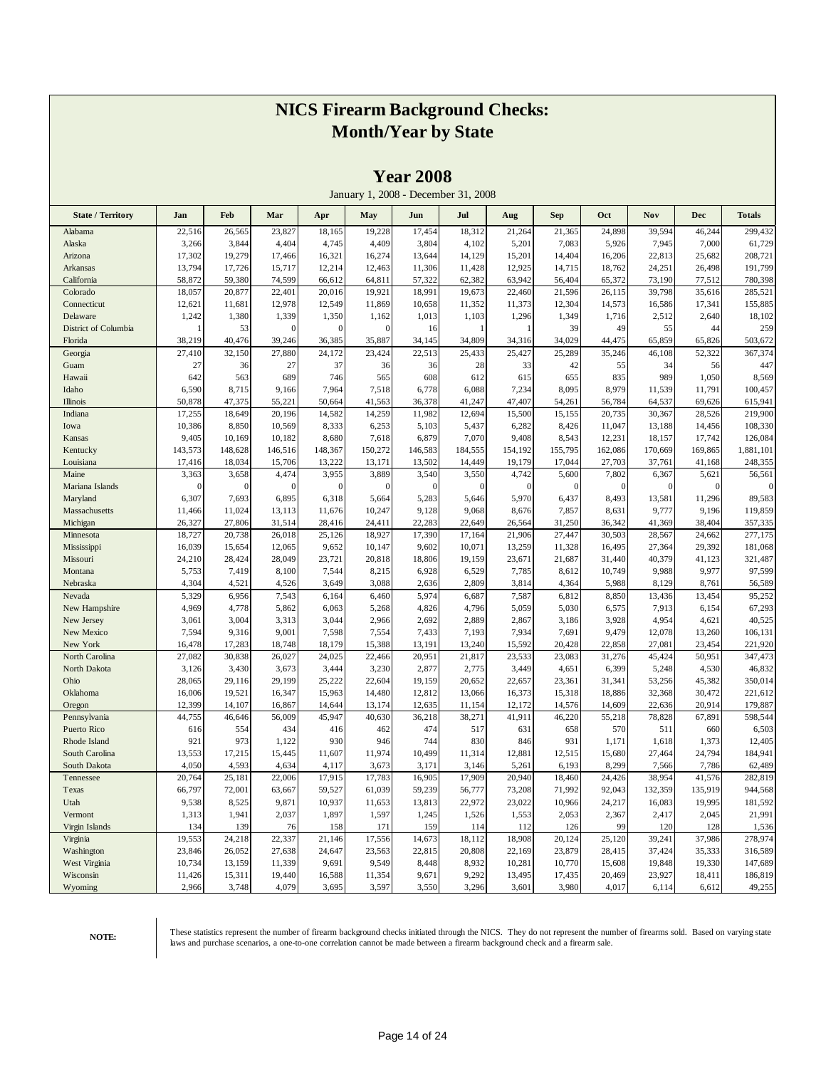# NICS Firearm Background Checks: Month/Year by State

## Year 2008

January 1, 2008 - December 31, 2008

| State / Territory | Jan | Feb | Mar | Apr | May | Jun | Jul | Aug | Sep | Oct | Nov | Dec | Totals |
|---|---|---|---|---|---|---|---|---|---|---|---|---|---|
| Alabama | 22,516 | 26,565 | 23,827 | 18,165 | 19,228 | 17,454 | 18,312 | 21,264 | 21,365 | 24,898 | 39,594 | 46,244 | 299,432 |
| Alaska | 3,266 | 3,844 | 4,404 | 4,745 | 4,409 | 3,804 | 4,102 | 5,201 | 7,083 | 5,926 | 7,945 | 7,000 | 61,729 |
| Arizona | 17,302 | 19,279 | 17,466 | 16,321 | 16,274 | 13,644 | 14,129 | 15,201 | 14,404 | 16,206 | 22,813 | 25,682 | 208,721 |
| Arkansas | 13,794 | 17,726 | 15,717 | 12,214 | 12,463 | 11,306 | 11,428 | 12,925 | 14,715 | 18,762 | 24,251 | 26,498 | 191,799 |
| California | 58,872 | 59,380 | 74,599 | 66,612 | 64,811 | 57,322 | 62,382 | 63,942 | 56,404 | 65,372 | 73,190 | 77,512 | 780,398 |
| Colorado | 18,057 | 20,877 | 22,401 | 20,016 | 19,921 | 18,991 | 19,673 | 22,460 | 21,596 | 26,115 | 39,798 | 35,616 | 285,521 |
| Connecticut | 12,621 | 11,681 | 12,978 | 12,549 | 11,869 | 10,658 | 11,352 | 11,373 | 12,304 | 14,573 | 16,586 | 17,341 | 155,885 |
| Delaware | 1,242 | 1,380 | 1,339 | 1,350 | 1,162 | 1,013 | 1,103 | 1,296 | 1,349 | 1,716 | 2,512 | 2,640 | 18,102 |
| District of Columbia | 1 | 53 | 0 | 0 | 0 | 16 | 1 | 1 | 39 | 49 | 55 | 44 | 259 |
| Florida | 38,219 | 40,476 | 39,246 | 36,385 | 35,887 | 34,145 | 34,809 | 34,316 | 34,029 | 44,475 | 65,859 | 65,826 | 503,672 |
| Georgia | 27,410 | 32,150 | 27,880 | 24,172 | 23,424 | 22,513 | 25,433 | 25,427 | 25,289 | 35,246 | 46,108 | 52,322 | 367,374 |
| Guam | 27 | 36 | 27 | 37 | 36 | 36 | 28 | 33 | 42 | 55 | 34 | 56 | 447 |
| Hawaii | 642 | 563 | 689 | 746 | 565 | 608 | 612 | 615 | 655 | 835 | 989 | 1,050 | 8,569 |
| Idaho | 6,590 | 8,715 | 9,166 | 7,964 | 7,518 | 6,778 | 6,088 | 7,234 | 8,095 | 8,979 | 11,539 | 11,791 | 100,457 |
| Illinois | 50,878 | 47,375 | 55,221 | 50,664 | 41,563 | 36,378 | 41,247 | 47,407 | 54,261 | 56,784 | 64,537 | 69,626 | 615,941 |
| Indiana | 17,255 | 18,649 | 20,196 | 14,582 | 14,259 | 11,982 | 12,694 | 15,500 | 15,155 | 20,735 | 30,367 | 28,526 | 219,900 |
| Iowa | 10,386 | 8,850 | 10,569 | 8,333 | 6,253 | 5,103 | 5,437 | 6,282 | 8,426 | 11,047 | 13,188 | 14,456 | 108,330 |
| Kansas | 9,405 | 10,169 | 10,182 | 8,680 | 7,618 | 6,879 | 7,070 | 9,408 | 8,543 | 12,231 | 18,157 | 17,742 | 126,084 |
| Kentucky | 143,573 | 148,628 | 146,516 | 148,367 | 150,272 | 146,583 | 184,555 | 154,192 | 155,795 | 162,086 | 170,669 | 169,865 | 1,881,101 |
| Louisiana | 17,416 | 18,034 | 15,706 | 13,222 | 13,171 | 13,502 | 14,449 | 19,179 | 17,044 | 27,703 | 37,761 | 41,168 | 248,355 |
| Maine | 3,363 | 3,658 | 4,474 | 3,955 | 3,889 | 3,540 | 3,550 | 4,742 | 5,600 | 7,802 | 6,367 | 5,621 | 56,561 |
| Mariana Islands | 0 | 0 | 0 | 0 | 0 | 0 | 0 | 0 | 0 | 0 | 0 | 0 | 0 |
| Maryland | 6,307 | 7,693 | 6,895 | 6,318 | 5,664 | 5,283 | 5,646 | 5,970 | 6,437 | 8,493 | 13,581 | 11,296 | 89,583 |
| Massachusetts | 11,466 | 11,024 | 13,113 | 11,676 | 10,247 | 9,128 | 9,068 | 8,676 | 7,857 | 8,631 | 9,777 | 9,196 | 119,859 |
| Michigan | 26,327 | 27,806 | 31,514 | 28,416 | 24,411 | 22,283 | 22,649 | 26,564 | 31,250 | 36,342 | 41,369 | 38,404 | 357,335 |
| Minnesota | 18,727 | 20,738 | 26,018 | 25,126 | 18,927 | 17,390 | 17,164 | 21,906 | 27,447 | 30,503 | 28,567 | 24,662 | 277,175 |
| Mississippi | 16,039 | 15,654 | 12,065 | 9,652 | 10,147 | 9,602 | 10,071 | 13,259 | 11,328 | 16,495 | 27,364 | 29,392 | 181,068 |
| Missouri | 24,210 | 28,424 | 28,049 | 23,721 | 20,818 | 18,806 | 19,159 | 23,671 | 21,687 | 31,440 | 40,379 | 41,123 | 321,487 |
| Montana | 5,753 | 7,419 | 8,100 | 7,544 | 8,215 | 6,928 | 6,529 | 7,785 | 8,612 | 10,749 | 9,988 | 9,977 | 97,599 |
| Nebraska | 4,304 | 4,521 | 4,526 | 3,649 | 3,088 | 2,636 | 2,809 | 3,814 | 4,364 | 5,988 | 8,129 | 8,761 | 56,589 |
| Nevada | 5,329 | 6,956 | 7,543 | 6,164 | 6,460 | 5,974 | 6,687 | 7,587 | 6,812 | 8,850 | 13,436 | 13,454 | 95,252 |
| New Hampshire | 4,969 | 4,778 | 5,862 | 6,063 | 5,268 | 4,826 | 4,796 | 5,059 | 5,030 | 6,575 | 7,913 | 6,154 | 67,293 |
| New Jersey | 3,061 | 3,004 | 3,313 | 3,044 | 2,966 | 2,692 | 2,889 | 2,867 | 3,186 | 3,928 | 4,954 | 4,621 | 40,525 |
| New Mexico | 7,594 | 9,316 | 9,001 | 7,598 | 7,554 | 7,433 | 7,193 | 7,934 | 7,691 | 9,479 | 12,078 | 13,260 | 106,131 |
| New York | 16,478 | 17,283 | 18,748 | 18,179 | 15,388 | 13,191 | 13,240 | 15,592 | 20,428 | 22,858 | 27,081 | 23,454 | 221,920 |
| North Carolina | 27,082 | 30,838 | 26,027 | 24,025 | 22,466 | 20,951 | 21,817 | 23,533 | 23,083 | 31,276 | 45,424 | 50,951 | 347,473 |
| North Dakota | 3,126 | 3,430 | 3,673 | 3,444 | 3,230 | 2,877 | 2,775 | 3,449 | 4,651 | 6,399 | 5,248 | 4,530 | 46,832 |
| Ohio | 28,065 | 29,116 | 29,199 | 25,222 | 22,604 | 19,159 | 20,652 | 22,657 | 23,361 | 31,341 | 53,256 | 45,382 | 350,014 |
| Oklahoma | 16,006 | 19,521 | 16,347 | 15,963 | 14,480 | 12,812 | 13,066 | 16,373 | 15,318 | 18,886 | 32,368 | 30,472 | 221,612 |
| Oregon | 12,399 | 14,107 | 16,867 | 14,644 | 13,174 | 12,635 | 11,154 | 12,172 | 14,576 | 14,609 | 22,636 | 20,914 | 179,887 |
| Pennsylvania | 44,755 | 46,646 | 56,009 | 45,947 | 40,630 | 36,218 | 38,271 | 41,911 | 46,220 | 55,218 | 78,828 | 67,891 | 598,544 |
| Puerto Rico | 616 | 554 | 434 | 416 | 462 | 474 | 517 | 631 | 658 | 570 | 511 | 660 | 6,503 |
| Rhode Island | 921 | 973 | 1,122 | 930 | 946 | 744 | 830 | 846 | 931 | 1,171 | 1,618 | 1,373 | 12,405 |
| South Carolina | 13,553 | 17,215 | 15,445 | 11,607 | 11,974 | 10,499 | 11,314 | 12,881 | 12,515 | 15,680 | 27,464 | 24,794 | 184,941 |
| South Dakota | 4,050 | 4,593 | 4,634 | 4,117 | 3,673 | 3,171 | 3,146 | 5,261 | 6,193 | 8,299 | 7,566 | 7,786 | 62,489 |
| Tennessee | 20,764 | 25,181 | 22,006 | 17,915 | 17,783 | 16,905 | 17,909 | 20,940 | 18,460 | 24,426 | 38,954 | 41,576 | 282,819 |
| Texas | 66,797 | 72,001 | 63,667 | 59,527 | 61,039 | 59,239 | 56,777 | 73,208 | 71,992 | 92,043 | 132,359 | 135,919 | 944,568 |
| Utah | 9,538 | 8,525 | 9,871 | 10,937 | 11,653 | 13,813 | 22,972 | 23,022 | 10,966 | 24,217 | 16,083 | 19,995 | 181,592 |
| Vermont | 1,313 | 1,941 | 2,037 | 1,897 | 1,597 | 1,245 | 1,526 | 1,553 | 2,053 | 2,367 | 2,417 | 2,045 | 21,991 |
| Virgin Islands | 134 | 139 | 76 | 158 | 171 | 159 | 114 | 112 | 126 | 99 | 120 | 128 | 1,536 |
| Virginia | 19,553 | 24,218 | 22,337 | 21,146 | 17,556 | 14,673 | 18,112 | 18,908 | 20,124 | 25,120 | 39,241 | 37,986 | 278,974 |
| Washington | 23,846 | 26,052 | 27,638 | 24,647 | 23,563 | 22,815 | 20,808 | 22,169 | 23,879 | 28,415 | 37,424 | 35,333 | 316,589 |
| West Virginia | 10,734 | 13,159 | 11,339 | 9,691 | 9,549 | 8,448 | 8,932 | 10,281 | 10,770 | 15,608 | 19,848 | 19,330 | 147,689 |
| Wisconsin | 11,426 | 15,311 | 19,440 | 16,588 | 11,354 | 9,671 | 9,292 | 13,495 | 17,435 | 20,469 | 23,927 | 18,411 | 186,819 |
| Wyoming | 2,966 | 3,748 | 4,079 | 3,695 | 3,597 | 3,550 | 3,296 | 3,601 | 3,980 | 4,017 | 6,114 | 6,612 | 49,255 |

**NOTE:** These statistics represent the number of firearm background checks initiated through the NICS. They do not represent the number of firearms sold. Based on varying state laws and purchase scenarios, a one-to-one correlation cannot be made between a firearm background check and a firearm sale.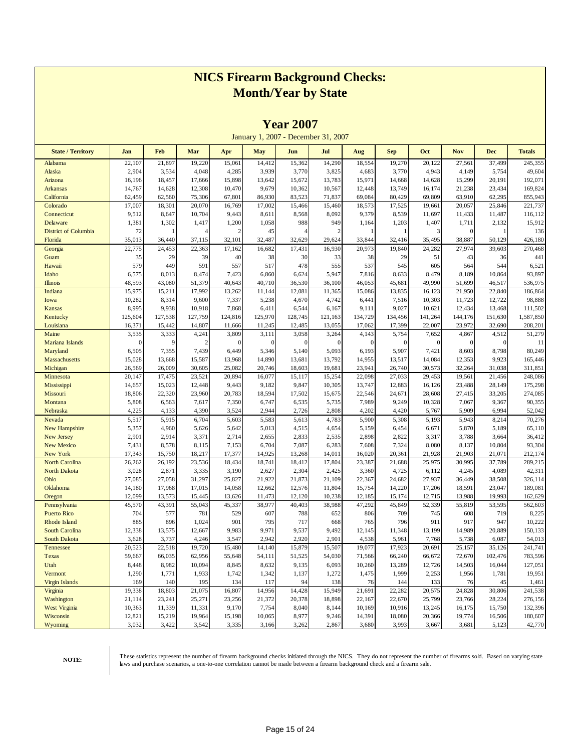# NICS Firearm Background Checks: Month/Year by State

## Year 2007

January 1, 2007 - December 31, 2007

| State / Territory | Jan | Feb | Mar | Apr | May | Jun | Jul | Aug | Sep | Oct | Nov | Dec | Totals |
|---|---|---|---|---|---|---|---|---|---|---|---|---|---|
| Alabama | 22,107 | 21,897 | 19,220 | 15,061 | 14,412 | 15,362 | 14,290 | 18,554 | 19,270 | 20,122 | 27,561 | 37,499 | 245,355 |
| Alaska | 2,904 | 3,534 | 4,048 | 4,285 | 3,939 | 3,770 | 3,825 | 4,683 | 3,770 | 4,943 | 4,149 | 5,754 | 49,604 |
| Arizona | 16,196 | 18,457 | 17,666 | 15,898 | 13,642 | 15,672 | 13,783 | 15,971 | 14,668 | 14,628 | 15,299 | 20,191 | 192,071 |
| Arkansas | 14,767 | 14,628 | 12,308 | 10,470 | 9,679 | 10,362 | 10,567 | 12,448 | 13,749 | 16,174 | 21,238 | 23,434 | 169,824 |
| California | 62,459 | 62,560 | 75,306 | 67,801 | 86,930 | 83,523 | 71,837 | 69,084 | 80,429 | 69,809 | 63,910 | 62,295 | 855,943 |
| Colorado | 17,007 | 18,301 | 20,070 | 16,769 | 17,002 | 15,466 | 15,460 | 18,573 | 17,525 | 19,661 | 20,057 | 25,846 | 221,737 |
| Connecticut | 9,512 | 8,647 | 10,704 | 9,443 | 8,611 | 8,568 | 8,092 | 9,379 | 8,539 | 11,697 | 11,433 | 11,487 | 116,112 |
| Delaware | 1,381 | 1,302 | 1,417 | 1,200 | 1,058 | 988 | 949 | 1,164 | 1,203 | 1,407 | 1,711 | 2,132 | 15,912 |
| District of Columbia | 72 | 1 | 4 | 2 | 45 | 4 | 2 | 1 | 1 | 3 | 0 | 1 | 136 |
| Florida | 35,013 | 36,440 | 37,115 | 32,101 | 32,487 | 32,629 | 29,624 | 33,844 | 32,416 | 35,495 | 38,887 | 50,129 | 426,180 |
| Georgia | 22,775 | 24,453 | 22,363 | 17,162 | 16,682 | 17,431 | 16,930 | 20,973 | 19,840 | 24,282 | 27,974 | 39,603 | 270,468 |
| Guam | 35 | 29 | 39 | 40 | 38 | 30 | 33 | 38 | 29 | 51 | 43 | 36 | 441 |
| Hawaii | 579 | 449 | 591 | 557 | 517 | 478 | 555 | 537 | 545 | 605 | 564 | 544 | 6,521 |
| Idaho | 6,575 | 8,013 | 8,474 | 7,423 | 6,860 | 6,624 | 5,947 | 7,816 | 8,633 | 8,479 | 8,189 | 10,864 | 93,897 |
| Illinois | 48,593 | 43,080 | 51,379 | 40,643 | 40,710 | 36,530 | 36,100 | 46,053 | 45,681 | 49,990 | 51,699 | 46,517 | 536,975 |
| Indiana | 15,975 | 15,211 | 17,992 | 13,262 | 11,144 | 12,081 | 11,365 | 15,086 | 13,835 | 16,123 | 21,950 | 22,840 | 186,864 |
| Iowa | 10,282 | 8,314 | 9,600 | 7,337 | 5,238 | 4,670 | 4,742 | 6,441 | 7,516 | 10,303 | 11,723 | 12,722 | 98,888 |
| Kansas | 8,995 | 9,938 | 10,918 | 7,868 | 6,411 | 6,544 | 6,167 | 9,111 | 9,027 | 10,621 | 12,434 | 13,468 | 111,502 |
| Kentucky | 125,604 | 127,538 | 127,759 | 124,816 | 125,970 | 128,745 | 121,163 | 134,729 | 134,456 | 141,264 | 144,176 | 151,630 | 1,587,850 |
| Louisiana | 16,371 | 15,442 | 14,807 | 11,666 | 11,245 | 12,485 | 13,055 | 17,062 | 17,399 | 22,007 | 23,972 | 32,690 | 208,201 |
| Maine | 3,535 | 3,333 | 4,241 | 3,809 | 3,111 | 3,058 | 3,264 | 4,143 | 5,754 | 7,652 | 4,867 | 4,512 | 51,279 |
| Mariana Islands | 0 | 9 | 2 | 0 | 0 | 0 | 0 | 0 | 0 | 0 | 0 | 0 | 11 |
| Maryland | 6,505 | 7,355 | 7,439 | 6,449 | 5,346 | 5,140 | 5,093 | 6,193 | 5,907 | 7,421 | 8,603 | 8,798 | 80,249 |
| Massachusetts | 15,028 | 13,668 | 15,587 | 13,968 | 14,890 | 13,681 | 13,792 | 14,955 | 13,517 | 14,084 | 12,353 | 9,923 | 165,446 |
| Michigan | 26,569 | 26,009 | 30,605 | 25,082 | 20,746 | 18,603 | 19,681 | 23,941 | 26,740 | 30,573 | 32,264 | 31,038 | 311,851 |
| Minnesota | 20,147 | 17,475 | 23,521 | 20,894 | 16,077 | 15,117 | 15,254 | 22,098 | 27,033 | 29,453 | 19,561 | 21,456 | 248,086 |
| Mississippi | 14,657 | 15,023 | 12,448 | 9,443 | 9,182 | 9,847 | 10,305 | 13,747 | 12,883 | 16,126 | 23,488 | 28,149 | 175,298 |
| Missouri | 18,806 | 22,320 | 23,960 | 20,783 | 18,594 | 17,502 | 15,675 | 22,546 | 24,671 | 28,608 | 27,415 | 33,205 | 274,085 |
| Montana | 5,808 | 6,563 | 7,617 | 7,350 | 6,747 | 6,535 | 5,735 | 7,989 | 9,249 | 10,328 | 7,067 | 9,367 | 90,355 |
| Nebraska | 4,225 | 4,133 | 4,390 | 3,524 | 2,944 | 2,726 | 2,808 | 4,202 | 4,420 | 5,767 | 5,909 | 6,994 | 52,042 |
| Nevada | 5,517 | 5,915 | 6,704 | 5,603 | 5,583 | 5,613 | 4,783 | 5,900 | 5,308 | 5,193 | 5,943 | 8,214 | 70,276 |
| New Hampshire | 5,357 | 4,960 | 5,626 | 5,642 | 5,013 | 4,515 | 4,654 | 5,159 | 6,454 | 6,671 | 5,870 | 5,189 | 65,110 |
| New Jersey | 2,901 | 2,914 | 3,371 | 2,714 | 2,655 | 2,833 | 2,535 | 2,898 | 2,822 | 3,317 | 3,788 | 3,664 | 36,412 |
| New Mexico | 7,431 | 8,578 | 8,115 | 7,153 | 6,704 | 7,087 | 6,283 | 7,608 | 7,324 | 8,080 | 8,137 | 10,804 | 93,304 |
| New York | 17,343 | 15,750 | 18,217 | 17,377 | 14,925 | 13,268 | 14,011 | 16,020 | 20,361 | 21,928 | 21,903 | 21,071 | 212,174 |
| North Carolina | 26,262 | 26,192 | 23,536 | 18,434 | 18,741 | 18,412 | 17,804 | 23,387 | 21,688 | 25,975 | 30,995 | 37,789 | 289,215 |
| North Dakota | 3,028 | 2,871 | 3,335 | 3,190 | 2,627 | 2,304 | 2,425 | 3,360 | 4,725 | 6,112 | 4,245 | 4,089 | 42,311 |
| Ohio | 27,085 | 27,058 | 31,297 | 25,827 | 21,922 | 21,873 | 21,109 | 22,367 | 24,682 | 27,937 | 36,449 | 38,508 | 326,114 |
| Oklahoma | 14,180 | 17,968 | 17,015 | 14,058 | 12,662 | 12,576 | 11,804 | 15,754 | 14,220 | 17,206 | 18,591 | 23,047 | 189,081 |
| Oregon | 12,099 | 13,573 | 15,445 | 13,626 | 11,473 | 12,120 | 10,238 | 12,185 | 15,174 | 12,715 | 13,988 | 19,993 | 162,629 |
| Pennsylvania | 45,570 | 43,391 | 55,043 | 45,337 | 38,977 | 40,403 | 38,988 | 47,292 | 45,849 | 52,339 | 55,819 | 53,595 | 562,603 |
| Puerto Rico | 704 | 577 | 781 | 529 | 607 | 788 | 652 | 806 | 709 | 745 | 608 | 719 | 8,225 |
| Rhode Island | 885 | 896 | 1,024 | 901 | 795 | 717 | 668 | 765 | 796 | 911 | 917 | 947 | 10,222 |
| South Carolina | 12,338 | 13,575 | 12,667 | 9,983 | 9,971 | 9,537 | 9,492 | 12,145 | 11,348 | 13,199 | 14,989 | 20,889 | 150,133 |
| South Dakota | 3,628 | 3,737 | 4,246 | 3,547 | 2,942 | 2,920 | 2,901 | 4,538 | 5,961 | 7,768 | 5,738 | 6,087 | 54,013 |
| Tennessee | 20,523 | 22,518 | 19,720 | 15,480 | 14,140 | 15,879 | 15,507 | 19,077 | 17,923 | 20,691 | 25,157 | 35,126 | 241,741 |
| Texas | 59,667 | 66,035 | 62,956 | 55,648 | 54,111 | 51,525 | 54,030 | 71,566 | 66,240 | 66,672 | 72,670 | 102,476 | 783,596 |
| Utah | 8,448 | 8,982 | 10,094 | 8,845 | 8,632 | 9,135 | 6,093 | 10,260 | 13,289 | 12,726 | 14,503 | 16,044 | 127,051 |
| Vermont | 1,290 | 1,771 | 1,933 | 1,742 | 1,342 | 1,137 | 1,272 | 1,475 | 1,999 | 2,253 | 1,956 | 1,781 | 19,951 |
| Virgin Islands | 169 | 140 | 195 | 134 | 117 | 94 | 138 | 76 | 144 | 133 | 76 | 45 | 1,461 |
| Virginia | 19,338 | 18,803 | 21,075 | 16,807 | 14,956 | 14,428 | 15,949 | 21,691 | 22,282 | 20,575 | 24,828 | 30,806 | 241,538 |
| Washington | 21,114 | 23,241 | 25,271 | 23,256 | 21,372 | 20,378 | 18,898 | 22,167 | 22,670 | 25,799 | 23,766 | 28,224 | 276,156 |
| West Virginia | 10,363 | 11,339 | 11,331 | 9,170 | 7,754 | 8,040 | 8,144 | 10,169 | 10,916 | 13,245 | 16,175 | 15,750 | 132,396 |
| Wisconsin | 12,821 | 15,219 | 19,964 | 15,198 | 10,065 | 8,977 | 9,246 | 14,391 | 18,080 | 20,366 | 19,774 | 16,506 | 180,607 |
| Wyoming | 3,032 | 3,422 | 3,542 | 3,335 | 3,166 | 3,262 | 2,867 | 3,680 | 3,993 | 3,667 | 3,681 | 5,123 | 42,770 |

**NOTE:** These statistics represent the number of firearm background checks initiated through the NICS. They do not represent the number of firearms sold. Based on varying state laws and purchase scenarios, a one-to-one correlation cannot be made between a firearm background check and a firearm sale.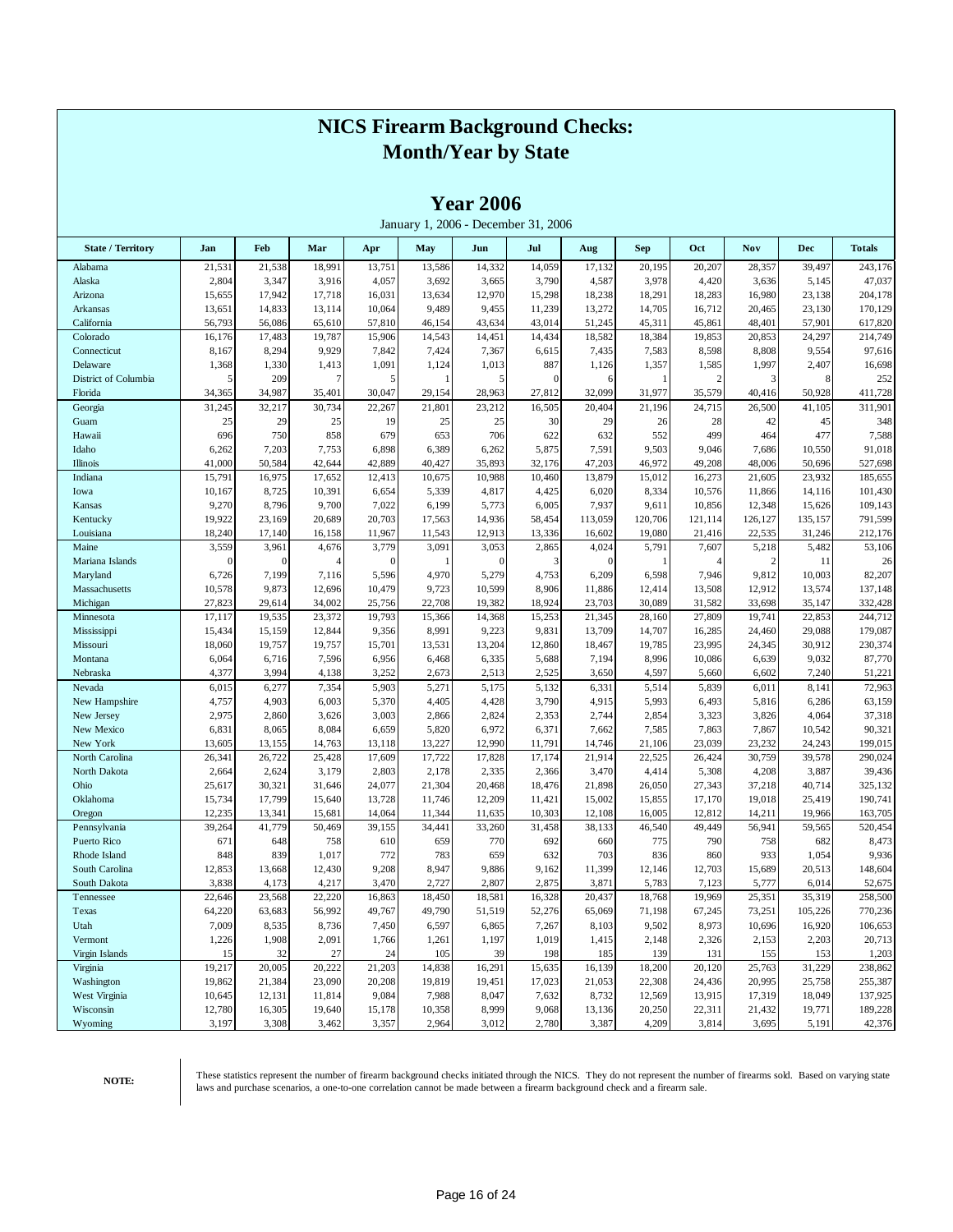# NICS Firearm Background Checks: Month/Year by State

## Year 2006

January 1, 2006 - December 31, 2006

| State / Territory | Jan | Feb | Mar | Apr | May | Jun | Jul | Aug | Sep | Oct | Nov | Dec | Totals |
|---|---|---|---|---|---|---|---|---|---|---|---|---|---|
| Alabama | 21,531 | 21,538 | 18,991 | 13,751 | 13,586 | 14,332 | 14,059 | 17,132 | 20,195 | 20,207 | 28,357 | 39,497 | 243,176 |
| Alaska | 2,804 | 3,347 | 3,916 | 4,057 | 3,692 | 3,665 | 3,790 | 4,587 | 3,978 | 4,420 | 3,636 | 5,145 | 47,037 |
| Arizona | 15,655 | 17,942 | 17,718 | 16,031 | 13,634 | 12,970 | 15,298 | 18,238 | 18,291 | 18,283 | 16,980 | 23,138 | 204,178 |
| Arkansas | 13,651 | 14,833 | 13,114 | 10,064 | 9,489 | 9,455 | 11,239 | 13,272 | 14,705 | 16,712 | 20,465 | 23,130 | 170,129 |
| California | 56,793 | 56,086 | 65,610 | 57,810 | 46,154 | 43,634 | 43,014 | 51,245 | 45,311 | 45,861 | 48,401 | 57,901 | 617,820 |
| Colorado | 16,176 | 17,483 | 19,787 | 15,906 | 14,543 | 14,451 | 14,434 | 18,582 | 18,384 | 19,853 | 20,853 | 24,297 | 214,749 |
| Connecticut | 8,167 | 8,294 | 9,929 | 7,842 | 7,424 | 7,367 | 6,615 | 7,435 | 7,583 | 8,598 | 8,808 | 9,554 | 97,616 |
| Delaware | 1,368 | 1,330 | 1,413 | 1,091 | 1,124 | 1,013 | 887 | 1,126 | 1,357 | 1,585 | 1,997 | 2,407 | 16,698 |
| District of Columbia | 5 | 209 | 7 | 5 | 1 | 5 | 0 | 6 | 1 | 2 | 3 | 8 | 252 |
| Florida | 34,365 | 34,987 | 35,401 | 30,047 | 29,154 | 28,963 | 27,812 | 32,099 | 31,977 | 35,579 | 40,416 | 50,928 | 411,728 |
| Georgia | 31,245 | 32,217 | 30,734 | 22,267 | 21,801 | 23,212 | 16,505 | 20,404 | 21,196 | 24,715 | 26,500 | 41,105 | 311,901 |
| Guam | 25 | 29 | 25 | 19 | 25 | 25 | 30 | 29 | 26 | 28 | 42 | 45 | 348 |
| Hawaii | 696 | 750 | 858 | 679 | 653 | 706 | 622 | 632 | 552 | 499 | 464 | 477 | 7,588 |
| Idaho | 6,262 | 7,203 | 7,753 | 6,898 | 6,389 | 6,262 | 5,875 | 7,591 | 9,503 | 9,046 | 7,686 | 10,550 | 91,018 |
| Illinois | 41,000 | 50,584 | 42,644 | 42,889 | 40,427 | 35,893 | 32,176 | 47,203 | 46,972 | 49,208 | 48,006 | 50,696 | 527,698 |
| Indiana | 15,791 | 16,975 | 17,652 | 12,413 | 10,675 | 10,988 | 10,460 | 13,879 | 15,012 | 16,273 | 21,605 | 23,932 | 185,655 |
| Iowa | 10,167 | 8,725 | 10,391 | 6,654 | 5,339 | 4,817 | 4,425 | 6,020 | 8,334 | 10,576 | 11,866 | 14,116 | 101,430 |
| Kansas | 9,270 | 8,796 | 9,700 | 7,022 | 6,199 | 5,773 | 6,005 | 7,937 | 9,611 | 10,856 | 12,348 | 15,626 | 109,143 |
| Kentucky | 19,922 | 23,169 | 20,689 | 20,703 | 17,563 | 14,936 | 58,454 | 113,059 | 120,706 | 121,114 | 126,127 | 135,157 | 791,599 |
| Louisiana | 18,240 | 17,140 | 16,158 | 11,967 | 11,543 | 12,913 | 13,336 | 16,602 | 19,080 | 21,416 | 22,535 | 31,246 | 212,176 |
| Maine | 3,559 | 3,961 | 4,676 | 3,779 | 3,091 | 3,053 | 2,865 | 4,024 | 5,791 | 7,607 | 5,218 | 5,482 | 53,106 |
| Mariana Islands | 0 | 0 | 4 | 0 | 1 | 0 | 3 | 0 | 1 | 4 | 2 | 11 | 26 |
| Maryland | 6,726 | 7,199 | 7,116 | 5,596 | 4,970 | 5,279 | 4,753 | 6,209 | 6,598 | 7,946 | 9,812 | 10,003 | 82,207 |
| Massachusetts | 10,578 | 9,873 | 12,696 | 10,479 | 9,723 | 10,599 | 8,906 | 11,886 | 12,414 | 13,508 | 12,912 | 13,574 | 137,148 |
| Michigan | 27,823 | 29,614 | 34,002 | 25,756 | 22,708 | 19,382 | 18,924 | 23,703 | 30,089 | 31,582 | 33,698 | 35,147 | 332,428 |
| Minnesota | 17,117 | 19,535 | 23,372 | 19,793 | 15,366 | 14,368 | 15,253 | 21,345 | 28,160 | 27,809 | 19,741 | 22,853 | 244,712 |
| Mississippi | 15,434 | 15,159 | 12,844 | 9,356 | 8,991 | 9,223 | 9,831 | 13,709 | 14,707 | 16,285 | 24,460 | 29,088 | 179,087 |
| Missouri | 18,060 | 19,757 | 19,757 | 15,701 | 13,531 | 13,204 | 12,860 | 18,467 | 19,785 | 23,995 | 24,345 | 30,912 | 230,374 |
| Montana | 6,064 | 6,716 | 7,596 | 6,956 | 6,468 | 6,335 | 5,688 | 7,194 | 8,996 | 10,086 | 6,639 | 9,032 | 87,770 |
| Nebraska | 4,377 | 3,994 | 4,138 | 3,252 | 2,673 | 2,513 | 2,525 | 3,650 | 4,597 | 5,660 | 6,602 | 7,240 | 51,221 |
| Nevada | 6,015 | 6,277 | 7,354 | 5,903 | 5,271 | 5,175 | 5,132 | 6,331 | 5,514 | 5,839 | 6,011 | 8,141 | 72,963 |
| New Hampshire | 4,757 | 4,903 | 6,003 | 5,370 | 4,405 | 4,428 | 3,790 | 4,915 | 5,993 | 6,493 | 5,816 | 6,286 | 63,159 |
| New Jersey | 2,975 | 2,860 | 3,626 | 3,003 | 2,866 | 2,824 | 2,353 | 2,744 | 2,854 | 3,323 | 3,826 | 4,064 | 37,318 |
| New Mexico | 6,831 | 8,065 | 8,084 | 6,659 | 5,820 | 6,972 | 6,371 | 7,662 | 7,585 | 7,863 | 7,867 | 10,542 | 90,321 |
| New York | 13,605 | 13,155 | 14,763 | 13,118 | 13,227 | 12,990 | 11,791 | 14,746 | 21,106 | 23,039 | 23,232 | 24,243 | 199,015 |
| North Carolina | 26,341 | 26,722 | 25,428 | 17,609 | 17,722 | 17,828 | 17,174 | 21,914 | 22,525 | 26,424 | 30,759 | 39,578 | 290,024 |
| North Dakota | 2,664 | 2,624 | 3,179 | 2,803 | 2,178 | 2,335 | 2,366 | 3,470 | 4,414 | 5,308 | 4,208 | 3,887 | 39,436 |
| Ohio | 25,617 | 30,321 | 31,646 | 24,077 | 21,304 | 20,468 | 18,476 | 21,898 | 26,050 | 27,343 | 37,218 | 40,714 | 325,132 |
| Oklahoma | 15,734 | 17,799 | 15,640 | 13,728 | 11,746 | 12,209 | 11,421 | 15,002 | 15,855 | 17,170 | 19,018 | 25,419 | 190,741 |
| Oregon | 12,235 | 13,341 | 15,681 | 14,064 | 11,344 | 11,635 | 10,303 | 12,108 | 16,005 | 12,812 | 14,211 | 19,966 | 163,705 |
| Pennsylvania | 39,264 | 41,779 | 50,469 | 39,155 | 34,441 | 33,260 | 31,458 | 38,133 | 46,540 | 49,449 | 56,941 | 59,565 | 520,454 |
| Puerto Rico | 671 | 648 | 758 | 610 | 659 | 770 | 692 | 660 | 775 | 790 | 758 | 682 | 8,473 |
| Rhode Island | 848 | 839 | 1,017 | 772 | 783 | 659 | 632 | 703 | 836 | 860 | 933 | 1,054 | 9,936 |
| South Carolina | 12,853 | 13,668 | 12,430 | 9,208 | 8,947 | 9,886 | 9,162 | 11,399 | 12,146 | 12,703 | 15,689 | 20,513 | 148,604 |
| South Dakota | 3,838 | 4,173 | 4,217 | 3,470 | 2,727 | 2,807 | 2,875 | 3,871 | 5,783 | 7,123 | 5,777 | 6,014 | 52,675 |
| Tennessee | 22,646 | 23,568 | 22,220 | 16,863 | 18,450 | 18,581 | 16,328 | 20,437 | 18,768 | 19,969 | 25,351 | 35,319 | 258,500 |
| Texas | 64,220 | 63,683 | 56,992 | 49,767 | 49,790 | 51,519 | 52,276 | 65,069 | 71,198 | 67,245 | 73,251 | 105,226 | 770,236 |
| Utah | 7,009 | 8,535 | 8,736 | 7,450 | 6,597 | 6,865 | 7,267 | 8,103 | 9,502 | 8,973 | 10,696 | 16,920 | 106,653 |
| Vermont | 1,226 | 1,908 | 2,091 | 1,766 | 1,261 | 1,197 | 1,019 | 1,415 | 2,148 | 2,326 | 2,153 | 2,203 | 20,713 |
| Virgin Islands | 15 | 32 | 27 | 24 | 105 | 39 | 198 | 185 | 139 | 131 | 155 | 153 | 1,203 |
| Virginia | 19,217 | 20,005 | 20,222 | 21,203 | 14,838 | 16,291 | 15,635 | 16,139 | 18,200 | 20,120 | 25,763 | 31,229 | 238,862 |
| Washington | 19,862 | 21,384 | 23,090 | 20,208 | 19,819 | 19,451 | 17,023 | 21,053 | 22,308 | 24,436 | 20,995 | 25,758 | 255,387 |
| West Virginia | 10,645 | 12,131 | 11,814 | 9,084 | 7,988 | 8,047 | 7,632 | 8,732 | 12,569 | 13,915 | 17,319 | 18,049 | 137,925 |
| Wisconsin | 12,780 | 16,305 | 19,640 | 15,178 | 10,358 | 8,999 | 9,068 | 13,136 | 20,250 | 22,311 | 21,432 | 19,771 | 189,228 |
| Wyoming | 3,197 | 3,308 | 3,462 | 3,357 | 2,964 | 3,012 | 2,780 | 3,387 | 4,209 | 3,814 | 3,695 | 5,191 | 42,376 |

**NOTE:** These statistics represent the number of firearm background checks initiated through the NICS. They do not represent the number of firearms sold. Based on varying state laws and purchase scenarios, a one-to-one correlation cannot be made between a firearm background check and a firearm sale.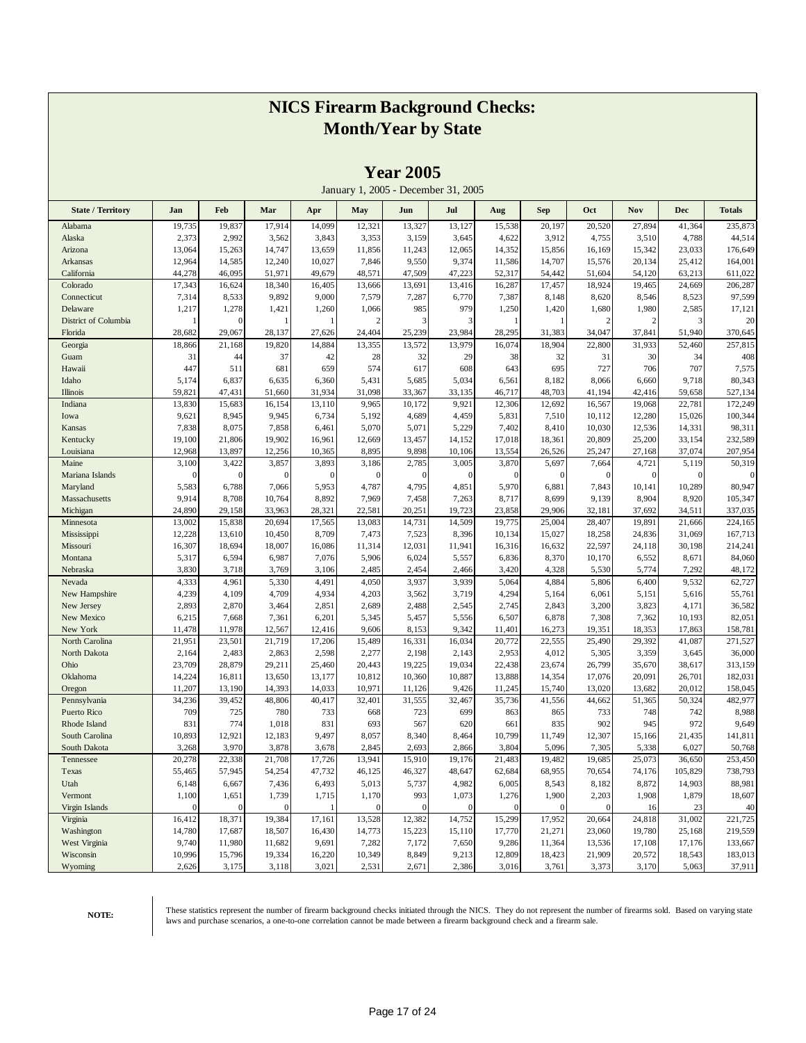# NICS Firearm Background Checks:
# Month/Year by State

## Year 2005

January 1, 2005 - December 31, 2005

| State / Territory | Jan | Feb | Mar | Apr | May | Jun | Jul | Aug | Sep | Oct | Nov | Dec | Totals |
|---|---|---|---|---|---|---|---|---|---|---|---|---|---|
| Alabama | 19,735 | 19,837 | 17,914 | 14,099 | 12,321 | 13,327 | 13,127 | 15,538 | 20,197 | 20,520 | 27,894 | 41,364 | 235,873 |
| Alaska | 2,373 | 2,992 | 3,562 | 3,843 | 3,353 | 3,159 | 3,645 | 4,622 | 3,912 | 4,755 | 3,510 | 4,788 | 44,514 |
| Arizona | 13,064 | 15,263 | 14,747 | 13,659 | 11,856 | 11,243 | 12,065 | 14,352 | 15,856 | 16,169 | 15,342 | 23,033 | 176,649 |
| Arkansas | 12,964 | 14,585 | 12,240 | 10,027 | 7,846 | 9,550 | 9,374 | 11,586 | 14,707 | 15,576 | 20,134 | 25,412 | 164,001 |
| California | 44,278 | 46,095 | 51,971 | 49,679 | 48,571 | 47,509 | 47,223 | 52,317 | 54,442 | 51,604 | 54,120 | 63,213 | 611,022 |
| Colorado | 17,343 | 16,624 | 18,340 | 16,405 | 13,666 | 13,691 | 13,416 | 16,287 | 17,457 | 18,924 | 19,465 | 24,669 | 206,287 |
| Connecticut | 7,314 | 8,533 | 9,892 | 9,000 | 7,579 | 7,287 | 6,770 | 7,387 | 8,148 | 8,620 | 8,546 | 8,523 | 97,599 |
| Delaware | 1,217 | 1,278 | 1,421 | 1,260 | 1,066 | 985 | 979 | 1,250 | 1,420 | 1,680 | 1,980 | 2,585 | 17,121 |
| District of Columbia | 1 | 0 | 1 | 1 | 2 | 3 | 3 | 1 | 1 | 2 | 2 | 3 | 20 |
| Florida | 28,682 | 29,067 | 28,137 | 27,626 | 24,404 | 25,239 | 23,984 | 28,295 | 31,383 | 34,047 | 37,841 | 51,940 | 370,645 |
| Georgia | 18,866 | 21,168 | 19,820 | 14,884 | 13,355 | 13,572 | 13,979 | 16,074 | 18,904 | 22,800 | 31,933 | 52,460 | 257,815 |
| Guam | 31 | 44 | 37 | 42 | 28 | 32 | 29 | 38 | 32 | 31 | 30 | 34 | 408 |
| Hawaii | 447 | 511 | 681 | 659 | 574 | 617 | 608 | 643 | 695 | 727 | 706 | 707 | 7,575 |
| Idaho | 5,174 | 6,837 | 6,635 | 6,360 | 5,431 | 5,685 | 5,034 | 6,561 | 8,182 | 8,066 | 6,660 | 9,718 | 80,343 |
| Illinois | 59,821 | 47,431 | 51,660 | 31,934 | 31,098 | 33,367 | 33,135 | 46,717 | 48,703 | 41,194 | 42,416 | 59,658 | 527,134 |
| Indiana | 13,830 | 15,683 | 16,154 | 13,110 | 9,965 | 10,172 | 9,921 | 12,306 | 12,692 | 16,567 | 19,068 | 22,781 | 172,249 |
| Iowa | 9,621 | 8,945 | 9,945 | 6,734 | 5,192 | 4,689 | 4,459 | 5,831 | 7,510 | 10,112 | 12,280 | 15,026 | 100,344 |
| Kansas | 7,838 | 8,075 | 7,858 | 6,461 | 5,070 | 5,071 | 5,229 | 7,402 | 8,410 | 10,030 | 12,536 | 14,331 | 98,311 |
| Kentucky | 19,100 | 21,806 | 19,902 | 16,961 | 12,669 | 13,457 | 14,152 | 17,018 | 18,361 | 20,809 | 25,200 | 33,154 | 232,589 |
| Louisiana | 12,968 | 13,897 | 12,256 | 10,365 | 8,895 | 9,898 | 10,106 | 13,554 | 26,526 | 25,247 | 27,168 | 37,074 | 207,954 |
| Maine | 3,100 | 3,422 | 3,857 | 3,893 | 3,186 | 2,785 | 3,005 | 3,870 | 5,697 | 7,664 | 4,721 | 5,119 | 50,319 |
| Mariana Islands | 0 | 0 | 0 | 0 | 0 | 0 | 0 | 0 | 0 | 0 | 0 | 0 | 0 |
| Maryland | 5,583 | 6,788 | 7,066 | 5,953 | 4,787 | 4,795 | 4,851 | 5,970 | 6,881 | 7,843 | 10,141 | 10,289 | 80,947 |
| Massachusetts | 9,914 | 8,708 | 10,764 | 8,892 | 7,969 | 7,458 | 7,263 | 8,717 | 8,699 | 9,139 | 8,904 | 8,920 | 105,347 |
| Michigan | 24,890 | 29,158 | 33,963 | 28,321 | 22,581 | 20,251 | 19,723 | 23,858 | 29,906 | 32,181 | 37,692 | 34,511 | 337,035 |
| Minnesota | 13,002 | 15,838 | 20,694 | 17,565 | 13,083 | 14,731 | 14,509 | 19,775 | 25,004 | 28,407 | 19,891 | 21,666 | 224,165 |
| Mississippi | 12,228 | 13,610 | 10,450 | 8,709 | 7,473 | 7,523 | 8,396 | 10,134 | 15,027 | 18,258 | 24,836 | 31,069 | 167,713 |
| Missouri | 16,307 | 18,694 | 18,007 | 16,086 | 11,314 | 12,031 | 11,941 | 16,316 | 16,632 | 22,597 | 24,118 | 30,198 | 214,241 |
| Montana | 5,317 | 6,594 | 6,987 | 7,076 | 5,906 | 6,024 | 5,557 | 6,836 | 8,370 | 10,170 | 6,552 | 8,671 | 84,060 |
| Nebraska | 3,830 | 3,718 | 3,769 | 3,106 | 2,485 | 2,454 | 2,466 | 3,420 | 4,328 | 5,530 | 5,774 | 7,292 | 48,172 |
| Nevada | 4,333 | 4,961 | 5,330 | 4,491 | 4,050 | 3,937 | 3,939 | 5,064 | 4,884 | 5,806 | 6,400 | 9,532 | 62,727 |
| New Hampshire | 4,239 | 4,109 | 4,709 | 4,934 | 4,203 | 3,562 | 3,719 | 4,294 | 5,164 | 6,061 | 5,151 | 5,616 | 55,761 |
| New Jersey | 2,893 | 2,870 | 3,464 | 2,851 | 2,689 | 2,488 | 2,545 | 2,745 | 2,843 | 3,200 | 3,823 | 4,171 | 36,582 |
| New Mexico | 6,215 | 7,668 | 7,361 | 6,201 | 5,345 | 5,457 | 5,556 | 6,507 | 6,878 | 7,308 | 7,362 | 10,193 | 82,051 |
| New York | 11,478 | 11,978 | 12,567 | 12,416 | 9,606 | 8,153 | 9,342 | 11,401 | 16,273 | 19,351 | 18,353 | 17,863 | 158,781 |
| North Carolina | 21,951 | 23,501 | 21,719 | 17,206 | 15,489 | 16,331 | 16,034 | 20,772 | 22,555 | 25,490 | 29,392 | 41,087 | 271,527 |
| North Dakota | 2,164 | 2,483 | 2,863 | 2,598 | 2,277 | 2,198 | 2,143 | 2,953 | 4,012 | 5,305 | 3,359 | 3,645 | 36,000 |
| Ohio | 23,709 | 28,879 | 29,211 | 25,460 | 20,443 | 19,225 | 19,034 | 22,438 | 23,674 | 26,799 | 35,670 | 38,617 | 313,159 |
| Oklahoma | 14,224 | 16,811 | 13,650 | 13,177 | 10,812 | 10,360 | 10,887 | 13,888 | 14,354 | 17,076 | 20,091 | 26,701 | 182,031 |
| Oregon | 11,207 | 13,190 | 14,393 | 14,033 | 10,971 | 11,126 | 9,426 | 11,245 | 15,740 | 13,020 | 13,682 | 20,012 | 158,045 |
| Pennsylvania | 34,236 | 39,452 | 48,806 | 40,417 | 32,401 | 31,555 | 32,467 | 35,736 | 41,556 | 44,662 | 51,365 | 50,324 | 482,977 |
| Puerto Rico | 709 | 725 | 780 | 733 | 668 | 723 | 699 | 863 | 865 | 733 | 748 | 742 | 8,988 |
| Rhode Island | 831 | 774 | 1,018 | 831 | 693 | 567 | 620 | 661 | 835 | 902 | 945 | 972 | 9,649 |
| South Carolina | 10,893 | 12,921 | 12,183 | 9,497 | 8,057 | 8,340 | 8,464 | 10,799 | 11,749 | 12,307 | 15,166 | 21,435 | 141,811 |
| South Dakota | 3,268 | 3,970 | 3,878 | 3,678 | 2,845 | 2,693 | 2,866 | 3,804 | 5,096 | 7,305 | 5,338 | 6,027 | 50,768 |
| Tennessee | 20,278 | 22,338 | 21,708 | 17,726 | 13,941 | 15,910 | 19,176 | 21,483 | 19,482 | 19,685 | 25,073 | 36,650 | 253,450 |
| Texas | 55,465 | 57,945 | 54,254 | 47,732 | 46,125 | 46,327 | 48,647 | 62,684 | 68,955 | 70,654 | 74,176 | 105,829 | 738,793 |
| Utah | 6,148 | 6,667 | 7,436 | 6,493 | 5,013 | 5,737 | 4,982 | 6,005 | 8,543 | 8,182 | 8,872 | 14,903 | 88,981 |
| Vermont | 1,100 | 1,651 | 1,739 | 1,715 | 1,170 | 993 | 1,073 | 1,276 | 1,900 | 2,203 | 1,908 | 1,879 | 18,607 |
| Virgin Islands | 0 | 0 | 0 | 1 | 0 | 0 | 0 | 0 | 0 | 0 | 16 | 23 | 40 |
| Virginia | 16,412 | 18,371 | 19,384 | 17,161 | 13,528 | 12,382 | 14,752 | 15,299 | 17,952 | 20,664 | 24,818 | 31,002 | 221,725 |
| Washington | 14,780 | 17,687 | 18,507 | 16,430 | 14,773 | 15,223 | 15,110 | 17,770 | 21,271 | 23,060 | 19,780 | 25,168 | 219,559 |
| West Virginia | 9,740 | 11,980 | 11,682 | 9,691 | 7,282 | 7,172 | 7,650 | 9,286 | 11,364 | 13,536 | 17,108 | 17,176 | 133,667 |
| Wisconsin | 10,996 | 15,796 | 19,334 | 16,220 | 10,349 | 8,849 | 9,213 | 12,809 | 18,423 | 21,909 | 20,572 | 18,543 | 183,013 |
| Wyoming | 2,626 | 3,175 | 3,118 | 3,021 | 2,531 | 2,671 | 2,386 | 3,016 | 3,761 | 3,373 | 3,170 | 5,063 | 37,911 |

**NOTE:** These statistics represent the number of firearm background checks initiated through the NICS. They do not represent the number of firearms sold. Based on varying state laws and purchase scenarios, a one-to-one correlation cannot be made between a firearm background check and a firearm sale.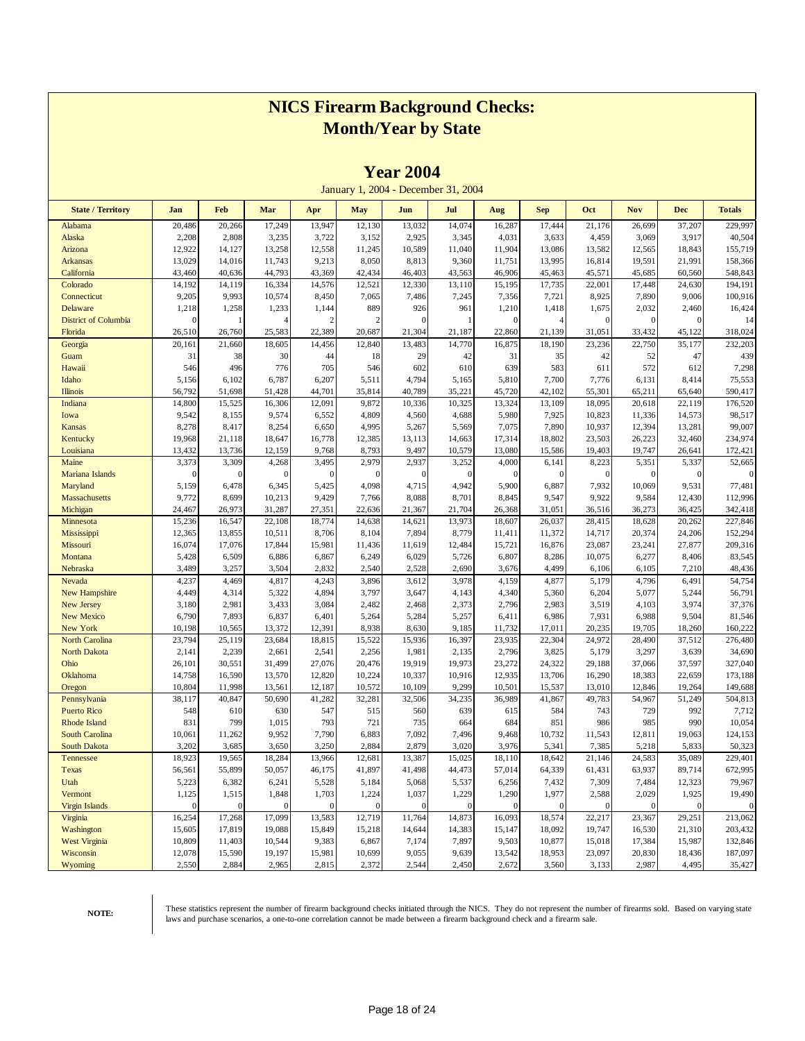# NICS Firearm Background Checks: Month/Year by State

## Year 2004

January 1, 2004 - December 31, 2004

| State / Territory | Jan | Feb | Mar | Apr | May | Jun | Jul | Aug | Sep | Oct | Nov | Dec | Totals |
|---|---|---|---|---|---|---|---|---|---|---|---|---|---|
| Alabama | 20,486 | 20,266 | 17,249 | 13,947 | 12,130 | 13,032 | 14,074 | 16,287 | 17,444 | 21,176 | 26,699 | 37,207 | 229,997 |
| Alaska | 2,208 | 2,808 | 3,235 | 3,722 | 3,152 | 2,925 | 3,345 | 4,031 | 3,633 | 4,459 | 3,069 | 3,917 | 40,504 |
| Arizona | 12,922 | 14,127 | 13,258 | 12,558 | 11,245 | 10,589 | 11,040 | 11,904 | 13,086 | 13,582 | 12,565 | 18,843 | 155,719 |
| Arkansas | 13,029 | 14,016 | 11,743 | 9,213 | 8,050 | 8,813 | 9,360 | 11,751 | 13,995 | 16,814 | 19,591 | 21,991 | 158,366 |
| California | 43,460 | 40,636 | 44,793 | 43,369 | 42,434 | 46,403 | 43,563 | 46,906 | 45,463 | 45,571 | 45,685 | 60,560 | 548,843 |
| Colorado | 14,192 | 14,119 | 16,334 | 14,576 | 12,521 | 12,330 | 13,110 | 15,195 | 17,735 | 22,001 | 17,448 | 24,630 | 194,191 |
| Connecticut | 9,205 | 9,993 | 10,574 | 8,450 | 7,065 | 7,486 | 7,245 | 7,356 | 7,721 | 8,925 | 7,890 | 9,006 | 100,916 |
| Delaware | 1,218 | 1,258 | 1,233 | 1,144 | 889 | 926 | 961 | 1,210 | 1,418 | 1,675 | 2,032 | 2,460 | 16,424 |
| District of Columbia | 0 | 1 | 4 | 2 | 2 | 0 | 1 | 0 | 4 | 0 | 0 | 0 | 14 |
| Florida | 26,510 | 26,760 | 25,583 | 22,389 | 20,687 | 21,304 | 21,187 | 22,860 | 21,139 | 31,051 | 33,432 | 45,122 | 318,024 |
| Georgia | 20,161 | 21,660 | 18,605 | 14,456 | 12,840 | 13,483 | 14,770 | 16,875 | 18,190 | 23,236 | 22,750 | 35,177 | 232,203 |
| Guam | 31 | 38 | 30 | 44 | 18 | 29 | 42 | 31 | 35 | 42 | 52 | 47 | 439 |
| Hawaii | 546 | 496 | 776 | 705 | 546 | 602 | 610 | 639 | 583 | 611 | 572 | 612 | 7,298 |
| Idaho | 5,156 | 6,102 | 6,787 | 6,207 | 5,511 | 4,794 | 5,165 | 5,810 | 7,700 | 7,776 | 6,131 | 8,414 | 75,553 |
| Illinois | 56,792 | 51,698 | 51,428 | 44,701 | 35,814 | 40,789 | 35,221 | 45,720 | 42,102 | 55,301 | 65,211 | 65,640 | 590,417 |
| Indiana | 14,800 | 15,525 | 16,306 | 12,091 | 9,872 | 10,336 | 10,325 | 13,324 | 13,109 | 18,095 | 20,618 | 22,119 | 176,520 |
| Iowa | 9,542 | 8,155 | 9,574 | 6,552 | 4,809 | 4,560 | 4,688 | 5,980 | 7,925 | 10,823 | 11,336 | 14,573 | 98,517 |
| Kansas | 8,278 | 8,417 | 8,254 | 6,650 | 4,995 | 5,267 | 5,569 | 7,075 | 7,890 | 10,937 | 12,394 | 13,281 | 99,007 |
| Kentucky | 19,968 | 21,118 | 18,647 | 16,778 | 12,385 | 13,113 | 14,663 | 17,314 | 18,802 | 23,503 | 26,223 | 32,460 | 234,974 |
| Louisiana | 13,432 | 13,736 | 12,159 | 9,768 | 8,793 | 9,497 | 10,579 | 13,080 | 15,586 | 19,403 | 19,747 | 26,641 | 172,421 |
| Maine | 3,373 | 3,309 | 4,268 | 3,495 | 2,979 | 2,937 | 3,252 | 4,000 | 6,141 | 8,223 | 5,351 | 5,337 | 52,665 |
| Mariana Islands | 0 | 0 | 0 | 0 | 0 | 0 | 0 | 0 | 0 | 0 | 0 | 0 | 0 |
| Maryland | 5,159 | 6,478 | 6,345 | 5,425 | 4,098 | 4,715 | 4,942 | 5,900 | 6,887 | 7,932 | 10,069 | 9,531 | 77,481 |
| Massachusetts | 9,772 | 8,699 | 10,213 | 9,429 | 7,766 | 8,088 | 8,701 | 8,845 | 9,547 | 9,922 | 9,584 | 12,430 | 112,996 |
| Michigan | 24,467 | 26,973 | 31,287 | 27,351 | 22,636 | 21,367 | 21,704 | 26,368 | 31,051 | 36,516 | 36,273 | 36,425 | 342,418 |
| Minnesota | 15,236 | 16,547 | 22,108 | 18,774 | 14,638 | 14,621 | 13,973 | 18,607 | 26,037 | 28,415 | 18,628 | 20,262 | 227,846 |
| Mississippi | 12,365 | 13,855 | 10,511 | 8,706 | 8,104 | 7,894 | 8,779 | 11,411 | 11,372 | 14,717 | 20,374 | 24,206 | 152,294 |
| Missouri | 16,074 | 17,076 | 17,844 | 15,981 | 11,436 | 11,619 | 12,484 | 15,721 | 16,876 | 23,087 | 23,241 | 27,877 | 209,316 |
| Montana | 5,428 | 6,509 | 6,886 | 6,867 | 6,249 | 6,029 | 5,726 | 6,807 | 8,286 | 10,075 | 6,277 | 8,406 | 83,545 |
| Nebraska | 3,489 | 3,257 | 3,504 | 2,832 | 2,540 | 2,528 | 2,690 | 3,676 | 4,499 | 6,106 | 6,105 | 7,210 | 48,436 |
| Nevada | 4,237 | 4,469 | 4,817 | 4,243 | 3,896 | 3,612 | 3,978 | 4,159 | 4,877 | 5,179 | 4,796 | 6,491 | 54,754 |
| New Hampshire | 4,449 | 4,314 | 5,322 | 4,894 | 3,797 | 3,647 | 4,143 | 4,340 | 5,360 | 6,204 | 5,077 | 5,244 | 56,791 |
| New Jersey | 3,180 | 2,981 | 3,433 | 3,084 | 2,482 | 2,468 | 2,373 | 2,796 | 2,983 | 3,519 | 4,103 | 3,974 | 37,376 |
| New Mexico | 6,790 | 7,893 | 6,837 | 6,401 | 5,264 | 5,284 | 5,257 | 6,411 | 6,986 | 7,931 | 6,988 | 9,504 | 81,546 |
| New York | 10,198 | 10,565 | 13,372 | 12,391 | 8,938 | 8,630 | 9,185 | 11,732 | 17,011 | 20,235 | 19,705 | 18,260 | 160,222 |
| North Carolina | 23,794 | 25,119 | 23,684 | 18,815 | 15,522 | 15,936 | 16,397 | 23,935 | 22,304 | 24,972 | 28,490 | 37,512 | 276,480 |
| North Dakota | 2,141 | 2,239 | 2,661 | 2,541 | 2,256 | 1,981 | 2,135 | 2,796 | 3,825 | 5,179 | 3,297 | 3,639 | 34,690 |
| Ohio | 26,101 | 30,551 | 31,499 | 27,076 | 20,476 | 19,919 | 19,973 | 23,272 | 24,322 | 29,188 | 37,066 | 37,597 | 327,040 |
| Oklahoma | 14,758 | 16,590 | 13,570 | 12,820 | 10,224 | 10,337 | 10,916 | 12,935 | 13,706 | 16,290 | 18,383 | 22,659 | 173,188 |
| Oregon | 10,804 | 11,998 | 13,561 | 12,187 | 10,572 | 10,109 | 9,299 | 10,501 | 15,537 | 13,010 | 12,846 | 19,264 | 149,688 |
| Pennsylvania | 38,117 | 40,847 | 50,690 | 41,282 | 32,281 | 32,506 | 34,235 | 36,989 | 41,867 | 49,783 | 54,967 | 51,249 | 504,813 |
| Puerto Rico | 548 | 610 | 630 | 547 | 515 | 560 | 639 | 615 | 584 | 743 | 729 | 992 | 7,712 |
| Rhode Island | 831 | 799 | 1,015 | 793 | 721 | 735 | 664 | 684 | 851 | 986 | 985 | 990 | 10,054 |
| South Carolina | 10,061 | 11,262 | 9,952 | 7,790 | 6,883 | 7,092 | 7,496 | 9,468 | 10,732 | 11,543 | 12,811 | 19,063 | 124,153 |
| South Dakota | 3,202 | 3,685 | 3,650 | 3,250 | 2,884 | 2,879 | 3,020 | 3,976 | 5,341 | 7,385 | 5,218 | 5,833 | 50,323 |
| Tennessee | 18,923 | 19,565 | 18,284 | 13,966 | 12,681 | 13,387 | 15,025 | 18,110 | 18,642 | 21,146 | 24,583 | 35,089 | 229,401 |
| Texas | 56,561 | 55,899 | 50,057 | 46,175 | 41,897 | 41,498 | 44,473 | 57,014 | 64,339 | 61,431 | 63,937 | 89,714 | 672,995 |
| Utah | 5,223 | 6,382 | 6,241 | 5,528 | 5,184 | 5,068 | 5,537 | 6,256 | 7,432 | 7,309 | 7,484 | 12,323 | 79,967 |
| Vermont | 1,125 | 1,515 | 1,848 | 1,703 | 1,224 | 1,037 | 1,229 | 1,290 | 1,977 | 2,588 | 2,029 | 1,925 | 19,490 |
| Virgin Islands | 0 | 0 | 0 | 0 | 0 | 0 | 0 | 0 | 0 | 0 | 0 | 0 | 0 |
| Virginia | 16,254 | 17,268 | 17,099 | 13,583 | 12,719 | 11,764 | 14,873 | 16,093 | 18,574 | 22,217 | 23,367 | 29,251 | 213,062 |
| Washington | 15,605 | 17,819 | 19,088 | 15,849 | 15,218 | 14,644 | 14,383 | 15,147 | 18,092 | 19,747 | 16,530 | 21,310 | 203,432 |
| West Virginia | 10,809 | 11,403 | 10,544 | 9,383 | 6,867 | 7,174 | 7,897 | 9,503 | 10,877 | 15,018 | 17,384 | 15,987 | 132,846 |
| Wisconsin | 12,078 | 15,590 | 19,197 | 15,981 | 10,699 | 9,055 | 9,639 | 13,542 | 18,953 | 23,097 | 20,830 | 18,436 | 187,097 |
| Wyoming | 2,550 | 2,884 | 2,965 | 2,815 | 2,372 | 2,544 | 2,450 | 2,672 | 3,560 | 3,133 | 2,987 | 4,495 | 35,427 |

**NOTE:** These statistics represent the number of firearm background checks initiated through the NICS. They do not represent the number of firearms sold. Based on varying state laws and purchase scenarios, a one-to-one correlation cannot be made between a firearm background check and a firearm sale.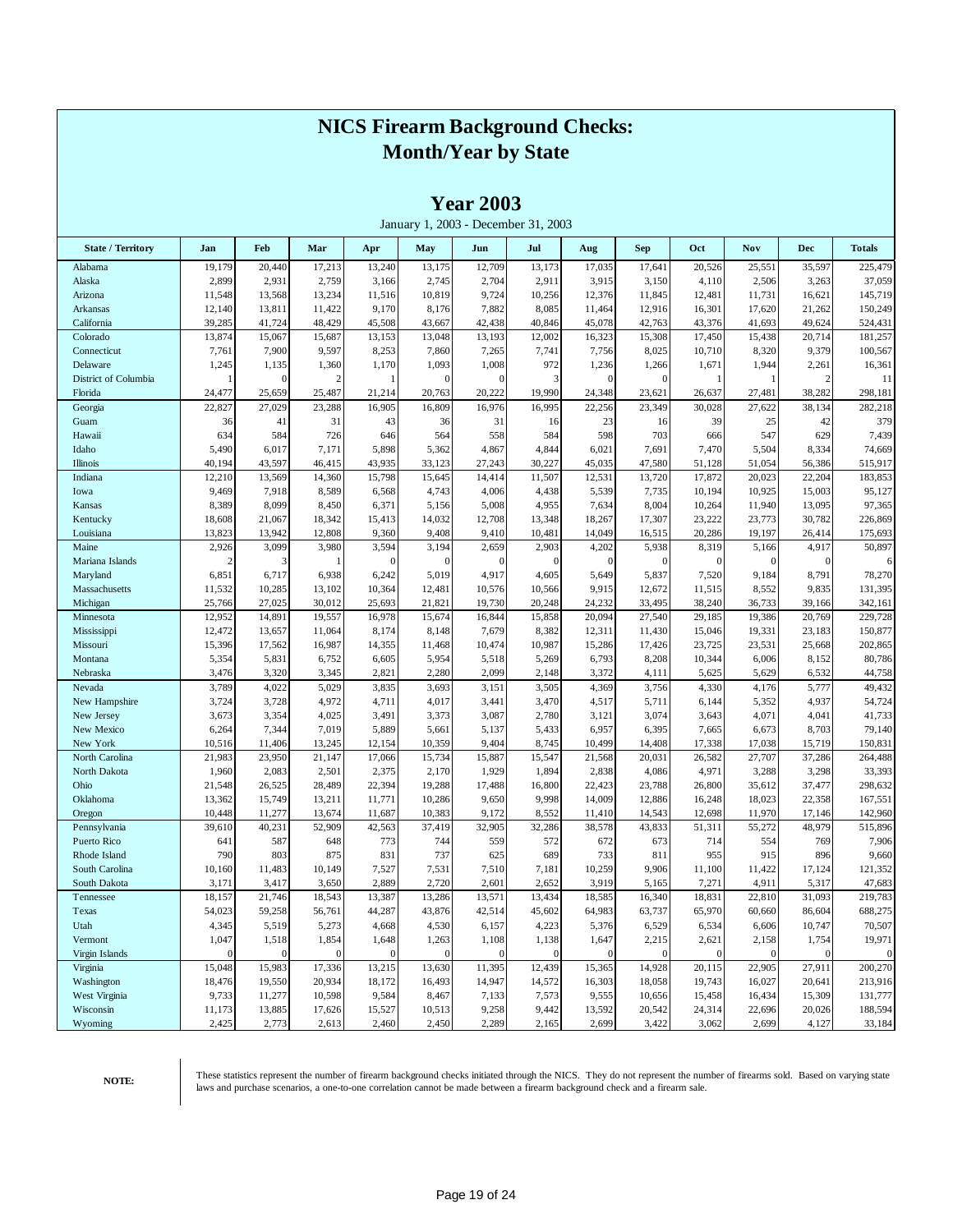# NICS Firearm Background Checks: Month/Year by State

## Year 2003

January 1, 2003 - December 31, 2003

| State / Territory | Jan | Feb | Mar | Apr | May | Jun | Jul | Aug | Sep | Oct | Nov | Dec | Totals |
|---|---|---|---|---|---|---|---|---|---|---|---|---|---|
| Alabama | 19,179 | 20,440 | 17,213 | 13,240 | 13,175 | 12,709 | 13,173 | 17,035 | 17,641 | 20,526 | 25,551 | 35,597 | 225,479 |
| Alaska | 2,899 | 2,931 | 2,759 | 3,166 | 2,745 | 2,704 | 2,911 | 3,915 | 3,150 | 4,110 | 2,506 | 3,263 | 37,059 |
| Arizona | 11,548 | 13,568 | 13,234 | 11,516 | 10,819 | 9,724 | 10,256 | 12,376 | 11,845 | 12,481 | 11,731 | 16,621 | 145,719 |
| Arkansas | 12,140 | 13,811 | 11,422 | 9,170 | 8,176 | 7,882 | 8,085 | 11,464 | 12,916 | 16,301 | 17,620 | 21,262 | 150,249 |
| California | 39,285 | 41,724 | 48,429 | 45,508 | 43,667 | 42,438 | 40,846 | 45,078 | 42,763 | 43,376 | 41,693 | 49,624 | 524,431 |
| Colorado | 13,874 | 15,067 | 15,687 | 13,153 | 13,048 | 13,193 | 12,002 | 16,323 | 15,308 | 17,450 | 15,438 | 20,714 | 181,257 |
| Connecticut | 7,761 | 7,900 | 9,597 | 8,253 | 7,860 | 7,265 | 7,741 | 7,756 | 8,025 | 10,710 | 8,320 | 9,379 | 100,567 |
| Delaware | 1,245 | 1,135 | 1,360 | 1,170 | 1,093 | 1,008 | 972 | 1,236 | 1,266 | 1,671 | 1,944 | 2,261 | 16,361 |
| District of Columbia | 1 | 0 | 2 | 1 | 0 | 0 | 3 | 0 | 0 | 1 | 1 | 2 | 11 |
| Florida | 24,477 | 25,659 | 25,487 | 21,214 | 20,763 | 20,222 | 19,990 | 24,348 | 23,621 | 26,637 | 27,481 | 38,282 | 298,181 |
| Georgia | 22,827 | 27,029 | 23,288 | 16,905 | 16,809 | 16,976 | 16,995 | 22,256 | 23,349 | 30,028 | 27,622 | 38,134 | 282,218 |
| Guam | 36 | 41 | 31 | 43 | 36 | 31 | 16 | 23 | 16 | 39 | 25 | 42 | 379 |
| Hawaii | 634 | 584 | 726 | 646 | 564 | 558 | 584 | 598 | 703 | 666 | 547 | 629 | 7,439 |
| Idaho | 5,490 | 6,017 | 7,171 | 5,898 | 5,362 | 4,867 | 4,844 | 6,021 | 7,691 | 7,470 | 5,504 | 8,334 | 74,669 |
| Illinois | 40,194 | 43,597 | 46,415 | 43,935 | 33,123 | 27,243 | 30,227 | 45,035 | 47,580 | 51,128 | 51,054 | 56,386 | 515,917 |
| Indiana | 12,210 | 13,569 | 14,360 | 15,798 | 15,645 | 14,414 | 11,507 | 12,531 | 13,720 | 17,872 | 20,023 | 22,204 | 183,853 |
| Iowa | 9,469 | 7,918 | 8,589 | 6,568 | 4,743 | 4,006 | 4,438 | 5,539 | 7,735 | 10,194 | 10,925 | 15,003 | 95,127 |
| Kansas | 8,389 | 8,099 | 8,450 | 6,371 | 5,156 | 5,008 | 4,955 | 7,634 | 8,004 | 10,264 | 11,940 | 13,095 | 97,365 |
| Kentucky | 18,608 | 21,067 | 18,342 | 15,413 | 14,032 | 12,708 | 13,348 | 18,267 | 17,307 | 23,222 | 23,773 | 30,782 | 226,869 |
| Louisiana | 13,823 | 13,942 | 12,808 | 9,360 | 9,408 | 9,410 | 10,481 | 14,049 | 16,515 | 20,286 | 19,197 | 26,414 | 175,693 |
| Maine | 2,926 | 3,099 | 3,980 | 3,594 | 3,194 | 2,659 | 2,903 | 4,202 | 5,938 | 8,319 | 5,166 | 4,917 | 50,897 |
| Mariana Islands | 2 | 3 | 1 | 0 | 0 | 0 | 0 | 0 | 0 | 0 | 0 | 0 | 6 |
| Maryland | 6,851 | 6,717 | 6,938 | 6,242 | 5,019 | 4,917 | 4,605 | 5,649 | 5,837 | 7,520 | 9,184 | 8,791 | 78,270 |
| Massachusetts | 11,532 | 10,285 | 13,102 | 10,364 | 12,481 | 10,576 | 10,566 | 9,915 | 12,672 | 11,515 | 8,552 | 9,835 | 131,395 |
| Michigan | 25,766 | 27,025 | 30,012 | 25,693 | 21,821 | 19,730 | 20,248 | 24,232 | 33,495 | 38,240 | 36,733 | 39,166 | 342,161 |
| Minnesota | 12,952 | 14,891 | 19,557 | 16,978 | 15,674 | 16,844 | 15,858 | 20,094 | 27,540 | 29,185 | 19,386 | 20,769 | 229,728 |
| Mississippi | 12,472 | 13,657 | 11,064 | 8,174 | 8,148 | 7,679 | 8,382 | 12,311 | 11,430 | 15,046 | 19,331 | 23,183 | 150,877 |
| Missouri | 15,396 | 17,562 | 16,987 | 14,355 | 11,468 | 10,474 | 10,987 | 15,286 | 17,426 | 23,725 | 23,531 | 25,668 | 202,865 |
| Montana | 5,354 | 5,831 | 6,752 | 6,605 | 5,954 | 5,518 | 5,269 | 6,793 | 8,208 | 10,344 | 6,006 | 8,152 | 80,786 |
| Nebraska | 3,476 | 3,320 | 3,345 | 2,821 | 2,280 | 2,099 | 2,148 | 3,372 | 4,111 | 5,625 | 5,629 | 6,532 | 44,758 |
| Nevada | 3,789 | 4,022 | 5,029 | 3,835 | 3,693 | 3,151 | 3,505 | 4,369 | 3,756 | 4,330 | 4,176 | 5,777 | 49,432 |
| New Hampshire | 3,724 | 3,728 | 4,972 | 4,711 | 4,017 | 3,441 | 3,470 | 4,517 | 5,711 | 6,144 | 5,352 | 4,937 | 54,724 |
| New Jersey | 3,673 | 3,354 | 4,025 | 3,491 | 3,373 | 3,087 | 2,780 | 3,121 | 3,074 | 3,643 | 4,071 | 4,041 | 41,733 |
| New Mexico | 6,264 | 7,344 | 7,019 | 5,889 | 5,661 | 5,137 | 5,433 | 6,957 | 6,395 | 7,665 | 6,673 | 8,703 | 79,140 |
| New York | 10,516 | 11,406 | 13,245 | 12,154 | 10,359 | 9,404 | 8,745 | 10,499 | 14,408 | 17,338 | 17,038 | 15,719 | 150,831 |
| North Carolina | 21,983 | 23,950 | 21,147 | 17,066 | 15,734 | 15,887 | 15,547 | 21,568 | 20,031 | 26,582 | 27,707 | 37,286 | 264,488 |
| North Dakota | 1,960 | 2,083 | 2,501 | 2,375 | 2,170 | 1,929 | 1,894 | 2,838 | 4,086 | 4,971 | 3,288 | 3,298 | 33,393 |
| Ohio | 21,548 | 26,525 | 28,489 | 22,394 | 19,288 | 17,488 | 16,800 | 22,423 | 23,788 | 26,800 | 35,612 | 37,477 | 298,632 |
| Oklahoma | 13,362 | 15,749 | 13,211 | 11,771 | 10,286 | 9,650 | 9,998 | 14,009 | 12,886 | 16,248 | 18,023 | 22,358 | 167,551 |
| Oregon | 10,448 | 11,277 | 13,674 | 11,687 | 10,383 | 9,172 | 8,552 | 11,410 | 14,543 | 12,698 | 11,970 | 17,146 | 142,960 |
| Pennsylvania | 39,610 | 40,231 | 52,909 | 42,563 | 37,419 | 32,905 | 32,286 | 38,578 | 43,833 | 51,311 | 55,272 | 48,979 | 515,896 |
| Puerto Rico | 641 | 587 | 648 | 773 | 744 | 559 | 572 | 672 | 673 | 714 | 554 | 769 | 7,906 |
| Rhode Island | 790 | 803 | 875 | 831 | 737 | 625 | 689 | 733 | 811 | 955 | 915 | 896 | 9,660 |
| South Carolina | 10,160 | 11,483 | 10,149 | 7,527 | 7,531 | 7,510 | 7,181 | 10,259 | 9,906 | 11,100 | 11,422 | 17,124 | 121,352 |
| South Dakota | 3,171 | 3,417 | 3,650 | 2,889 | 2,720 | 2,601 | 2,652 | 3,919 | 5,165 | 7,271 | 4,911 | 5,317 | 47,683 |
| Tennessee | 18,157 | 21,746 | 18,543 | 13,387 | 13,286 | 13,571 | 13,434 | 18,585 | 16,340 | 18,831 | 22,810 | 31,093 | 219,783 |
| Texas | 54,023 | 59,258 | 56,761 | 44,287 | 43,876 | 42,514 | 45,602 | 64,983 | 63,737 | 65,970 | 60,660 | 86,604 | 688,275 |
| Utah | 4,345 | 5,519 | 5,273 | 4,668 | 4,530 | 6,157 | 4,223 | 5,376 | 6,529 | 6,534 | 6,606 | 10,747 | 70,507 |
| Vermont | 1,047 | 1,518 | 1,854 | 1,648 | 1,263 | 1,108 | 1,138 | 1,647 | 2,215 | 2,621 | 2,158 | 1,754 | 19,971 |
| Virgin Islands | 0 | 0 | 0 | 0 | 0 | 0 | 0 | 0 | 0 | 0 | 0 | 0 | 0 |
| Virginia | 15,048 | 15,983 | 17,336 | 13,215 | 13,630 | 11,395 | 12,439 | 15,365 | 14,928 | 20,115 | 22,905 | 27,911 | 200,270 |
| Washington | 18,476 | 19,550 | 20,934 | 18,172 | 16,493 | 14,947 | 14,572 | 16,303 | 18,058 | 19,743 | 16,027 | 20,641 | 213,916 |
| West Virginia | 9,733 | 11,277 | 10,598 | 9,584 | 8,467 | 7,133 | 7,573 | 9,555 | 10,656 | 15,458 | 16,434 | 15,309 | 131,777 |
| Wisconsin | 11,173 | 13,885 | 17,626 | 15,527 | 10,513 | 9,258 | 9,442 | 13,592 | 20,542 | 24,314 | 22,696 | 20,026 | 188,594 |
| Wyoming | 2,425 | 2,773 | 2,613 | 2,460 | 2,450 | 2,289 | 2,165 | 2,699 | 3,422 | 3,062 | 2,699 | 4,127 | 33,184 |

**NOTE:** These statistics represent the number of firearm background checks initiated through the NICS. They do not represent the number of firearms sold. Based on varying state laws and purchase scenarios, a one-to-one correlation cannot be made between a firearm background check and a firearm sale.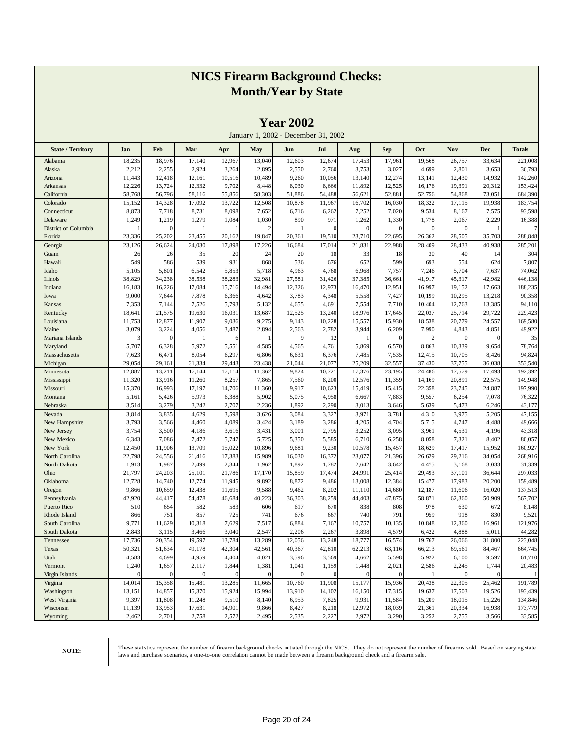# NICS Firearm Background Checks: Month/Year by State

## Year 2002

January 1, 2002 - December 31, 2002

| State / Territory | Jan | Feb | Mar | Apr | May | Jun | Jul | Aug | Sep | Oct | Nov | Dec | Totals |
|---|---|---|---|---|---|---|---|---|---|---|---|---|---|
| Alabama | 18,235 | 18,976 | 17,140 | 12,967 | 13,040 | 12,603 | 12,674 | 17,453 | 17,961 | 19,568 | 26,757 | 33,634 | 221,008 |
| Alaska | 2,212 | 2,255 | 2,924 | 3,264 | 2,895 | 2,550 | 2,760 | 3,753 | 3,027 | 4,699 | 2,801 | 3,653 | 36,793 |
| Arizona | 11,443 | 12,418 | 12,161 | 10,516 | 10,489 | 9,260 | 10,056 | 13,140 | 12,274 | 13,141 | 12,430 | 14,932 | 142,260 |
| Arkansas | 12,226 | 13,724 | 12,332 | 9,702 | 8,448 | 8,030 | 8,666 | 11,892 | 12,525 | 16,176 | 19,391 | 20,312 | 153,424 |
| California | 58,768 | 56,796 | 58,116 | 55,856 | 58,303 | 51,886 | 54,488 | 56,621 | 52,881 | 52,756 | 54,868 | 73,051 | 684,390 |
| Colorado | 15,152 | 14,328 | 17,092 | 13,722 | 12,508 | 10,878 | 11,967 | 16,702 | 16,030 | 18,322 | 17,115 | 19,938 | 183,754 |
| Connecticut | 8,873 | 7,718 | 8,731 | 8,098 | 7,652 | 6,716 | 6,262 | 7,252 | 7,020 | 9,534 | 8,167 | 7,575 | 93,598 |
| Delaware | 1,249 | 1,219 | 1,279 | 1,084 | 1,030 | 890 | 971 | 1,262 | 1,330 | 1,778 | 2,067 | 2,229 | 16,388 |
| District of Columbia | 1 | 0 | 1 | 1 | 2 | 1 | 0 | 0 | 0 | 0 | 0 | 1 | 7 |
| Florida | 23,336 | 25,202 | 23,455 | 20,162 | 19,847 | 20,361 | 19,510 | 23,710 | 22,695 | 26,362 | 28,505 | 35,703 | 288,848 |
| Georgia | 23,126 | 26,624 | 24,030 | 17,898 | 17,226 | 16,684 | 17,014 | 21,831 | 22,988 | 28,409 | 28,433 | 40,938 | 285,201 |
| Guam | 26 | 26 | 35 | 20 | 24 | 20 | 18 | 33 | 18 | 30 | 40 | 14 | 304 |
| Hawaii | 549 | 586 | 539 | 931 | 868 | 536 | 676 | 652 | 599 | 693 | 554 | 624 | 7,807 |
| Idaho | 5,105 | 5,801 | 6,542 | 5,853 | 5,718 | 4,963 | 4,768 | 6,968 | 7,757 | 7,246 | 5,704 | 7,637 | 74,062 |
| Illinois | 38,829 | 34,238 | 38,538 | 38,283 | 32,981 | 27,581 | 31,426 | 37,385 | 36,661 | 41,917 | 45,317 | 42,982 | 446,138 |
| Indiana | 16,183 | 16,226 | 17,084 | 15,716 | 14,494 | 12,326 | 12,973 | 16,470 | 12,951 | 16,997 | 19,152 | 17,663 | 188,235 |
| Iowa | 9,000 | 7,644 | 7,878 | 6,366 | 4,642 | 3,783 | 4,348 | 5,558 | 7,427 | 10,199 | 10,295 | 13,218 | 90,358 |
| Kansas | 7,353 | 7,144 | 7,526 | 5,793 | 5,132 | 4,655 | 4,691 | 7,554 | 7,710 | 10,404 | 12,763 | 13,385 | 94,110 |
| Kentucky | 18,641 | 21,575 | 19,630 | 16,031 | 13,687 | 12,525 | 13,240 | 18,976 | 17,645 | 22,037 | 25,714 | 29,722 | 229,423 |
| Louisiana | 11,753 | 12,877 | 11,907 | 9,036 | 9,275 | 9,143 | 10,228 | 15,557 | 15,930 | 18,538 | 20,779 | 24,557 | 169,580 |
| Maine | 3,079 | 3,224 | 4,056 | 3,487 | 2,894 | 2,563 | 2,782 | 3,944 | 6,209 | 7,990 | 4,843 | 4,851 | 49,922 |
| Mariana Islands | 3 | 0 | 1 | 6 | 1 | 9 | 12 | 1 | 0 | 2 | 0 | 0 | 35 |
| Maryland | 5,707 | 6,328 | 5,972 | 5,551 | 4,585 | 4,565 | 4,761 | 5,869 | 6,570 | 8,863 | 10,339 | 9,654 | 78,764 |
| Massachusetts | 7,623 | 6,471 | 8,054 | 6,297 | 6,806 | 6,631 | 6,376 | 7,485 | 7,535 | 12,415 | 10,705 | 8,426 | 94,824 |
| Michigan | 29,054 | 29,161 | 31,334 | 29,443 | 23,438 | 21,044 | 21,077 | 25,209 | 32,557 | 37,430 | 37,755 | 36,038 | 353,540 |
| Minnesota | 12,887 | 13,211 | 17,144 | 17,114 | 11,362 | 9,824 | 10,721 | 17,376 | 23,195 | 24,486 | 17,579 | 17,493 | 192,392 |
| Mississippi | 11,320 | 13,916 | 11,260 | 8,257 | 7,865 | 7,560 | 8,200 | 12,576 | 11,359 | 14,169 | 20,891 | 22,575 | 149,948 |
| Missouri | 15,370 | 16,993 | 17,197 | 14,706 | 11,360 | 9,917 | 10,623 | 15,419 | 15,415 | 22,358 | 23,745 | 24,887 | 197,990 |
| Montana | 5,161 | 5,426 | 5,973 | 6,388 | 5,902 | 5,075 | 4,958 | 6,667 | 7,883 | 9,557 | 6,254 | 7,078 | 76,322 |
| Nebraska | 3,514 | 3,279 | 3,242 | 2,707 | 2,236 | 1,892 | 2,290 | 3,013 | 3,646 | 5,639 | 5,473 | 6,246 | 43,177 |
| Nevada | 3,814 | 3,835 | 4,629 | 3,598 | 3,626 | 3,084 | 3,327 | 3,971 | 3,781 | 4,310 | 3,975 | 5,205 | 47,155 |
| New Hampshire | 3,793 | 3,566 | 4,460 | 4,089 | 3,424 | 3,189 | 3,286 | 4,205 | 4,704 | 5,715 | 4,747 | 4,488 | 49,666 |
| New Jersey | 3,754 | 3,500 | 4,186 | 3,616 | 3,431 | 3,001 | 2,795 | 3,252 | 3,095 | 3,961 | 4,531 | 4,196 | 43,318 |
| New Mexico | 6,343 | 7,086 | 7,472 | 5,747 | 5,725 | 5,350 | 5,585 | 6,710 | 6,258 | 8,058 | 7,321 | 8,402 | 80,057 |
| New York | 12,450 | 11,906 | 13,709 | 15,022 | 10,896 | 9,681 | 9,230 | 10,578 | 15,457 | 18,629 | 17,417 | 15,952 | 160,927 |
| North Carolina | 22,798 | 24,556 | 21,416 | 17,383 | 15,989 | 16,030 | 16,372 | 23,077 | 21,396 | 26,629 | 29,216 | 34,054 | 268,916 |
| North Dakota | 1,913 | 1,987 | 2,499 | 2,344 | 1,962 | 1,892 | 1,782 | 2,642 | 3,642 | 4,475 | 3,168 | 3,033 | 31,339 |
| Ohio | 21,797 | 24,203 | 25,101 | 21,786 | 17,170 | 15,859 | 17,474 | 24,991 | 25,414 | 29,493 | 37,101 | 36,644 | 297,033 |
| Oklahoma | 12,728 | 14,740 | 12,774 | 11,945 | 9,892 | 8,872 | 9,486 | 13,008 | 12,384 | 15,477 | 17,983 | 20,200 | 159,489 |
| Oregon | 9,866 | 10,659 | 12,438 | 11,695 | 9,588 | 9,462 | 8,202 | 11,110 | 14,680 | 12,187 | 11,606 | 16,020 | 137,513 |
| Pennsylvania | 42,920 | 44,417 | 54,478 | 46,684 | 40,223 | 36,303 | 38,259 | 44,403 | 47,875 | 58,871 | 62,360 | 50,909 | 567,702 |
| Puerto Rico | 510 | 654 | 582 | 583 | 606 | 617 | 670 | 838 | 808 | 978 | 630 | 672 | 8,148 |
| Rhode Island | 866 | 751 | 857 | 725 | 741 | 676 | 667 | 740 | 791 | 959 | 918 | 830 | 9,521 |
| South Carolina | 9,771 | 11,629 | 10,318 | 7,629 | 7,517 | 6,884 | 7,167 | 10,757 | 10,135 | 10,848 | 12,360 | 16,961 | 121,976 |
| South Dakota | 2,843 | 3,115 | 3,466 | 3,040 | 2,547 | 2,206 | 2,267 | 3,898 | 4,579 | 6,422 | 4,888 | 5,011 | 44,282 |
| Tennessee | 17,736 | 20,354 | 19,597 | 13,784 | 13,289 | 12,056 | 13,248 | 18,777 | 16,574 | 19,767 | 26,066 | 31,800 | 223,048 |
| Texas | 50,321 | 51,634 | 49,178 | 42,304 | 42,561 | 40,367 | 42,810 | 62,213 | 63,116 | 66,213 | 69,561 | 84,467 | 664,745 |
| Utah | 4,583 | 4,699 | 4,959 | 4,404 | 4,021 | 3,596 | 3,569 | 4,662 | 5,598 | 5,922 | 6,100 | 9,597 | 61,710 |
| Vermont | 1,240 | 1,657 | 2,117 | 1,844 | 1,381 | 1,041 | 1,159 | 1,448 | 2,021 | 2,586 | 2,245 | 1,744 | 20,483 |
| Virgin Islands | 0 | 0 | 0 | 0 | 0 | 0 | 0 | 0 | 0 | 1 | 0 | 0 | 1 |
| Virginia | 14,014 | 15,358 | 15,481 | 13,285 | 11,665 | 10,760 | 11,908 | 15,177 | 15,936 | 20,438 | 22,305 | 25,462 | 191,789 |
| Washington | 13,151 | 14,857 | 15,370 | 15,924 | 15,994 | 13,910 | 14,102 | 16,150 | 17,315 | 19,637 | 17,503 | 19,526 | 193,439 |
| West Virginia | 9,397 | 11,808 | 11,248 | 9,510 | 8,140 | 6,953 | 7,825 | 9,931 | 11,584 | 15,209 | 18,015 | 15,226 | 134,846 |
| Wisconsin | 11,139 | 13,953 | 17,631 | 14,901 | 9,866 | 8,427 | 8,218 | 12,972 | 18,039 | 21,361 | 20,334 | 16,938 | 173,779 |
| Wyoming | 2,462 | 2,701 | 2,758 | 2,572 | 2,495 | 2,535 | 2,227 | 2,972 | 3,290 | 3,252 | 2,755 | 3,566 | 33,585 |

**NOTE:** These statistics represent the number of firearm background checks initiated through the NICS. They do not represent the number of firearms sold. Based on varying state laws and purchase scenarios, a one-to-one correlation cannot be made between a firearm background check and a firearm sale.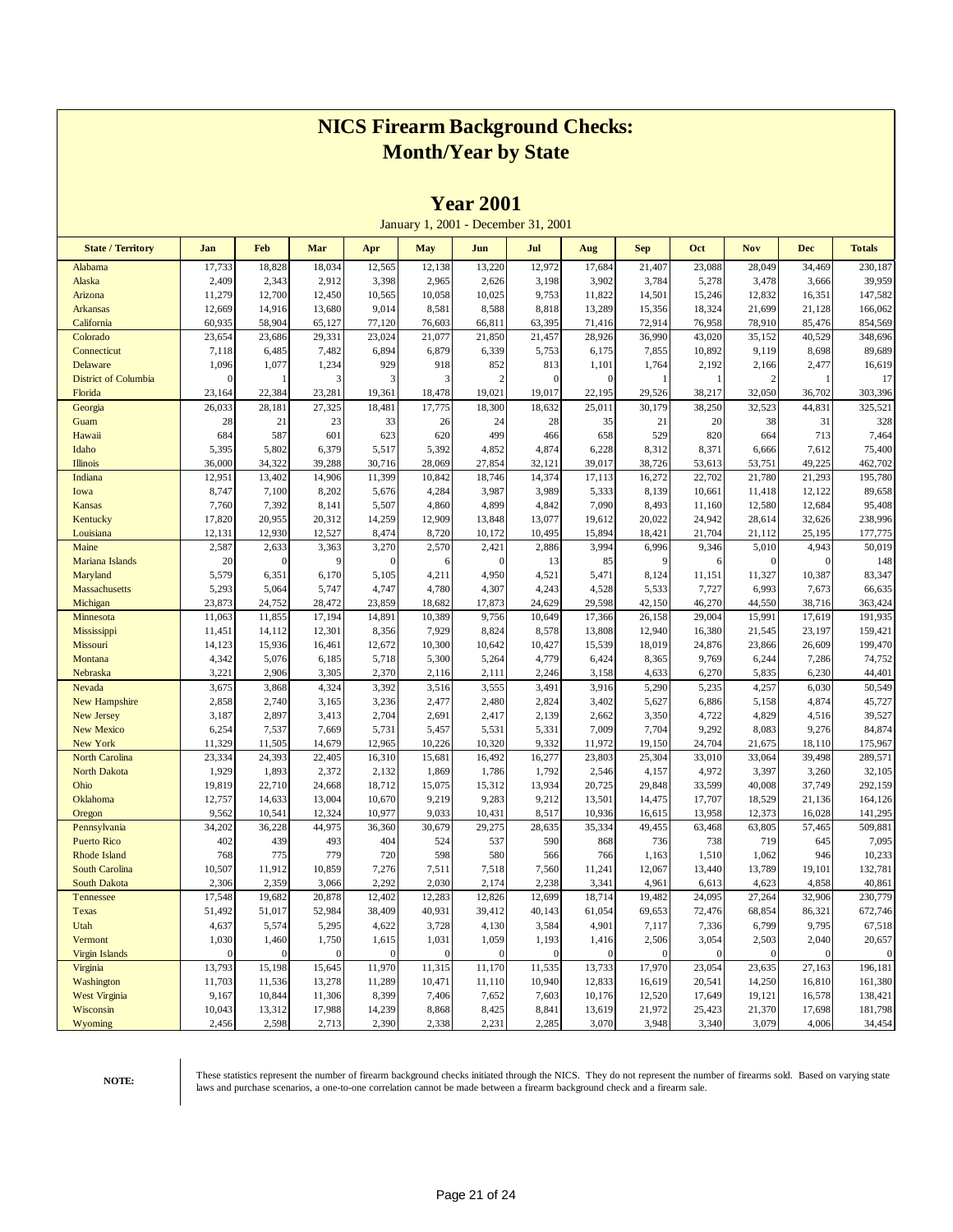# NICS Firearm Background Checks: Month/Year by State

## Year 2001

January 1, 2001 - December 31, 2001

| State / Territory | Jan | Feb | Mar | Apr | May | Jun | Jul | Aug | Sep | Oct | Nov | Dec | Totals |
|---|---|---|---|---|---|---|---|---|---|---|---|---|---|
| Alabama | 17,733 | 18,828 | 18,034 | 12,565 | 12,138 | 13,220 | 12,972 | 17,684 | 21,407 | 23,088 | 28,049 | 34,469 | 230,187 |
| Alaska | 2,409 | 2,343 | 2,912 | 3,398 | 2,965 | 2,626 | 3,198 | 3,902 | 3,784 | 5,278 | 3,478 | 3,666 | 39,959 |
| Arizona | 11,279 | 12,700 | 12,450 | 10,565 | 10,058 | 10,025 | 9,753 | 11,822 | 14,501 | 15,246 | 12,832 | 16,351 | 147,582 |
| Arkansas | 12,669 | 14,916 | 13,680 | 9,014 | 8,581 | 8,588 | 8,818 | 13,289 | 15,356 | 18,324 | 21,699 | 21,128 | 166,062 |
| California | 60,935 | 58,904 | 65,127 | 77,120 | 76,603 | 66,811 | 63,395 | 71,416 | 72,914 | 76,958 | 78,910 | 85,476 | 854,569 |
| Colorado | 23,654 | 23,686 | 29,331 | 23,024 | 21,077 | 21,850 | 21,457 | 28,926 | 36,990 | 43,020 | 35,152 | 40,529 | 348,696 |
| Connecticut | 7,118 | 6,485 | 7,482 | 6,894 | 6,879 | 6,339 | 5,753 | 6,175 | 7,855 | 10,892 | 9,119 | 8,698 | 89,689 |
| Delaware | 1,096 | 1,077 | 1,234 | 929 | 918 | 852 | 813 | 1,101 | 1,764 | 2,192 | 2,166 | 2,477 | 16,619 |
| District of Columbia | 0 | 1 | 3 | 3 | 3 | 2 | 0 | 0 | 1 | 1 | 2 | 1 | 17 |
| Florida | 23,164 | 22,384 | 23,281 | 19,361 | 18,478 | 19,021 | 19,017 | 22,195 | 29,526 | 38,217 | 32,050 | 36,702 | 303,396 |
| Georgia | 26,033 | 28,181 | 27,325 | 18,481 | 17,775 | 18,300 | 18,632 | 25,011 | 30,179 | 38,250 | 32,523 | 44,831 | 325,521 |
| Guam | 28 | 21 | 23 | 33 | 26 | 24 | 28 | 35 | 21 | 20 | 38 | 31 | 328 |
| Hawaii | 684 | 587 | 601 | 623 | 620 | 499 | 466 | 658 | 529 | 820 | 664 | 713 | 7,464 |
| Idaho | 5,395 | 5,802 | 6,379 | 5,517 | 5,392 | 4,852 | 4,874 | 6,228 | 8,312 | 8,371 | 6,666 | 7,612 | 75,400 |
| Illinois | 36,000 | 34,322 | 39,288 | 30,716 | 28,069 | 27,854 | 32,121 | 39,017 | 38,726 | 53,613 | 53,751 | 49,225 | 462,702 |
| Indiana | 12,951 | 13,402 | 14,906 | 11,399 | 10,842 | 18,746 | 14,374 | 17,113 | 16,272 | 22,702 | 21,780 | 21,293 | 195,780 |
| Iowa | 8,747 | 7,100 | 8,202 | 5,676 | 4,284 | 3,987 | 3,989 | 5,333 | 8,139 | 10,661 | 11,418 | 12,122 | 89,658 |
| Kansas | 7,760 | 7,392 | 8,141 | 5,507 | 4,860 | 4,899 | 4,842 | 7,090 | 8,493 | 11,160 | 12,580 | 12,684 | 95,408 |
| Kentucky | 17,820 | 20,955 | 20,312 | 14,259 | 12,909 | 13,848 | 13,077 | 19,612 | 20,022 | 24,942 | 28,614 | 32,626 | 238,996 |
| Louisiana | 12,131 | 12,930 | 12,527 | 8,474 | 8,720 | 10,172 | 10,495 | 15,894 | 18,421 | 21,704 | 21,112 | 25,195 | 177,775 |
| Maine | 2,587 | 2,633 | 3,363 | 3,270 | 2,570 | 2,421 | 2,886 | 3,994 | 6,996 | 9,346 | 5,010 | 4,943 | 50,019 |
| Mariana Islands | 20 | 0 | 9 | 0 | 6 | 0 | 13 | 85 | 9 | 6 | 0 | 0 | 148 |
| Maryland | 5,579 | 6,351 | 6,170 | 5,105 | 4,211 | 4,950 | 4,521 | 5,471 | 8,124 | 11,151 | 11,327 | 10,387 | 83,347 |
| Massachusetts | 5,293 | 5,064 | 5,747 | 4,747 | 4,780 | 4,307 | 4,243 | 4,528 | 5,533 | 7,727 | 6,993 | 7,673 | 66,635 |
| Michigan | 23,873 | 24,752 | 28,472 | 23,859 | 18,682 | 17,873 | 24,629 | 29,598 | 42,150 | 46,270 | 44,550 | 38,716 | 363,424 |
| Minnesota | 11,063 | 11,855 | 17,194 | 14,891 | 10,389 | 9,756 | 10,649 | 17,366 | 26,158 | 29,004 | 15,991 | 17,619 | 191,935 |
| Mississippi | 11,451 | 14,112 | 12,301 | 8,356 | 7,929 | 8,824 | 8,578 | 13,808 | 12,940 | 16,380 | 21,545 | 23,197 | 159,421 |
| Missouri | 14,123 | 15,936 | 16,461 | 12,672 | 10,300 | 10,642 | 10,427 | 15,539 | 18,019 | 24,876 | 23,866 | 26,609 | 199,470 |
| Montana | 4,342 | 5,076 | 6,185 | 5,718 | 5,300 | 5,264 | 4,779 | 6,424 | 8,365 | 9,769 | 6,244 | 7,286 | 74,752 |
| Nebraska | 3,221 | 2,906 | 3,305 | 2,370 | 2,116 | 2,111 | 2,246 | 3,158 | 4,633 | 6,270 | 5,835 | 6,230 | 44,401 |
| Nevada | 3,675 | 3,868 | 4,324 | 3,392 | 3,516 | 3,555 | 3,491 | 3,916 | 5,290 | 5,235 | 4,257 | 6,030 | 50,549 |
| New Hampshire | 2,858 | 2,740 | 3,165 | 3,236 | 2,477 | 2,480 | 2,824 | 3,402 | 5,627 | 6,886 | 5,158 | 4,874 | 45,727 |
| New Jersey | 3,187 | 2,897 | 3,413 | 2,704 | 2,691 | 2,417 | 2,139 | 2,662 | 3,350 | 4,722 | 4,829 | 4,516 | 39,527 |
| New Mexico | 6,254 | 7,537 | 7,669 | 5,731 | 5,457 | 5,531 | 5,331 | 7,009 | 7,704 | 9,292 | 8,083 | 9,276 | 84,874 |
| New York | 11,329 | 11,505 | 14,679 | 12,965 | 10,226 | 10,320 | 9,332 | 11,972 | 19,150 | 24,704 | 21,675 | 18,110 | 175,967 |
| North Carolina | 23,334 | 24,393 | 22,405 | 16,310 | 15,681 | 16,492 | 16,277 | 23,803 | 25,304 | 33,010 | 33,064 | 39,498 | 289,571 |
| North Dakota | 1,929 | 1,893 | 2,372 | 2,132 | 1,869 | 1,786 | 1,792 | 2,546 | 4,157 | 4,972 | 3,397 | 3,260 | 32,105 |
| Ohio | 19,819 | 22,710 | 24,668 | 18,712 | 15,075 | 15,312 | 13,934 | 20,725 | 29,848 | 33,599 | 40,008 | 37,749 | 292,159 |
| Oklahoma | 12,757 | 14,633 | 13,004 | 10,670 | 9,219 | 9,283 | 9,212 | 13,501 | 14,475 | 17,707 | 18,529 | 21,136 | 164,126 |
| Oregon | 9,562 | 10,541 | 12,324 | 10,977 | 9,033 | 10,431 | 8,517 | 10,936 | 16,615 | 13,958 | 12,373 | 16,028 | 141,295 |
| Pennsylvania | 34,202 | 36,228 | 44,975 | 36,360 | 30,679 | 29,275 | 28,635 | 35,334 | 49,455 | 63,468 | 63,805 | 57,465 | 509,881 |
| Puerto Rico | 402 | 439 | 493 | 404 | 524 | 537 | 590 | 868 | 736 | 738 | 719 | 645 | 7,095 |
| Rhode Island | 768 | 775 | 779 | 720 | 598 | 580 | 566 | 766 | 1,163 | 1,510 | 1,062 | 946 | 10,233 |
| South Carolina | 10,507 | 11,912 | 10,859 | 7,276 | 7,511 | 7,518 | 7,560 | 11,241 | 12,067 | 13,440 | 13,789 | 19,101 | 132,781 |
| South Dakota | 2,306 | 2,359 | 3,066 | 2,292 | 2,030 | 2,174 | 2,238 | 3,341 | 4,961 | 6,613 | 4,623 | 4,858 | 40,861 |
| Tennessee | 17,548 | 19,682 | 20,878 | 12,402 | 12,283 | 12,826 | 12,699 | 18,714 | 19,482 | 24,095 | 27,264 | 32,906 | 230,779 |
| Texas | 51,492 | 51,017 | 52,984 | 38,409 | 40,931 | 39,412 | 40,143 | 61,054 | 69,653 | 72,476 | 68,854 | 86,321 | 672,746 |
| Utah | 4,637 | 5,574 | 5,295 | 4,622 | 3,728 | 4,130 | 3,584 | 4,901 | 7,117 | 7,336 | 6,799 | 9,795 | 67,518 |
| Vermont | 1,030 | 1,460 | 1,750 | 1,615 | 1,031 | 1,059 | 1,193 | 1,416 | 2,506 | 3,054 | 2,503 | 2,040 | 20,657 |
| Virgin Islands | 0 | 0 | 0 | 0 | 0 | 0 | 0 | 0 | 0 | 0 | 0 | 0 | 0 |
| Virginia | 13,793 | 15,198 | 15,645 | 11,970 | 11,315 | 11,170 | 11,535 | 13,733 | 17,970 | 23,054 | 23,635 | 27,163 | 196,181 |
| Washington | 11,703 | 11,536 | 13,278 | 11,289 | 10,471 | 11,110 | 10,940 | 12,833 | 16,619 | 20,541 | 14,250 | 16,810 | 161,380 |
| West Virginia | 9,167 | 10,844 | 11,306 | 8,399 | 7,406 | 7,652 | 7,603 | 10,176 | 12,520 | 17,649 | 19,121 | 16,578 | 138,421 |
| Wisconsin | 10,043 | 13,312 | 17,988 | 14,239 | 8,868 | 8,425 | 8,841 | 13,619 | 21,972 | 25,423 | 21,370 | 17,698 | 181,798 |
| Wyoming | 2,456 | 2,598 | 2,713 | 2,390 | 2,338 | 2,231 | 2,285 | 3,070 | 3,948 | 3,340 | 3,079 | 4,006 | 34,454 |

**NOTE:** These statistics represent the number of firearm background checks initiated through the NICS. They do not represent the number of firearms sold. Based on varying state laws and purchase scenarios, a one-to-one correlation cannot be made between a firearm background check and a firearm sale.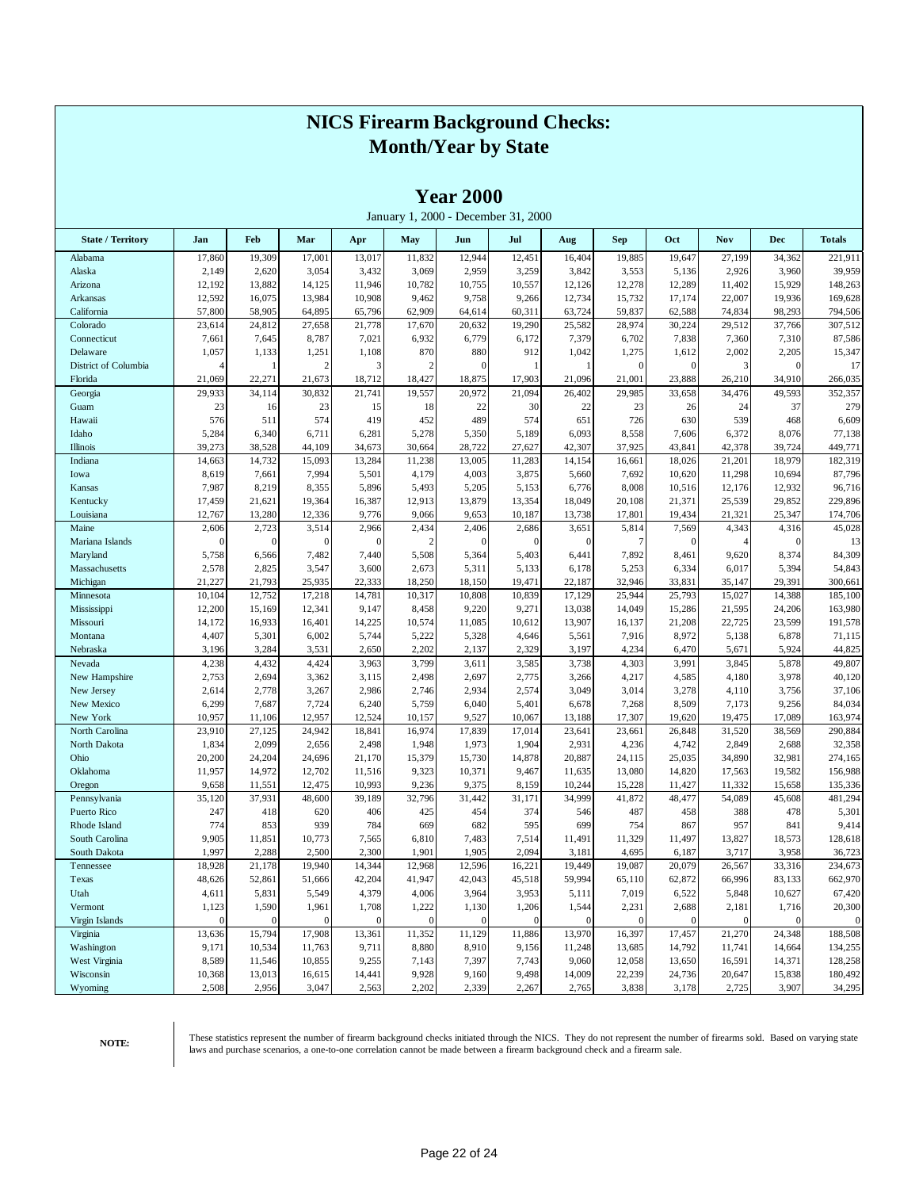# NICS Firearm Background Checks: Month/Year by State

## Year 2000

January 1, 2000 - December 31, 2000

| State / Territory | Jan | Feb | Mar | Apr | May | Jun | Jul | Aug | Sep | Oct | Nov | Dec | Totals |
|---|---|---|---|---|---|---|---|---|---|---|---|---|---|
| Alabama | 17,860 | 19,309 | 17,001 | 13,017 | 11,832 | 12,944 | 12,451 | 16,404 | 19,885 | 19,647 | 27,199 | 34,362 | 221,911 |
| Alaska | 2,149 | 2,620 | 3,054 | 3,432 | 3,069 | 2,959 | 3,259 | 3,842 | 3,553 | 5,136 | 2,926 | 3,960 | 39,959 |
| Arizona | 12,192 | 13,882 | 14,125 | 11,946 | 10,782 | 10,755 | 10,557 | 12,126 | 12,278 | 12,289 | 11,402 | 15,929 | 148,263 |
| Arkansas | 12,592 | 16,075 | 13,984 | 10,908 | 9,462 | 9,758 | 9,266 | 12,734 | 15,732 | 17,174 | 22,007 | 19,936 | 169,628 |
| California | 57,800 | 58,905 | 64,895 | 65,796 | 62,909 | 64,614 | 60,311 | 63,724 | 59,837 | 62,588 | 74,834 | 98,293 | 794,506 |
| Colorado | 23,614 | 24,812 | 27,658 | 21,778 | 17,670 | 20,632 | 19,290 | 25,582 | 28,974 | 30,224 | 29,512 | 37,766 | 307,512 |
| Connecticut | 7,661 | 7,645 | 8,787 | 7,021 | 6,932 | 6,779 | 6,172 | 7,379 | 6,702 | 7,838 | 7,360 | 7,310 | 87,586 |
| Delaware | 1,057 | 1,133 | 1,251 | 1,108 | 870 | 880 | 912 | 1,042 | 1,275 | 1,612 | 2,002 | 2,205 | 15,347 |
| District of Columbia | 4 | 1 | 2 | 3 | 2 | 0 | 1 | 1 | 0 | 0 | 3 | 0 | 17 |
| Florida | 21,069 | 22,271 | 21,673 | 18,712 | 18,427 | 18,875 | 17,903 | 21,096 | 21,001 | 23,888 | 26,210 | 34,910 | 266,035 |
| Georgia | 29,933 | 34,114 | 30,832 | 21,741 | 19,557 | 20,972 | 21,094 | 26,402 | 29,985 | 33,658 | 34,476 | 49,593 | 352,357 |
| Guam | 23 | 16 | 23 | 15 | 18 | 22 | 30 | 22 | 23 | 26 | 24 | 37 | 279 |
| Hawaii | 576 | 511 | 574 | 419 | 452 | 489 | 574 | 651 | 726 | 630 | 539 | 468 | 6,609 |
| Idaho | 5,284 | 6,340 | 6,711 | 6,281 | 5,278 | 5,350 | 5,189 | 6,093 | 8,558 | 7,606 | 6,372 | 8,076 | 77,138 |
| Illinois | 39,273 | 38,528 | 44,109 | 34,673 | 30,664 | 28,722 | 27,627 | 42,307 | 37,925 | 43,841 | 42,378 | 39,724 | 449,771 |
| Indiana | 14,663 | 14,732 | 15,093 | 13,284 | 11,238 | 13,005 | 11,283 | 14,154 | 16,661 | 18,026 | 21,201 | 18,979 | 182,319 |
| Iowa | 8,619 | 7,661 | 7,994 | 5,501 | 4,179 | 4,003 | 3,875 | 5,660 | 7,692 | 10,620 | 11,298 | 10,694 | 87,796 |
| Kansas | 7,987 | 8,219 | 8,355 | 5,896 | 5,493 | 5,205 | 5,153 | 6,776 | 8,008 | 10,516 | 12,176 | 12,932 | 96,716 |
| Kentucky | 17,459 | 21,621 | 19,364 | 16,387 | 12,913 | 13,879 | 13,354 | 18,049 | 20,108 | 21,371 | 25,539 | 29,852 | 229,896 |
| Louisiana | 12,767 | 13,280 | 12,336 | 9,776 | 9,066 | 9,653 | 10,187 | 13,738 | 17,801 | 19,434 | 21,321 | 25,347 | 174,706 |
| Maine | 2,606 | 2,723 | 3,514 | 2,966 | 2,434 | 2,406 | 2,686 | 3,651 | 5,814 | 7,569 | 4,343 | 4,316 | 45,028 |
| Mariana Islands | 0 | 0 | 0 | 0 | 2 | 0 | 0 | 0 | 7 | 0 | 4 | 0 | 13 |
| Maryland | 5,758 | 6,566 | 7,482 | 7,440 | 5,508 | 5,364 | 5,403 | 6,441 | 7,892 | 8,461 | 9,620 | 8,374 | 84,309 |
| Massachusetts | 2,578 | 2,825 | 3,547 | 3,600 | 2,673 | 5,311 | 5,133 | 6,178 | 5,253 | 6,334 | 6,017 | 5,394 | 54,843 |
| Michigan | 21,227 | 21,793 | 25,935 | 22,333 | 18,250 | 18,150 | 19,471 | 22,187 | 32,946 | 33,831 | 35,147 | 29,391 | 300,661 |
| Minnesota | 10,104 | 12,752 | 17,218 | 14,781 | 10,317 | 10,808 | 10,839 | 17,129 | 25,944 | 25,793 | 15,027 | 14,388 | 185,100 |
| Mississippi | 12,200 | 15,169 | 12,341 | 9,147 | 8,458 | 9,220 | 9,271 | 13,038 | 14,049 | 15,286 | 21,595 | 24,206 | 163,980 |
| Missouri | 14,172 | 16,933 | 16,401 | 14,225 | 10,574 | 11,085 | 10,612 | 13,907 | 16,137 | 21,208 | 22,725 | 23,599 | 191,578 |
| Montana | 4,407 | 5,301 | 6,002 | 5,744 | 5,222 | 5,328 | 4,646 | 5,561 | 7,916 | 8,972 | 5,138 | 6,878 | 71,115 |
| Nebraska | 3,196 | 3,284 | 3,531 | 2,650 | 2,202 | 2,137 | 2,329 | 3,197 | 4,234 | 6,470 | 5,671 | 5,924 | 44,825 |
| Nevada | 4,238 | 4,432 | 4,424 | 3,963 | 3,799 | 3,611 | 3,585 | 3,738 | 4,303 | 3,991 | 3,845 | 5,878 | 49,807 |
| New Hampshire | 2,753 | 2,694 | 3,362 | 3,115 | 2,498 | 2,697 | 2,775 | 3,266 | 4,217 | 4,585 | 4,180 | 3,978 | 40,120 |
| New Jersey | 2,614 | 2,778 | 3,267 | 2,986 | 2,746 | 2,934 | 2,574 | 3,049 | 3,014 | 3,278 | 4,110 | 3,756 | 37,106 |
| New Mexico | 6,299 | 7,687 | 7,724 | 6,240 | 5,759 | 6,040 | 5,401 | 6,678 | 7,268 | 8,509 | 7,173 | 9,256 | 84,034 |
| New York | 10,957 | 11,106 | 12,957 | 12,524 | 10,157 | 9,527 | 10,067 | 13,188 | 17,307 | 19,620 | 19,475 | 17,089 | 163,974 |
| North Carolina | 23,910 | 27,125 | 24,942 | 18,841 | 16,974 | 17,839 | 17,014 | 23,641 | 23,661 | 26,848 | 31,520 | 38,569 | 290,884 |
| North Dakota | 1,834 | 2,099 | 2,656 | 2,498 | 1,948 | 1,973 | 1,904 | 2,931 | 4,236 | 4,742 | 2,849 | 2,688 | 32,358 |
| Ohio | 20,200 | 24,204 | 24,696 | 21,170 | 15,379 | 15,730 | 14,878 | 20,887 | 24,115 | 25,035 | 34,890 | 32,981 | 274,165 |
| Oklahoma | 11,957 | 14,972 | 12,702 | 11,516 | 9,323 | 10,371 | 9,467 | 11,635 | 13,080 | 14,820 | 17,563 | 19,582 | 156,988 |
| Oregon | 9,658 | 11,551 | 12,475 | 10,993 | 9,236 | 9,375 | 8,159 | 10,244 | 15,228 | 11,427 | 11,332 | 15,658 | 135,336 |
| Pennsylvania | 35,120 | 37,931 | 48,600 | 39,189 | 32,796 | 31,442 | 31,171 | 34,999 | 41,872 | 48,477 | 54,089 | 45,608 | 481,294 |
| Puerto Rico | 247 | 418 | 620 | 406 | 425 | 454 | 374 | 546 | 487 | 458 | 388 | 478 | 5,301 |
| Rhode Island | 774 | 853 | 939 | 784 | 669 | 682 | 595 | 699 | 754 | 867 | 957 | 841 | 9,414 |
| South Carolina | 9,905 | 11,851 | 10,773 | 7,565 | 6,810 | 7,483 | 7,514 | 11,491 | 11,329 | 11,497 | 13,827 | 18,573 | 128,618 |
| South Dakota | 1,997 | 2,288 | 2,500 | 2,300 | 1,901 | 1,905 | 2,094 | 3,181 | 4,695 | 6,187 | 3,717 | 3,958 | 36,723 |
| Tennessee | 18,928 | 21,178 | 19,940 | 14,344 | 12,968 | 12,596 | 16,221 | 19,449 | 19,087 | 20,079 | 26,567 | 33,316 | 234,673 |
| Texas | 48,626 | 52,861 | 51,666 | 42,204 | 41,947 | 42,043 | 45,518 | 59,994 | 65,110 | 62,872 | 66,996 | 83,133 | 662,970 |
| Utah | 4,611 | 5,831 | 5,549 | 4,379 | 4,006 | 3,964 | 3,953 | 5,111 | 7,019 | 6,522 | 5,848 | 10,627 | 67,420 |
| Vermont | 1,123 | 1,590 | 1,961 | 1,708 | 1,222 | 1,130 | 1,206 | 1,544 | 2,231 | 2,688 | 2,181 | 1,716 | 20,300 |
| Virgin Islands | 0 | 0 | 0 | 0 | 0 | 0 | 0 | 0 | 0 | 0 | 0 | 0 | 0 |
| Virginia | 13,636 | 15,794 | 17,908 | 13,361 | 11,352 | 11,129 | 11,886 | 13,970 | 16,397 | 17,457 | 21,270 | 24,348 | 188,508 |
| Washington | 9,171 | 10,534 | 11,763 | 9,711 | 8,880 | 8,910 | 9,156 | 11,248 | 13,685 | 14,792 | 11,741 | 14,664 | 134,255 |
| West Virginia | 8,589 | 11,546 | 10,855 | 9,255 | 7,143 | 7,397 | 7,743 | 9,060 | 12,058 | 13,650 | 16,591 | 14,371 | 128,258 |
| Wisconsin | 10,368 | 13,013 | 16,615 | 14,441 | 9,928 | 9,160 | 9,498 | 14,009 | 22,239 | 24,736 | 20,647 | 15,838 | 180,492 |
| Wyoming | 2,508 | 2,956 | 3,047 | 2,563 | 2,202 | 2,339 | 2,267 | 2,765 | 3,838 | 3,178 | 2,725 | 3,907 | 34,295 |

**NOTE:** These statistics represent the number of firearm background checks initiated through the NICS. They do not represent the number of firearms sold. Based on varying state laws and purchase scenarios, a one-to-one correlation cannot be made between a firearm background check and a firearm sale.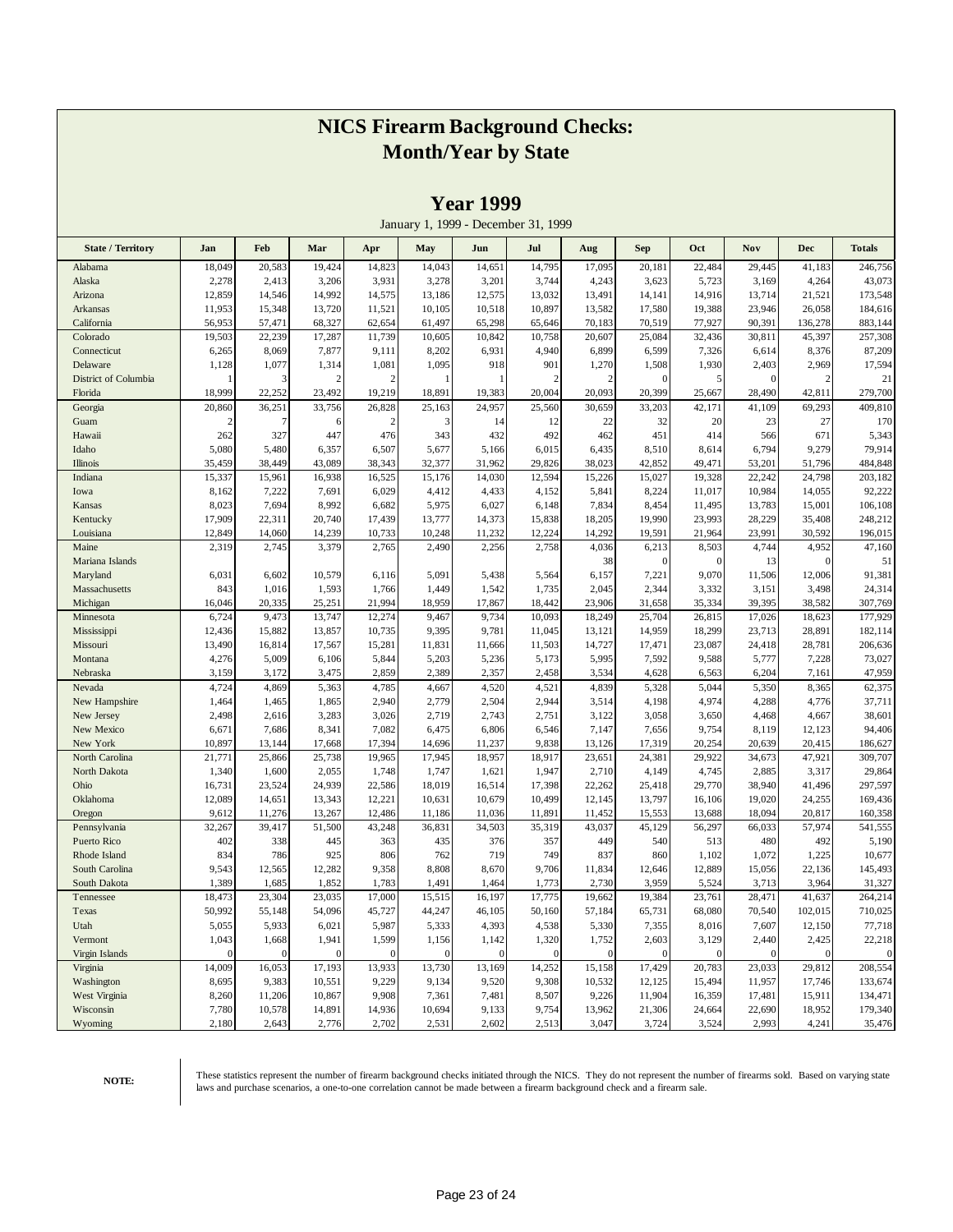# NICS Firearm Background Checks: Month/Year by State

## Year 1999

January 1, 1999 - December 31, 1999

| State / Territory | Jan | Feb | Mar | Apr | May | Jun | Jul | Aug | Sep | Oct | Nov | Dec | Totals |
|---|---|---|---|---|---|---|---|---|---|---|---|---|---|
| Alabama | 18,049 | 20,583 | 19,424 | 14,823 | 14,043 | 14,651 | 14,795 | 17,095 | 20,181 | 22,484 | 29,445 | 41,183 | 246,756 |
| Alaska | 2,278 | 2,413 | 3,206 | 3,931 | 3,278 | 3,201 | 3,744 | 4,243 | 3,623 | 5,723 | 3,169 | 4,264 | 43,073 |
| Arizona | 12,859 | 14,546 | 14,992 | 14,575 | 13,186 | 12,575 | 13,032 | 13,491 | 14,141 | 14,916 | 13,714 | 21,521 | 173,548 |
| Arkansas | 11,953 | 15,348 | 13,720 | 11,521 | 10,105 | 10,518 | 10,897 | 13,582 | 17,580 | 19,388 | 23,946 | 26,058 | 184,616 |
| California | 56,953 | 57,471 | 68,327 | 62,654 | 61,497 | 65,298 | 65,646 | 70,183 | 70,519 | 77,927 | 90,391 | 136,278 | 883,144 |
| Colorado | 19,503 | 22,239 | 17,287 | 11,739 | 10,605 | 10,842 | 10,758 | 20,607 | 25,084 | 32,436 | 30,811 | 45,397 | 257,308 |
| Connecticut | 6,265 | 8,069 | 7,877 | 9,111 | 8,202 | 6,931 | 4,940 | 6,899 | 6,599 | 7,326 | 6,614 | 8,376 | 87,209 |
| Delaware | 1,128 | 1,077 | 1,314 | 1,081 | 1,095 | 918 | 901 | 1,270 | 1,508 | 1,930 | 2,403 | 2,969 | 17,594 |
| District of Columbia | 1 | 3 | 2 | 2 | 1 | 1 | 2 | 2 | 0 | 5 | 0 | 2 | 21 |
| Florida | 18,999 | 22,252 | 23,492 | 19,219 | 18,891 | 19,383 | 20,004 | 20,093 | 20,399 | 25,667 | 28,490 | 42,811 | 279,700 |
| Georgia | 20,860 | 36,251 | 33,756 | 26,828 | 25,163 | 24,957 | 25,560 | 30,659 | 33,203 | 42,171 | 41,109 | 69,293 | 409,810 |
| Guam | 2 | 7 | 6 | 2 | 3 | 14 | 12 | 22 | 32 | 20 | 23 | 27 | 170 |
| Hawaii | 262 | 327 | 447 | 476 | 343 | 432 | 492 | 462 | 451 | 414 | 566 | 671 | 5,343 |
| Idaho | 5,080 | 5,480 | 6,357 | 6,507 | 5,677 | 5,166 | 6,015 | 6,435 | 8,510 | 8,614 | 6,794 | 9,279 | 79,914 |
| Illinois | 35,459 | 38,449 | 43,089 | 38,343 | 32,377 | 31,962 | 29,826 | 38,023 | 42,852 | 49,471 | 53,201 | 51,796 | 484,848 |
| Indiana | 15,337 | 15,961 | 16,938 | 16,525 | 15,176 | 14,030 | 12,594 | 15,226 | 15,027 | 19,328 | 22,242 | 24,798 | 203,182 |
| Iowa | 8,162 | 7,222 | 7,691 | 6,029 | 4,412 | 4,433 | 4,152 | 5,841 | 8,224 | 11,017 | 10,984 | 14,055 | 92,222 |
| Kansas | 8,023 | 7,694 | 8,992 | 6,682 | 5,975 | 6,027 | 6,148 | 7,834 | 8,454 | 11,495 | 13,783 | 15,001 | 106,108 |
| Kentucky | 17,909 | 22,311 | 20,740 | 17,439 | 13,777 | 14,373 | 15,838 | 18,205 | 19,990 | 23,993 | 28,229 | 35,408 | 248,212 |
| Louisiana | 12,849 | 14,060 | 14,239 | 10,733 | 10,248 | 11,232 | 12,224 | 14,292 | 19,591 | 21,964 | 23,991 | 30,592 | 196,015 |
| Maine | 2,319 | 2,745 | 3,379 | 2,765 | 2,490 | 2,256 | 2,758 | 4,036 | 6,213 | 8,503 | 4,744 | 4,952 | 47,160 |
| Mariana Islands | | | | | | | | 38 | 0 | 0 | 13 | 0 | 51 |
| Maryland | 6,031 | 6,602 | 10,579 | 6,116 | 5,091 | 5,438 | 5,564 | 6,157 | 7,221 | 9,070 | 11,506 | 12,006 | 91,381 |
| Massachusetts | 843 | 1,016 | 1,593 | 1,766 | 1,449 | 1,542 | 1,735 | 2,045 | 2,344 | 3,332 | 3,151 | 3,498 | 24,314 |
| Michigan | 16,046 | 20,335 | 25,251 | 21,994 | 18,959 | 17,867 | 18,442 | 23,906 | 31,658 | 35,334 | 39,395 | 38,582 | 307,769 |
| Minnesota | 6,724 | 9,473 | 13,747 | 12,274 | 9,467 | 9,734 | 10,093 | 18,249 | 25,704 | 26,815 | 17,026 | 18,623 | 177,929 |
| Mississippi | 12,436 | 15,882 | 13,857 | 10,735 | 9,395 | 9,781 | 11,045 | 13,121 | 14,959 | 18,299 | 23,713 | 28,891 | 182,114 |
| Missouri | 13,490 | 16,814 | 17,567 | 15,281 | 11,831 | 11,666 | 11,503 | 14,727 | 17,471 | 23,087 | 24,418 | 28,781 | 206,636 |
| Montana | 4,276 | 5,009 | 6,106 | 5,844 | 5,203 | 5,236 | 5,173 | 5,995 | 7,592 | 9,588 | 5,777 | 7,228 | 73,027 |
| Nebraska | 3,159 | 3,172 | 3,475 | 2,859 | 2,389 | 2,357 | 2,458 | 3,534 | 4,628 | 6,563 | 6,204 | 7,161 | 47,959 |
| Nevada | 4,724 | 4,869 | 5,363 | 4,785 | 4,667 | 4,520 | 4,521 | 4,839 | 5,328 | 5,044 | 5,350 | 8,365 | 62,375 |
| New Hampshire | 1,464 | 1,465 | 1,865 | 2,940 | 2,779 | 2,504 | 2,944 | 3,514 | 4,198 | 4,974 | 4,288 | 4,776 | 37,711 |
| New Jersey | 2,498 | 2,616 | 3,283 | 3,026 | 2,719 | 2,743 | 2,751 | 3,122 | 3,058 | 3,650 | 4,468 | 4,667 | 38,601 |
| New Mexico | 6,671 | 7,686 | 8,341 | 7,082 | 6,475 | 6,806 | 6,546 | 7,147 | 7,656 | 9,754 | 8,119 | 12,123 | 94,406 |
| New York | 10,897 | 13,144 | 17,668 | 17,394 | 14,696 | 11,237 | 9,838 | 13,126 | 17,319 | 20,254 | 20,639 | 20,415 | 186,627 |
| North Carolina | 21,771 | 25,866 | 25,738 | 19,965 | 17,945 | 18,957 | 18,917 | 23,651 | 24,381 | 29,922 | 34,673 | 47,921 | 309,707 |
| North Dakota | 1,340 | 1,600 | 2,055 | 1,748 | 1,747 | 1,621 | 1,947 | 2,710 | 4,149 | 4,745 | 2,885 | 3,317 | 29,864 |
| Ohio | 16,731 | 23,524 | 24,939 | 22,586 | 18,019 | 16,514 | 17,398 | 22,262 | 25,418 | 29,770 | 38,940 | 41,496 | 297,597 |
| Oklahoma | 12,089 | 14,651 | 13,343 | 12,221 | 10,631 | 10,679 | 10,499 | 12,145 | 13,797 | 16,106 | 19,020 | 24,255 | 169,436 |
| Oregon | 9,612 | 11,276 | 13,267 | 12,486 | 11,186 | 11,036 | 11,891 | 11,452 | 15,553 | 13,688 | 18,094 | 20,817 | 160,358 |
| Pennsylvania | 32,267 | 39,417 | 51,500 | 43,248 | 36,831 | 34,503 | 35,319 | 43,037 | 45,129 | 56,297 | 66,033 | 57,974 | 541,555 |
| Puerto Rico | 402 | 338 | 445 | 363 | 435 | 376 | 357 | 449 | 540 | 513 | 480 | 492 | 5,190 |
| Rhode Island | 834 | 786 | 925 | 806 | 762 | 719 | 749 | 837 | 860 | 1,102 | 1,072 | 1,225 | 10,677 |
| South Carolina | 9,543 | 12,565 | 12,282 | 9,358 | 8,808 | 8,670 | 9,706 | 11,834 | 12,646 | 12,889 | 15,056 | 22,136 | 145,493 |
| South Dakota | 1,389 | 1,685 | 1,852 | 1,783 | 1,491 | 1,464 | 1,773 | 2,730 | 3,959 | 5,524 | 3,713 | 3,964 | 31,327 |
| Tennessee | 18,473 | 23,304 | 23,035 | 17,000 | 15,515 | 16,197 | 17,775 | 19,662 | 19,384 | 23,761 | 28,471 | 41,637 | 264,214 |
| Texas | 50,992 | 55,148 | 54,096 | 45,727 | 44,247 | 46,105 | 50,160 | 57,184 | 65,731 | 68,080 | 70,540 | 102,015 | 710,025 |
| Utah | 5,055 | 5,933 | 6,021 | 5,987 | 5,333 | 4,393 | 4,538 | 5,330 | 7,355 | 8,016 | 7,607 | 12,150 | 77,718 |
| Vermont | 1,043 | 1,668 | 1,941 | 1,599 | 1,156 | 1,142 | 1,320 | 1,752 | 2,603 | 3,129 | 2,440 | 2,425 | 22,218 |
| Virgin Islands | 0 | 0 | 0 | 0 | 0 | 0 | 0 | 0 | 0 | 0 | 0 | 0 | 0 |
| Virginia | 14,009 | 16,053 | 17,193 | 13,933 | 13,730 | 13,169 | 14,252 | 15,158 | 17,429 | 20,783 | 23,033 | 29,812 | 208,554 |
| Washington | 8,695 | 9,383 | 10,551 | 9,229 | 9,134 | 9,520 | 9,308 | 10,532 | 12,125 | 15,494 | 11,957 | 17,746 | 133,674 |
| West Virginia | 8,260 | 11,206 | 10,867 | 9,908 | 7,361 | 7,481 | 8,507 | 9,226 | 11,904 | 16,359 | 17,481 | 15,911 | 134,471 |
| Wisconsin | 7,780 | 10,578 | 14,891 | 14,936 | 10,694 | 9,133 | 9,754 | 13,962 | 21,306 | 24,664 | 22,690 | 18,952 | 179,340 |
| Wyoming | 2,180 | 2,643 | 2,776 | 2,702 | 2,531 | 2,602 | 2,513 | 3,047 | 3,724 | 3,524 | 2,993 | 4,241 | 35,476 |

**NOTE:** These statistics represent the number of firearm background checks initiated through the NICS. They do not represent the number of firearms sold. Based on varying state laws and purchase scenarios, a one-to-one correlation cannot be made between a firearm background check and a firearm sale.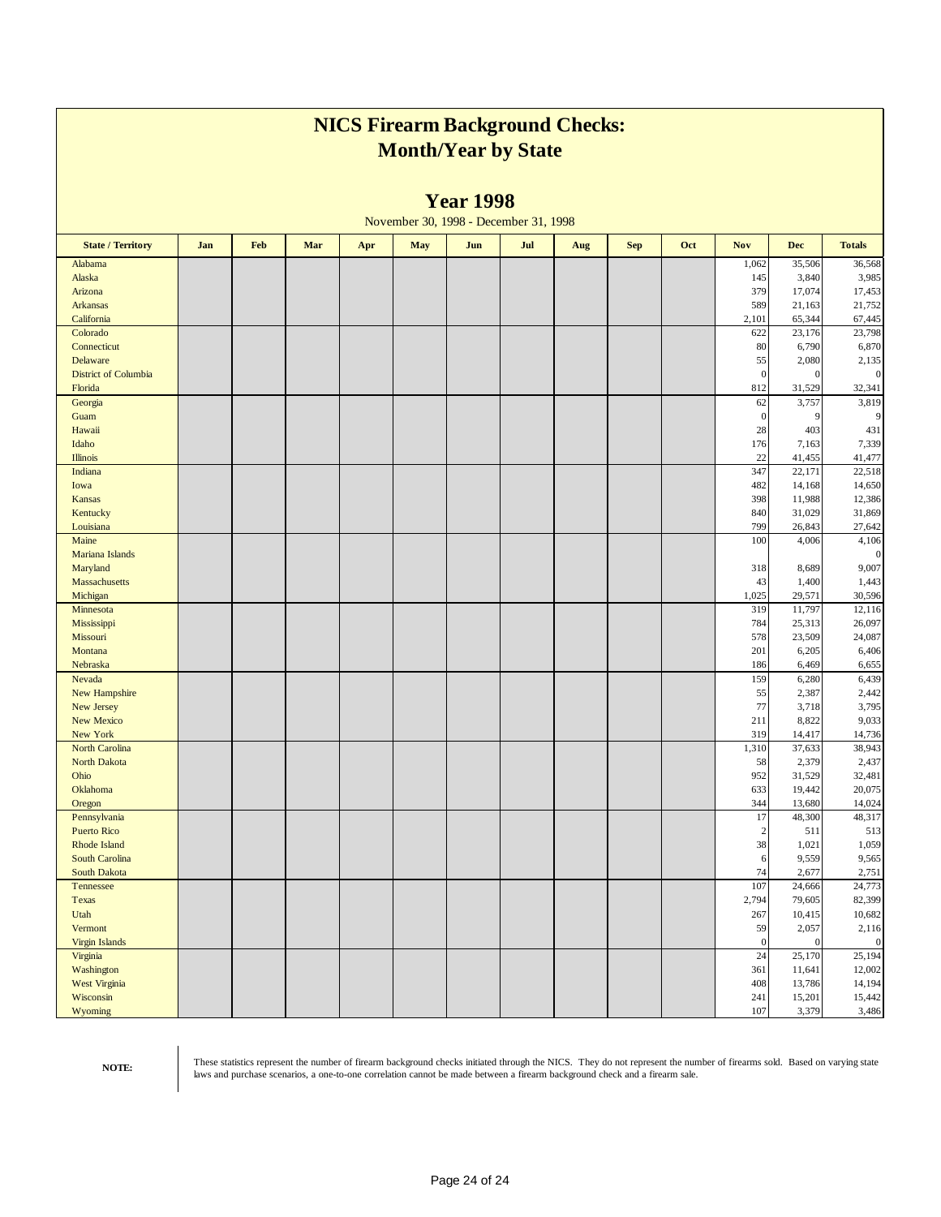# NICS Firearm Background Checks: Month/Year by State

## Year 1998

November 30, 1998 - December 31, 1998

| State / Territory | Jan | Feb | Mar | Apr | May | Jun | Jul | Aug | Sep | Oct | Nov | Dec | Totals |
|---|---|---|---|---|---|---|---|---|---|---|---|---|---|
| Alabama | | | | | | | | | | | 1,062 | 35,506 | 36,568 |
| Alaska | | | | | | | | | | | 145 | 3,840 | 3,985 |
| Arizona | | | | | | | | | | | 379 | 17,074 | 17,453 |
| Arkansas | | | | | | | | | | | 589 | 21,163 | 21,752 |
| California | | | | | | | | | | | 2,101 | 65,344 | 67,445 |
| Colorado | | | | | | | | | | | 622 | 23,176 | 23,798 |
| Connecticut | | | | | | | | | | | 80 | 6,790 | 6,870 |
| Delaware | | | | | | | | | | | 55 | 2,080 | 2,135 |
| District of Columbia | | | | | | | | | | | 0 | 0 | 0 |
| Florida | | | | | | | | | | | 812 | 31,529 | 32,341 |
| Georgia | | | | | | | | | | | 62 | 3,757 | 3,819 |
| Guam | | | | | | | | | | | 0 | 9 | 9 |
| Hawaii | | | | | | | | | | | 28 | 403 | 431 |
| Idaho | | | | | | | | | | | 176 | 7,163 | 7,339 |
| Illinois | | | | | | | | | | | 22 | 41,455 | 41,477 |
| Indiana | | | | | | | | | | | 347 | 22,171 | 22,518 |
| Iowa | | | | | | | | | | | 482 | 14,168 | 14,650 |
| Kansas | | | | | | | | | | | 398 | 11,988 | 12,386 |
| Kentucky | | | | | | | | | | | 840 | 31,029 | 31,869 |
| Louisiana | | | | | | | | | | | 799 | 26,843 | 27,642 |
| Maine | | | | | | | | | | | 100 | 4,006 | 4,106 |
| Mariana Islands | | | | | | | | | | | | | 0 |
| Maryland | | | | | | | | | | | 318 | 8,689 | 9,007 |
| Massachusetts | | | | | | | | | | | 43 | 1,400 | 1,443 |
| Michigan | | | | | | | | | | | 1,025 | 29,571 | 30,596 |
| Minnesota | | | | | | | | | | | 319 | 11,797 | 12,116 |
| Mississippi | | | | | | | | | | | 784 | 25,313 | 26,097 |
| Missouri | | | | | | | | | | | 578 | 23,509 | 24,087 |
| Montana | | | | | | | | | | | 201 | 6,205 | 6,406 |
| Nebraska | | | | | | | | | | | 186 | 6,469 | 6,655 |
| Nevada | | | | | | | | | | | 159 | 6,280 | 6,439 |
| New Hampshire | | | | | | | | | | | 55 | 2,387 | 2,442 |
| New Jersey | | | | | | | | | | | 77 | 3,718 | 3,795 |
| New Mexico | | | | | | | | | | | 211 | 8,822 | 9,033 |
| New York | | | | | | | | | | | 319 | 14,417 | 14,736 |
| North Carolina | | | | | | | | | | | 1,310 | 37,633 | 38,943 |
| North Dakota | | | | | | | | | | | 58 | 2,379 | 2,437 |
| Ohio | | | | | | | | | | | 952 | 31,529 | 32,481 |
| Oklahoma | | | | | | | | | | | 633 | 19,442 | 20,075 |
| Oregon | | | | | | | | | | | 344 | 13,680 | 14,024 |
| Pennsylvania | | | | | | | | | | | 17 | 48,300 | 48,317 |
| Puerto Rico | | | | | | | | | | | 2 | 511 | 513 |
| Rhode Island | | | | | | | | | | | 38 | 1,021 | 1,059 |
| South Carolina | | | | | | | | | | | 6 | 9,559 | 9,565 |
| South Dakota | | | | | | | | | | | 74 | 2,677 | 2,751 |
| Tennessee | | | | | | | | | | | 107 | 24,666 | 24,773 |
| Texas | | | | | | | | | | | 2,794 | 79,605 | 82,399 |
| Utah | | | | | | | | | | | 267 | 10,415 | 10,682 |
| Vermont | | | | | | | | | | | 59 | 2,057 | 2,116 |
| Virgin Islands | | | | | | | | | | | 0 | 0 | 0 |
| Virginia | | | | | | | | | | | 24 | 25,170 | 25,194 |
| Washington | | | | | | | | | | | 361 | 11,641 | 12,002 |
| West Virginia | | | | | | | | | | | 408 | 13,786 | 14,194 |
| Wisconsin | | | | | | | | | | | 241 | 15,201 | 15,442 |
| Wyoming | | | | | | | | | | | 107 | 3,379 | 3,486 |

**NOTE:** These statistics represent the number of firearm background checks initiated through the NICS. They do not represent the number of firearms sold. Based on varying state laws and purchase scenarios, a one-to-one correlation cannot be made between a firearm background check and a firearm sale.